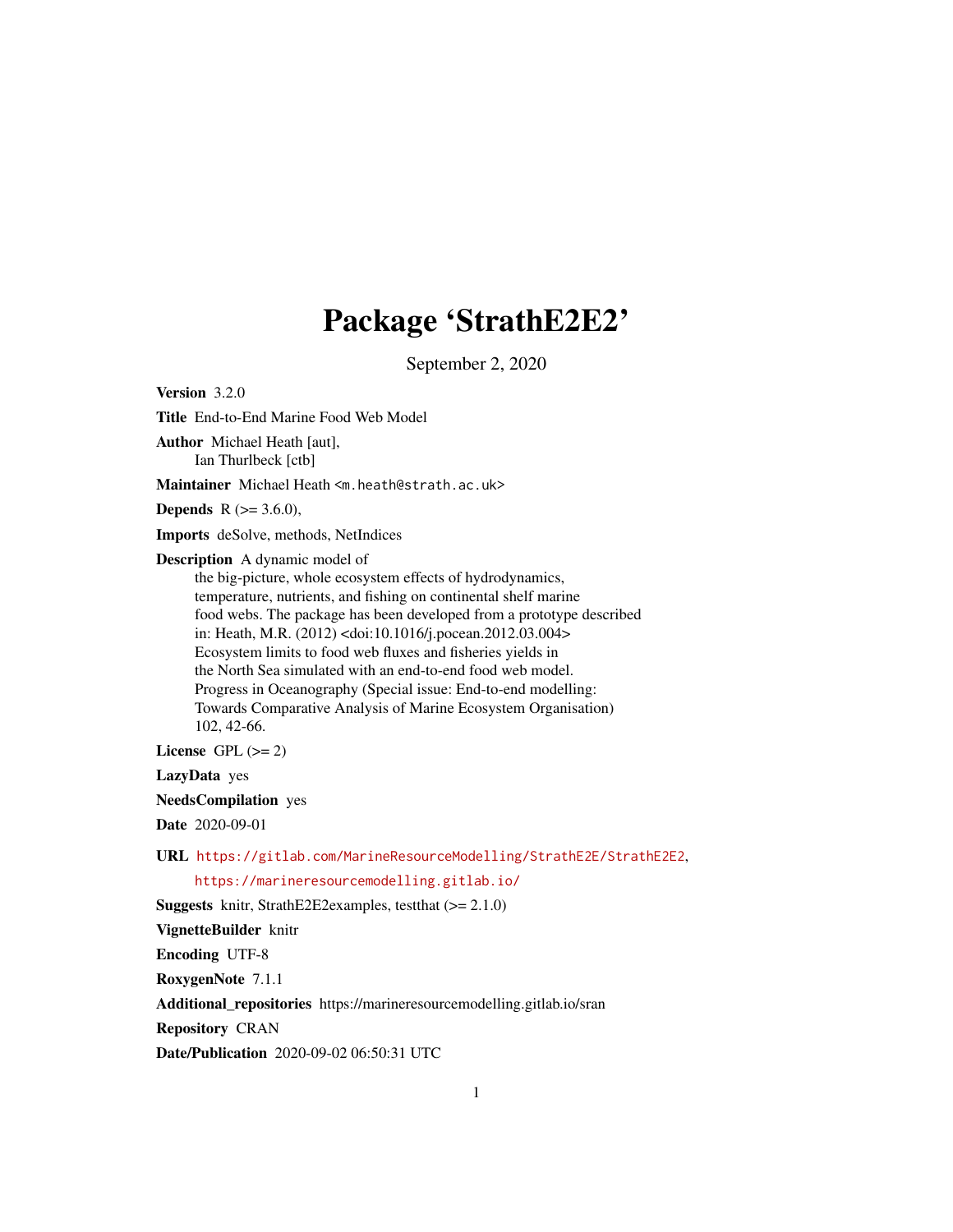# Package 'StrathE2E2'

September 2, 2020

**Version** 3.2.0

**Title** End-to-End Marine Food Web Model

**Author** Michael Heath [aut],
Ian Thurlbeck [ctb]

**Maintainer** Michael Heath <m.heath@strath.ac.uk>

**Depends** R (>= 3.6.0),

**Imports** deSolve, methods, NetIndices

**Description** A dynamic model of
the big-picture, whole ecosystem effects of hydrodynamics,
temperature, nutrients, and fishing on continental shelf marine
food webs. The package has been developed from a prototype described
in: Heath, M.R. (2012) <doi:10.1016/j.pocean.2012.03.004>
Ecosystem limits to food web fluxes and fisheries yields in
the North Sea simulated with an end-to-end food web model.
Progress in Oceanography (Special issue: End-to-end modelling:
Towards Comparative Analysis of Marine Ecosystem Organisation)
102, 42-66.

**License** GPL (>= 2)

**LazyData** yes

**NeedsCompilation** yes

**Date** 2020-09-01

**URL** https://gitlab.com/MarineResourceModelling/StrathE2E/StrathE2E2,
https://marineresourcemodelling.gitlab.io/

**Suggests** knitr, StrathE2E2examples, testthat (>= 2.1.0)

**VignetteBuilder** knitr

**Encoding** UTF-8

**RoxygenNote** 7.1.1

**Additional_repositories** https://marineresourcemodelling.gitlab.io/sran

**Repository** CRAN

**Date/Publication** 2020-09-02 06:50:31 UTC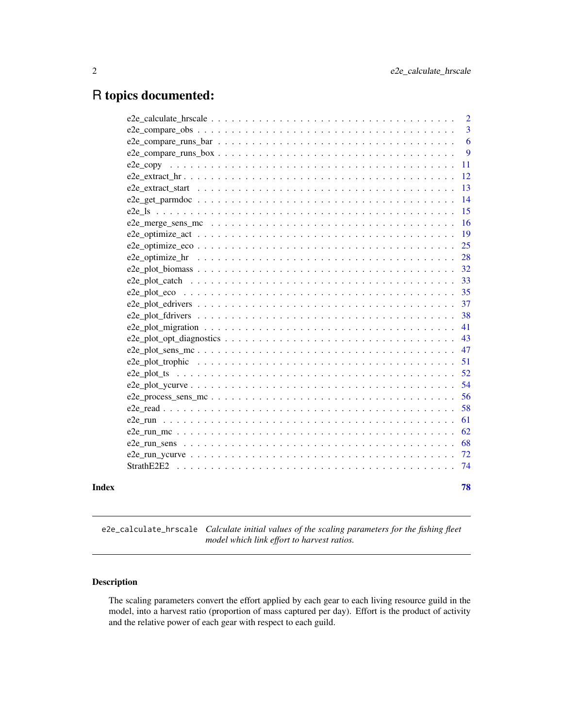# R topics documented:

| | |
|---|---|
| e2e_calculate_hrscale | 2 |
| e2e_compare_obs | 3 |
| e2e_compare_runs_bar | 6 |
| e2e_compare_runs_box | 9 |
| e2e_copy | 11 |
| e2e_extract_hr | 12 |
| e2e_extract_start | 13 |
| e2e_get_parmdoc | 14 |
| e2e_ls | 15 |
| e2e_merge_sens_mc | 16 |
| e2e_optimize_act | 19 |
| e2e_optimize_eco | 25 |
| e2e_optimize_hr | 28 |
| e2e_plot_biomass | 32 |
| e2e_plot_catch | 33 |
| e2e_plot_eco | 35 |
| e2e_plot_edrivers | 37 |
| e2e_plot_fdrivers | 38 |
| e2e_plot_migration | 41 |
| e2e_plot_opt_diagnostics | 43 |
| e2e_plot_sens_mc | 47 |
| e2e_plot_trophic | 51 |
| e2e_plot_ts | 52 |
| e2e_plot_ycurve | 54 |
| e2e_process_sens_mc | 56 |
| e2e_read | 58 |
| e2e_run | 61 |
| e2e_run_mc | 62 |
| e2e_run_sens | 68 |
| e2e_run_ycurve | 72 |
| StrathE2E2 | 74 |

**Index** **78**

---

`e2e_calculate_hrscale` *Calculate initial values of the scaling parameters for the fishing fleet model which link effort to harvest ratios.*

---

### Description

The scaling parameters convert the effort applied by each gear to each living resource guild in the model, into a harvest ratio (proportion of mass captured per day). Effort is the product of activity and the relative power of each gear with respect to each guild.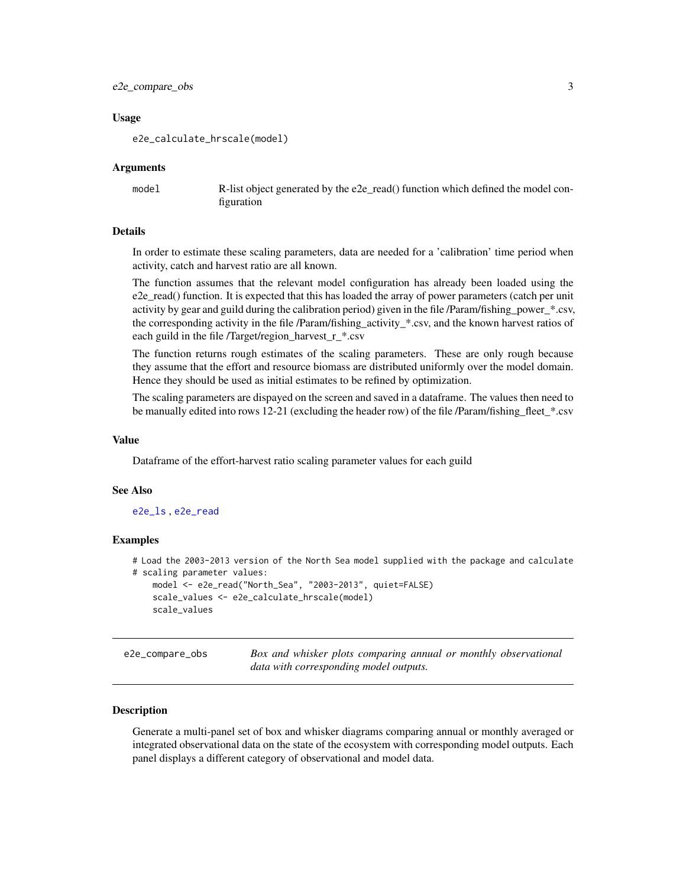### Usage

```
e2e_calculate_hrscale(model)
```

### Arguments

| | |
|---|---|
| model | R-list object generated by the e2e_read() function which defined the model configuration |

### Details

In order to estimate these scaling parameters, data are needed for a 'calibration' time period when activity, catch and harvest ratio are all known.

The function assumes that the relevant model configuration has already been loaded using the e2e_read() function. It is expected that this has loaded the array of power parameters (catch per unit activity by gear and guild during the calibration period) given in the file /Param/fishing_power_*.csv, the corresponding activity in the file /Param/fishing_activity_*.csv, and the known harvest ratios of each guild in the file /Target/region_harvest_r_*.csv

The function returns rough estimates of the scaling parameters. These are only rough because they assume that the effort and resource biomass are distributed uniformly over the model domain. Hence they should be used as initial estimates to be refined by optimization.

The scaling parameters are dispayed on the screen and saved in a dataframe. The values then need to be manually edited into rows 12-21 (excluding the header row) of the file /Param/fishing_fleet_*.csv

### Value

Dataframe of the effort-harvest ratio scaling parameter values for each guild

### See Also

e2e_ls , e2e_read

### Examples

```
# Load the 2003-2013 version of the North Sea model supplied with the package and calculate
# scaling parameter values:
    model <- e2e_read("North_Sea", "2003-2013", quiet=FALSE)
    scale_values <- e2e_calculate_hrscale(model)
    scale_values
```

---

## e2e_compare_obs — *Box and whisker plots comparing annual or monthly observational data with corresponding model outputs.*

### Description

Generate a multi-panel set of box and whisker diagrams comparing annual or monthly averaged or integrated observational data on the state of the ecosystem with corresponding model outputs. Each panel displays a different category of observational and model data.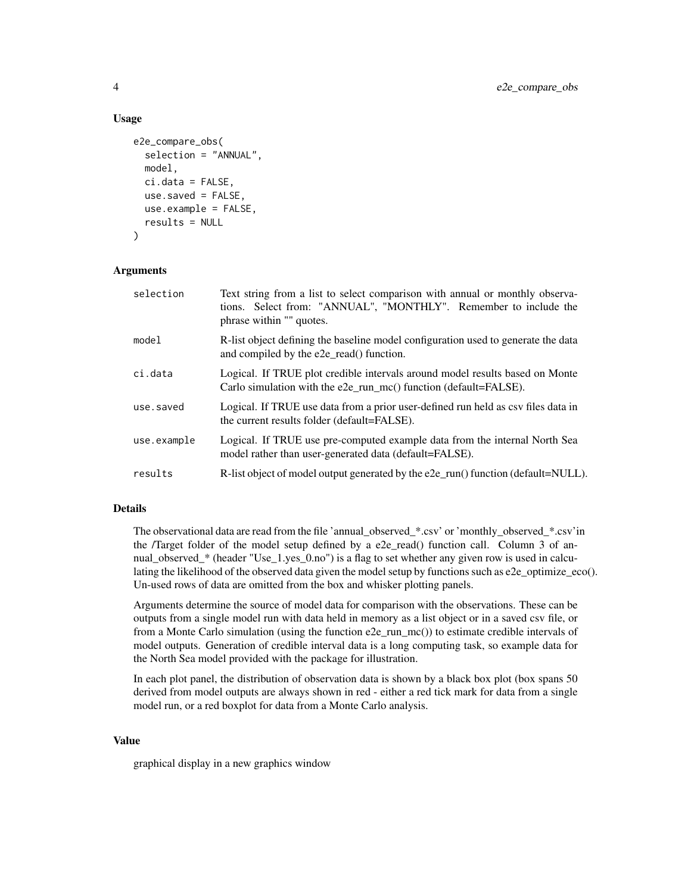## Usage

```
e2e_compare_obs(
  selection = "ANNUAL",
  model,
  ci.data = FALSE,
  use.saved = FALSE,
  use.example = FALSE,
  results = NULL
)
```

## Arguments

| | |
|---|---|
| selection | Text string from a list to select comparison with annual or monthly observations. Select from: "ANNUAL", "MONTHLY". Remember to include the phrase within "" quotes. |
| model | R-list object defining the baseline model configuration used to generate the data and compiled by the e2e_read() function. |
| ci.data | Logical. If TRUE plot credible intervals around model results based on Monte Carlo simulation with the e2e_run_mc() function (default=FALSE). |
| use.saved | Logical. If TRUE use data from a prior user-defined run held as csv files data in the current results folder (default=FALSE). |
| use.example | Logical. If TRUE use pre-computed example data from the internal North Sea model rather than user-generated data (default=FALSE). |
| results | R-list object of model output generated by the e2e_run() function (default=NULL). |

## Details

The observational data are read from the file 'annual_observed_*.csv' or 'monthly_observed_*.csv'in the /Target folder of the model setup defined by a e2e_read() function call. Column 3 of annual_observed_* (header "Use_1.yes_0.no") is a flag to set whether any given row is used in calculating the likelihood of the observed data given the model setup by functions such as e2e_optimize_eco(). Un-used rows of data are omitted from the box and whisker plotting panels.

Arguments determine the source of model data for comparison with the observations. These can be outputs from a single model run with data held in memory as a list object or in a saved csv file, or from a Monte Carlo simulation (using the function e2e_run_mc()) to estimate credible intervals of model outputs. Generation of credible interval data is a long computing task, so example data for the North Sea model provided with the package for illustration.

In each plot panel, the distribution of observation data is shown by a black box plot (box spans 50 derived from model outputs are always shown in red - either a red tick mark for data from a single model run, or a red boxplot for data from a Monte Carlo analysis.

## Value

graphical display in a new graphics window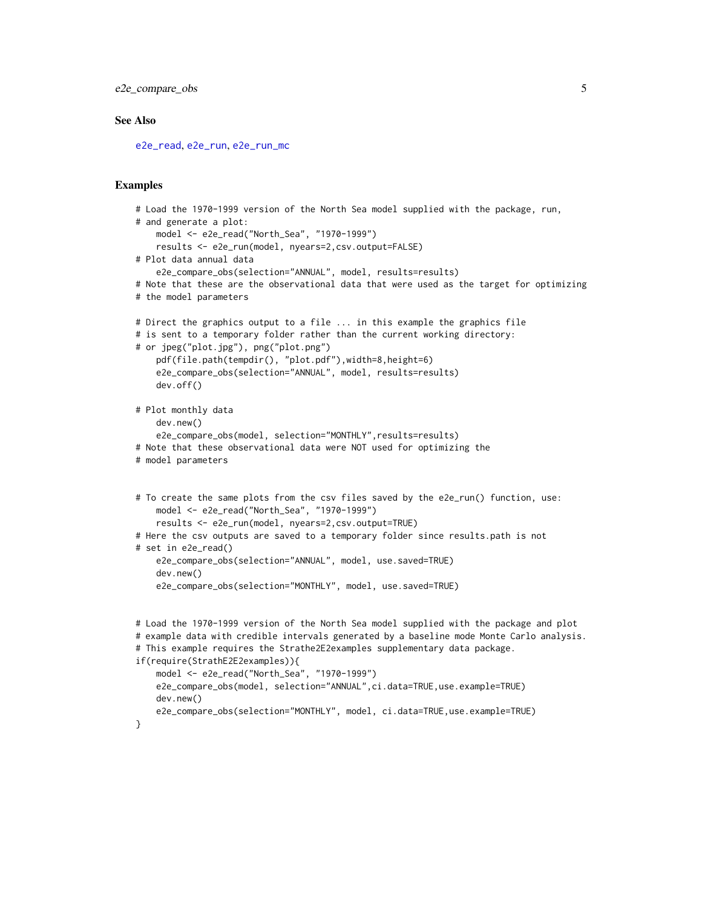## See Also

e2e_read, e2e_run, e2e_run_mc

## Examples

```
# Load the 1970-1999 version of the North Sea model supplied with the package, run,
# and generate a plot:
    model <- e2e_read("North_Sea", "1970-1999")
    results <- e2e_run(model, nyears=2,csv.output=FALSE)
# Plot data annual data
    e2e_compare_obs(selection="ANNUAL", model, results=results)
# Note that these are the observational data that were used as the target for optimizing
# the model parameters

# Direct the graphics output to a file ... in this example the graphics file
# is sent to a temporary folder rather than the current working directory:
# or jpeg("plot.jpg"), png("plot.png")
    pdf(file.path(tempdir(), "plot.pdf"),width=8,height=6)
    e2e_compare_obs(selection="ANNUAL", model, results=results)
    dev.off()

# Plot monthly data
    dev.new()
    e2e_compare_obs(model, selection="MONTHLY",results=results)
# Note that these observational data were NOT used for optimizing the
# model parameters


# To create the same plots from the csv files saved by the e2e_run() function, use:
    model <- e2e_read("North_Sea", "1970-1999")
    results <- e2e_run(model, nyears=2,csv.output=TRUE)
# Here the csv outputs are saved to a temporary folder since results.path is not
# set in e2e_read()
    e2e_compare_obs(selection="ANNUAL", model, use.saved=TRUE)
    dev.new()
    e2e_compare_obs(selection="MONTHLY", model, use.saved=TRUE)


# Load the 1970-1999 version of the North Sea model supplied with the package and plot
# example data with credible intervals generated by a baseline mode Monte Carlo analysis.
# This example requires the Strathe2E2examples supplementary data package.
if(require(StrathE2E2examples)){
    model <- e2e_read("North_Sea", "1970-1999")
    e2e_compare_obs(model, selection="ANNUAL",ci.data=TRUE,use.example=TRUE)
    dev.new()
    e2e_compare_obs(selection="MONTHLY", model, ci.data=TRUE,use.example=TRUE)
}
```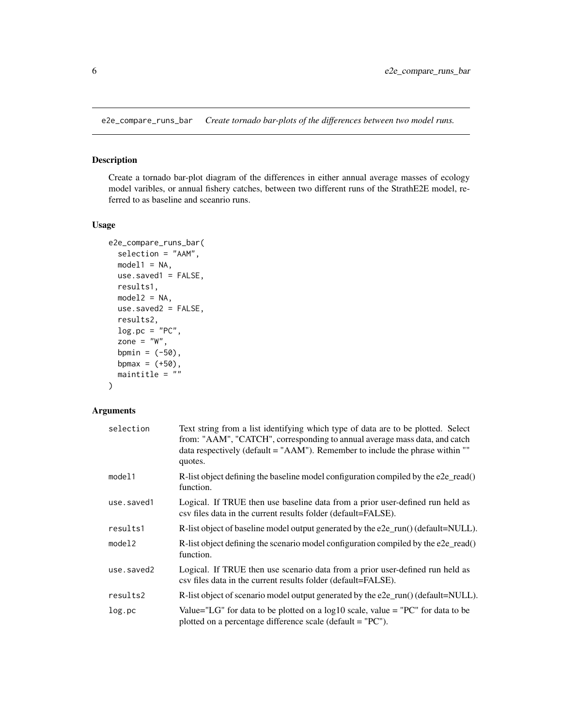## e2e_compare_runs_bar — *Create tornado bar-plots of the differences between two model runs.*

### Description

Create a tornado bar-plot diagram of the differences in either annual average masses of ecology model varibles, or annual fishery catches, between two different runs of the StrathE2E model, referred to as baseline and sceanrio runs.

### Usage

```
e2e_compare_runs_bar(
  selection = "AAM",
  model1 = NA,
  use.saved1 = FALSE,
  results1,
  model2 = NA,
  use.saved2 = FALSE,
  results2,
  log.pc = "PC",
  zone = "W",
  bpmin = (-50),
  bpmax = (+50),
  maintitle = ""
)
```

### Arguments

| Argument | Description |
|---|---|
| selection | Text string from a list identifying which type of data are to be plotted. Select from: "AAM", "CATCH", corresponding to annual average mass data, and catch data respectively (default = "AAM"). Remember to include the phrase within "" quotes. |
| model1 | R-list object defining the baseline model configuration compiled by the e2e_read() function. |
| use.saved1 | Logical. If TRUE then use baseline data from a prior user-defined run held as csv files data in the current results folder (default=FALSE). |
| results1 | R-list object of baseline model output generated by the e2e_run() (default=NULL). |
| model2 | R-list object defining the scenario model configuration compiled by the e2e_read() function. |
| use.saved2 | Logical. If TRUE then use scenario data from a prior user-defined run held as csv files data in the current results folder (default=FALSE). |
| results2 | R-list object of scenario model output generated by the e2e_run() (default=NULL). |
| log.pc | Value="LG" for data to be plotted on a log10 scale, value = "PC" for data to be plotted on a percentage difference scale (default = "PC"). |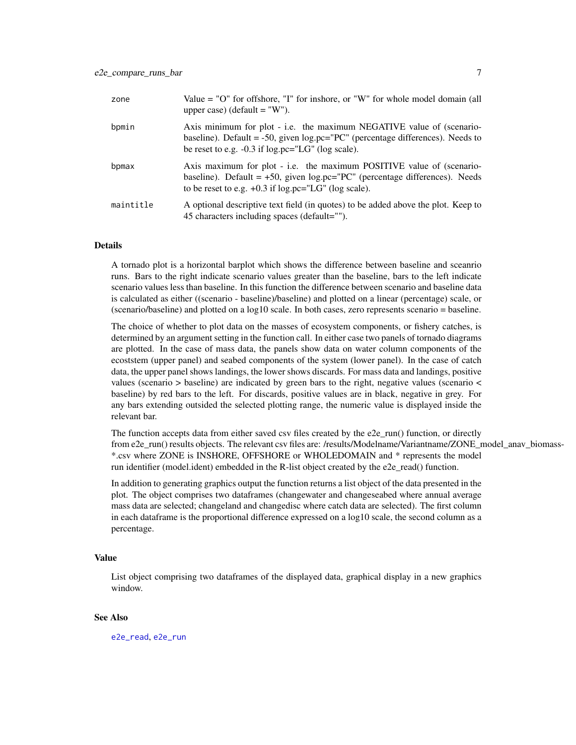| | |
|---|---|
| `zone` | Value = "O" for offshore, "I" for inshore, or "W" for whole model domain (all upper case) (default = "W"). |
| `bpmin` | Axis minimum for plot - i.e. the maximum NEGATIVE value of (scenario-baseline). Default = -50, given log.pc="PC" (percentage differences). Needs to be reset to e.g. -0.3 if log.pc="LG" (log scale). |
| `bpmax` | Axis maximum for plot - i.e. the maximum POSITIVE value of (scenario-baseline). Default = +50, given log.pc="PC" (percentage differences). Needs to be reset to e.g. +0.3 if log.pc="LG" (log scale). |
| `maintitle` | A optional descriptive text field (in quotes) to be added above the plot. Keep to 45 characters including spaces (default=""). |

## Details

A tornado plot is a horizontal barplot which shows the difference between baseline and sceanrio runs. Bars to the right indicate scenario values greater than the baseline, bars to the left indicate scenario values less than baseline. In this function the difference between scenario and baseline data is calculated as either ((scenario - baseline)/baseline) and plotted on a linear (percentage) scale, or (scenario/baseline) and plotted on a log10 scale. In both cases, zero represents scenario = baseline.

The choice of whether to plot data on the masses of ecosystem components, or fishery catches, is determined by an argument setting in the function call. In either case two panels of tornado diagrams are plotted. In the case of mass data, the panels show data on water column components of the ecoststem (upper panel) and seabed components of the system (lower panel). In the case of catch data, the upper panel shows landings, the lower shows discards. For mass data and landings, positive values (scenario > baseline) are indicated by green bars to the right, negative values (scenario < baseline) by red bars to the left. For discards, positive values are in black, negative in grey. For any bars extending outsided the selected plotting range, the numeric value is displayed inside the relevant bar.

The function accepts data from either saved csv files created by the e2e_run() function, or directly from e2e_run() results objects. The relevant csv files are: /results/Modelname/Variantname/ZONE_model_anav_biomass-*.csv where ZONE is INSHORE, OFFSHORE or WHOLEDOMAIN and * represents the model run identifier (model.ident) embedded in the R-list object created by the e2e_read() function.

In addition to generating graphics output the function returns a list object of the data presented in the plot. The object comprises two dataframes (changewater and changeseabed where annual average mass data are selected; changeland and changedisc where catch data are selected). The first column in each dataframe is the proportional difference expressed on a log10 scale, the second column as a percentage.

## Value

List object comprising two dataframes of the displayed data, graphical display in a new graphics window.

## See Also

`e2e_read`, `e2e_run`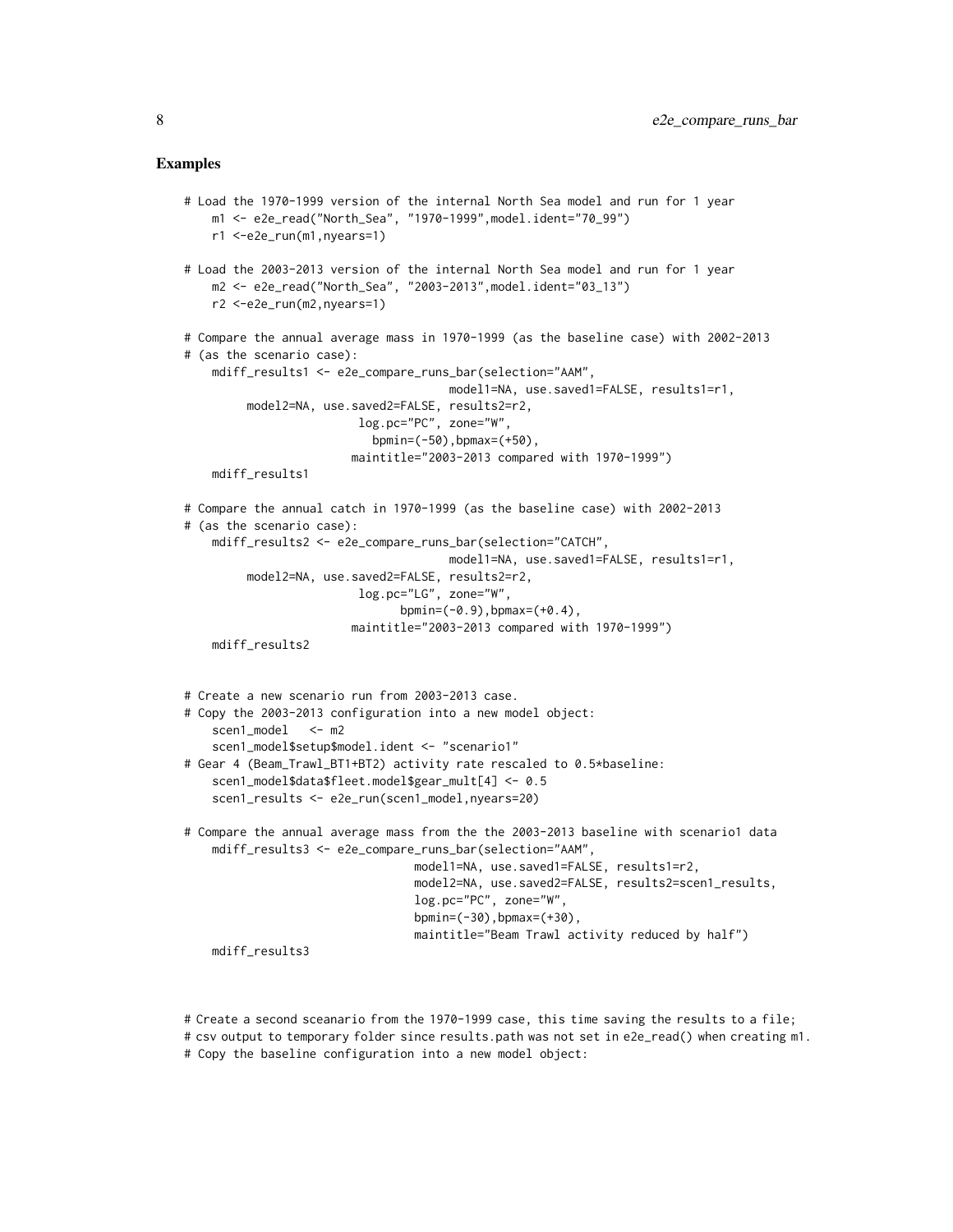### Examples

```
# Load the 1970-1999 version of the internal North Sea model and run for 1 year
    m1 <- e2e_read("North_Sea", "1970-1999",model.ident="70_99")
    r1 <-e2e_run(m1,nyears=1)

# Load the 2003-2013 version of the internal North Sea model and run for 1 year
    m2 <- e2e_read("North_Sea", "2003-2013",model.ident="03_13")
    r2 <-e2e_run(m2,nyears=1)

# Compare the annual average mass in 1970-1999 (as the baseline case) with 2002-2013
# (as the scenario case):
    mdiff_results1 <- e2e_compare_runs_bar(selection="AAM",
                                    model1=NA, use.saved1=FALSE, results1=r1,
         model2=NA, use.saved2=FALSE, results2=r2,
                         log.pc="PC", zone="W",
                           bpmin=(-50),bpmax=(+50),
                        maintitle="2003-2013 compared with 1970-1999")
    mdiff_results1

# Compare the annual catch in 1970-1999 (as the baseline case) with 2002-2013
# (as the scenario case):
    mdiff_results2 <- e2e_compare_runs_bar(selection="CATCH",
                                    model1=NA, use.saved1=FALSE, results1=r1,
         model2=NA, use.saved2=FALSE, results2=r2,
                         log.pc="LG", zone="W",
                               bpmin=(-0.9),bpmax=(+0.4),
                        maintitle="2003-2013 compared with 1970-1999")
    mdiff_results2


# Create a new scenario run from 2003-2013 case.
# Copy the 2003-2013 configuration into a new model object:
    scen1_model   <- m2
    scen1_model$setup$model.ident <- "scenario1"
# Gear 4 (Beam_Trawl_BT1+BT2) activity rate rescaled to 0.5*baseline:
    scen1_model$data$fleet.model$gear_mult[4] <- 0.5
    scen1_results <- e2e_run(scen1_model,nyears=20)

# Compare the annual average mass from the the 2003-2013 baseline with scenario1 data
    mdiff_results3 <- e2e_compare_runs_bar(selection="AAM",
                               model1=NA, use.saved1=FALSE, results1=r2,
                               model2=NA, use.saved2=FALSE, results2=scen1_results,
                               log.pc="PC", zone="W",
                               bpmin=(-30),bpmax=(+30),
                               maintitle="Beam Trawl activity reduced by half")
    mdiff_results3



# Create a second sceanario from the 1970-1999 case, this time saving the results to a file;
# csv output to temporary folder since results.path was not set in e2e_read() when creating m1.
# Copy the baseline configuration into a new model object:
```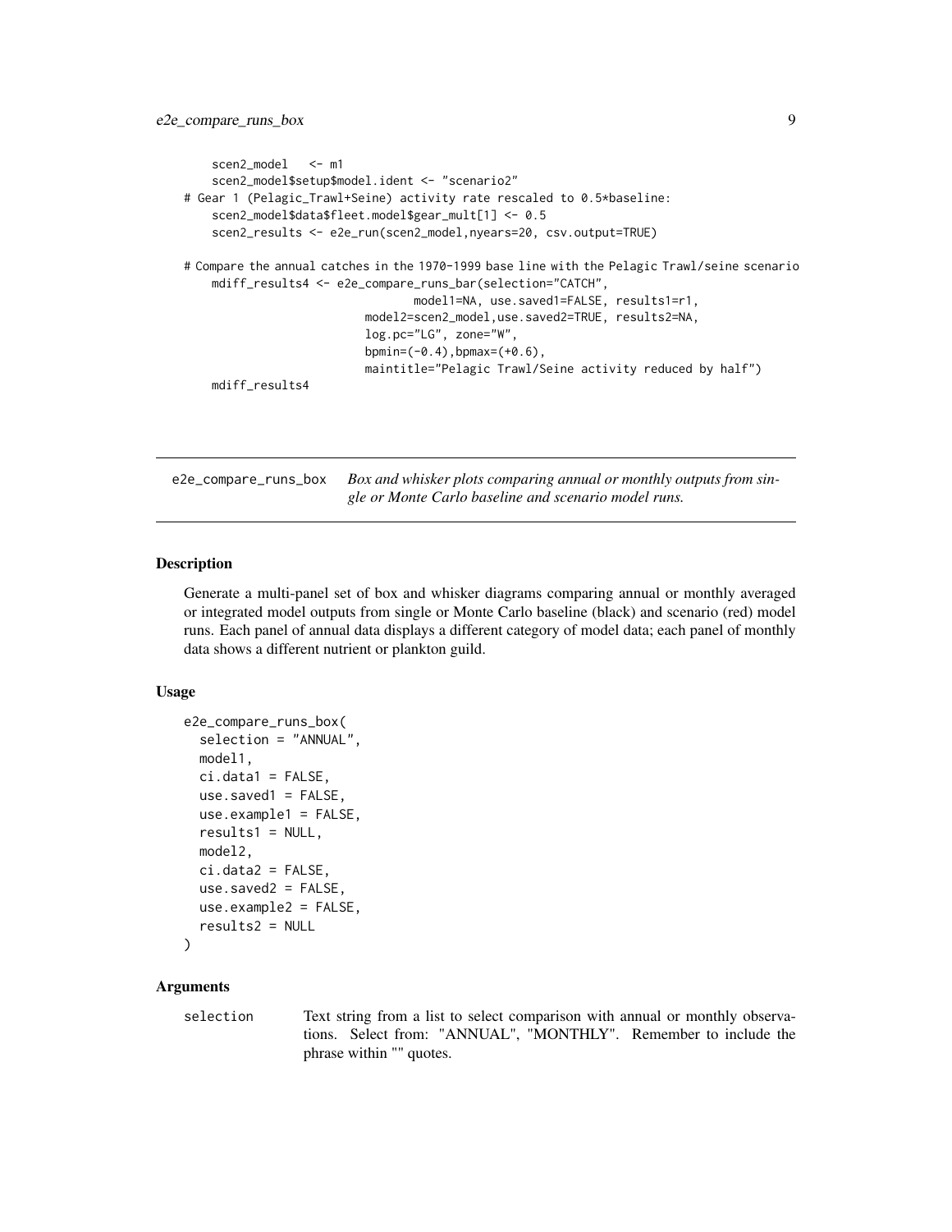```
    scen2_model   <- m1
    scen2_model$setup$model.ident <- "scenario2"
# Gear 1 (Pelagic_Trawl+Seine) activity rate rescaled to 0.5*baseline:
    scen2_model$data$fleet.model$gear_mult[1] <- 0.5
    scen2_results <- e2e_run(scen2_model,nyears=20, csv.output=TRUE)

# Compare the annual catches in the 1970-1999 base line with the Pelagic Trawl/seine scenario
    mdiff_results4 <- e2e_compare_runs_bar(selection="CATCH",
                                 model1=NA, use.saved1=FALSE, results1=r1,
                        model2=scen2_model,use.saved2=TRUE, results2=NA,
                        log.pc="LG", zone="W",
                        bpmin=(-0.4),bpmax=(+0.6),
                        maintitle="Pelagic Trawl/Seine activity reduced by half")
    mdiff_results4
```

---

## e2e_compare_runs_box — *Box and whisker plots comparing annual or monthly outputs from single or Monte Carlo baseline and scenario model runs.*

### Description

Generate a multi-panel set of box and whisker diagrams comparing annual or monthly averaged or integrated model outputs from single or Monte Carlo baseline (black) and scenario (red) model runs. Each panel of annual data displays a different category of model data; each panel of monthly data shows a different nutrient or plankton guild.

### Usage

```
e2e_compare_runs_box(
  selection = "ANNUAL",
  model1,
  ci.data1 = FALSE,
  use.saved1 = FALSE,
  use.example1 = FALSE,
  results1 = NULL,
  model2,
  ci.data2 = FALSE,
  use.saved2 = FALSE,
  use.example2 = FALSE,
  results2 = NULL
)
```

### Arguments

| | |
|---|---|
| selection | Text string from a list to select comparison with annual or monthly observations. Select from: "ANNUAL", "MONTHLY". Remember to include the phrase within "" quotes. |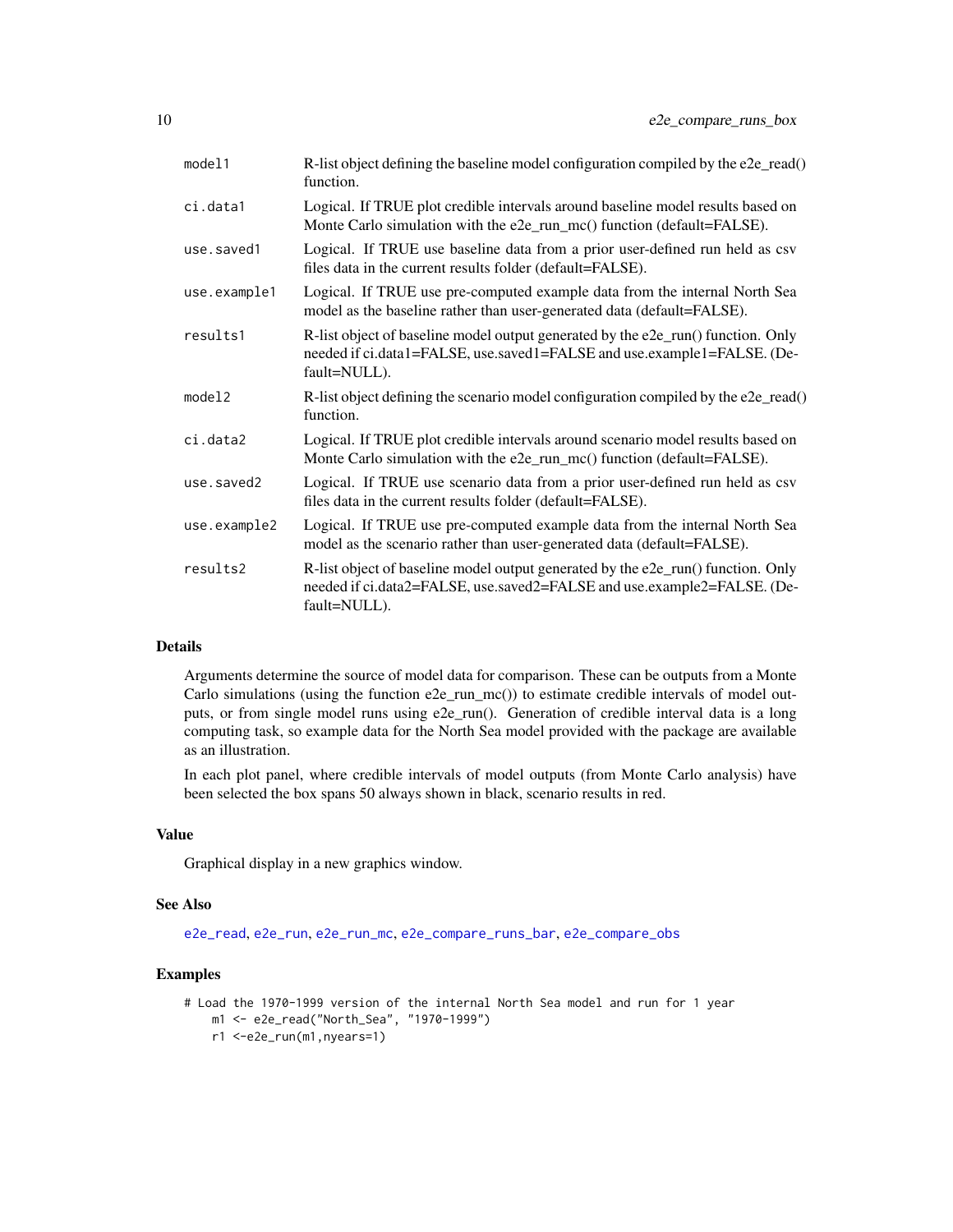| | |
|---|---|
| model1 | R-list object defining the baseline model configuration compiled by the e2e_read() function. |
| ci.data1 | Logical. If TRUE plot credible intervals around baseline model results based on Monte Carlo simulation with the e2e_run_mc() function (default=FALSE). |
| use.saved1 | Logical. If TRUE use baseline data from a prior user-defined run held as csv files data in the current results folder (default=FALSE). |
| use.example1 | Logical. If TRUE use pre-computed example data from the internal North Sea model as the baseline rather than user-generated data (default=FALSE). |
| results1 | R-list object of baseline model output generated by the e2e_run() function. Only needed if ci.data1=FALSE, use.saved1=FALSE and use.example1=FALSE. (Default=NULL). |
| model2 | R-list object defining the scenario model configuration compiled by the e2e_read() function. |
| ci.data2 | Logical. If TRUE plot credible intervals around scenario model results based on Monte Carlo simulation with the e2e_run_mc() function (default=FALSE). |
| use.saved2 | Logical. If TRUE use scenario data from a prior user-defined run held as csv files data in the current results folder (default=FALSE). |
| use.example2 | Logical. If TRUE use pre-computed example data from the internal North Sea model as the scenario rather than user-generated data (default=FALSE). |
| results2 | R-list object of baseline model output generated by the e2e_run() function. Only needed if ci.data2=FALSE, use.saved2=FALSE and use.example2=FALSE. (Default=NULL). |

## Details

Arguments determine the source of model data for comparison. These can be outputs from a Monte Carlo simulations (using the function e2e_run_mc()) to estimate credible intervals of model outputs, or from single model runs using e2e_run(). Generation of credible interval data is a long computing task, so example data for the North Sea model provided with the package are available as an illustration.

In each plot panel, where credible intervals of model outputs (from Monte Carlo analysis) have been selected the box spans 50 always shown in black, scenario results in red.

## Value

Graphical display in a new graphics window.

## See Also

e2e_read, e2e_run, e2e_run_mc, e2e_compare_runs_bar, e2e_compare_obs

## Examples

```
# Load the 1970-1999 version of the internal North Sea model and run for 1 year
    m1 <- e2e_read("North_Sea", "1970-1999")
    r1 <-e2e_run(m1,nyears=1)
```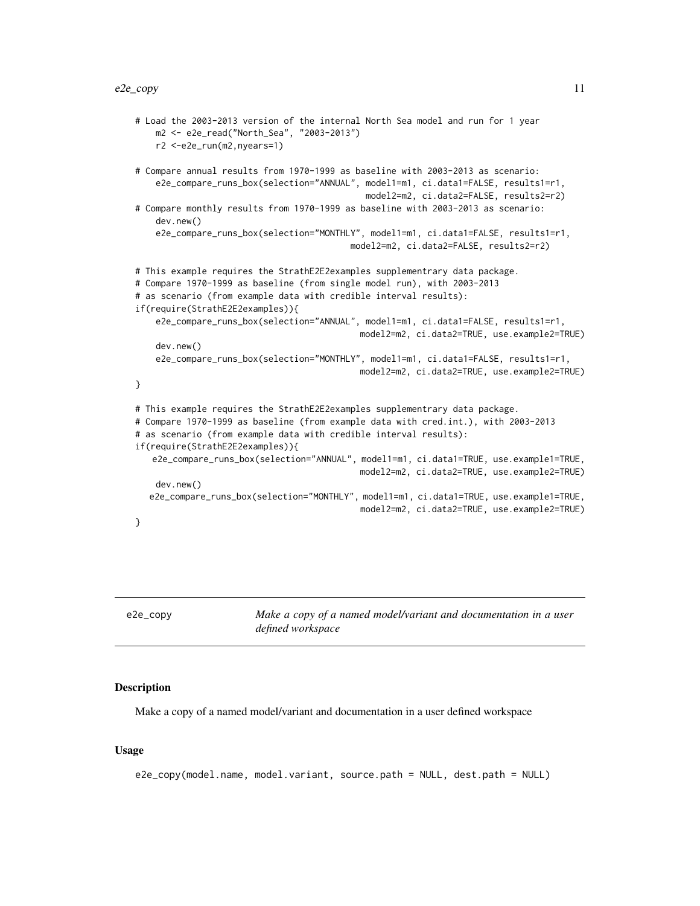```
# Load the 2003-2013 version of the internal North Sea model and run for 1 year
    m2 <- e2e_read("North_Sea", "2003-2013")
    r2 <-e2e_run(m2,nyears=1)

# Compare annual results from 1970-1999 as baseline with 2003-2013 as scenario:
    e2e_compare_runs_box(selection="ANNUAL", model1=m1, ci.data1=FALSE, results1=r1,
                                            model2=m2, ci.data2=FALSE, results2=r2)
# Compare monthly results from 1970-1999 as baseline with 2003-2013 as scenario:
    dev.new()
    e2e_compare_runs_box(selection="MONTHLY", model1=m1, ci.data1=FALSE, results1=r1,
                                         model2=m2, ci.data2=FALSE, results2=r2)

# This example requires the StrathE2E2examples supplementrary data package.
# Compare 1970-1999 as baseline (from single model run), with 2003-2013
# as scenario (from example data with credible interval results):
if(require(StrathE2E2examples)){
    e2e_compare_runs_box(selection="ANNUAL", model1=m1, ci.data1=FALSE, results1=r1,
                                           model2=m2, ci.data2=TRUE, use.example2=TRUE)
    dev.new()
    e2e_compare_runs_box(selection="MONTHLY", model1=m1, ci.data1=FALSE, results1=r1,
                                           model2=m2, ci.data2=TRUE, use.example2=TRUE)
}

# This example requires the StrathE2E2examples supplementrary data package.
# Compare 1970-1999 as baseline (from example data with cred.int.), with 2003-2013
# as scenario (from example data with credible interval results):
if(require(StrathE2E2examples)){
   e2e_compare_runs_box(selection="ANNUAL", model1=m1, ci.data1=TRUE, use.example1=TRUE,
                                           model2=m2, ci.data2=TRUE, use.example2=TRUE)
    dev.new()
   e2e_compare_runs_box(selection="MONTHLY", model1=m1, ci.data1=TRUE, use.example1=TRUE,
                                           model2=m2, ci.data2=TRUE, use.example2=TRUE)
}
```

---

## e2e_copy — *Make a copy of a named model/variant and documentation in a user defined workspace*

### Description

Make a copy of a named model/variant and documentation in a user defined workspace

### Usage

```
e2e_copy(model.name, model.variant, source.path = NULL, dest.path = NULL)
```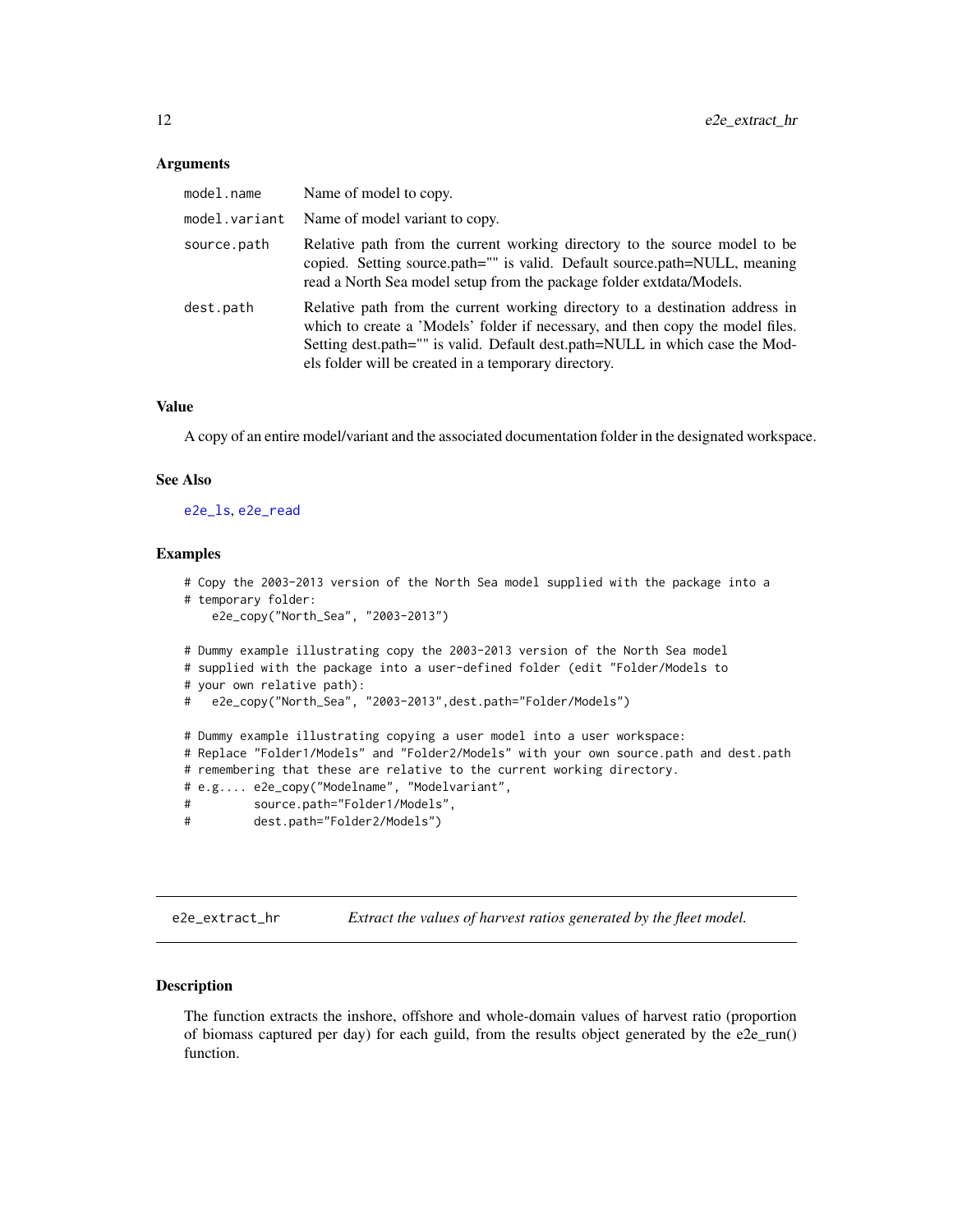### Arguments

| | |
|---|---|
| model.name | Name of model to copy. |
| model.variant | Name of model variant to copy. |
| source.path | Relative path from the current working directory to the source model to be copied. Setting source.path="" is valid. Default source.path=NULL, meaning read a North Sea model setup from the package folder extdata/Models. |
| dest.path | Relative path from the current working directory to a destination address in which to create a 'Models' folder if necessary, and then copy the model files. Setting dest.path="" is valid. Default dest.path=NULL in which case the Models folder will be created in a temporary directory. |

### Value

A copy of an entire model/variant and the associated documentation folder in the designated workspace.

### See Also

e2e_ls, e2e_read

### Examples

```
# Copy the 2003-2013 version of the North Sea model supplied with the package into a
# temporary folder:
    e2e_copy("North_Sea", "2003-2013")

# Dummy example illustrating copy the 2003-2013 version of the North Sea model
# supplied with the package into a user-defined folder (edit "Folder/Models to
# your own relative path):
#   e2e_copy("North_Sea", "2003-2013",dest.path="Folder/Models")

# Dummy example illustrating copying a user model into a user workspace:
# Replace "Folder1/Models" and "Folder2/Models" with your own source.path and dest.path
# remembering that these are relative to the current working directory.
# e.g.... e2e_copy("Modelname", "Modelvariant",
#         source.path="Folder1/Models",
#         dest.path="Folder2/Models")
```

---

## e2e_extract_hr — *Extract the values of harvest ratios generated by the fleet model.*

### Description

The function extracts the inshore, offshore and whole-domain values of harvest ratio (proportion of biomass captured per day) for each guild, from the results object generated by the e2e_run() function.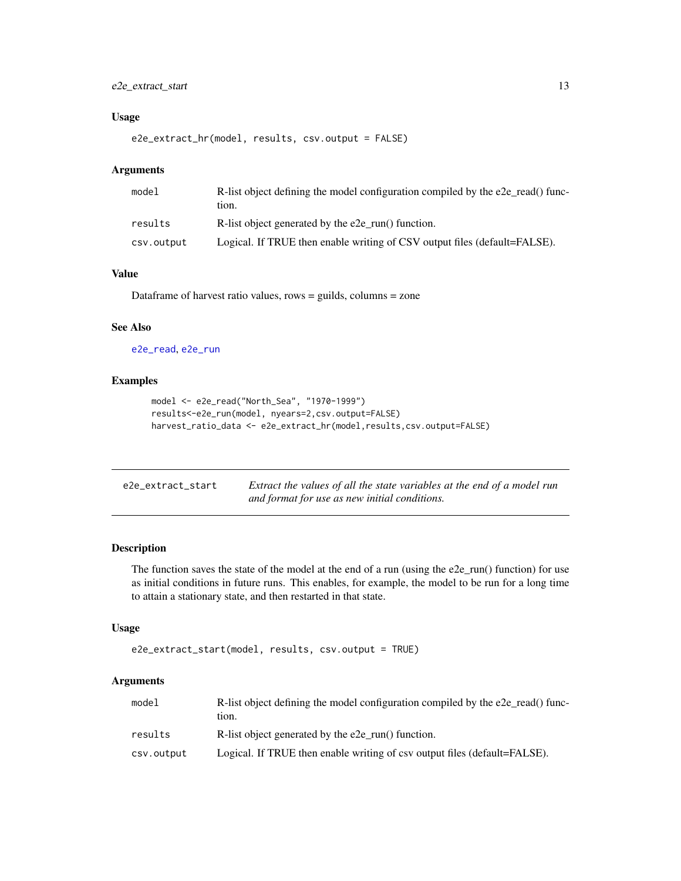### Usage

```
e2e_extract_hr(model, results, csv.output = FALSE)
```

### Arguments

| | |
|---|---|
| model | R-list object defining the model configuration compiled by the e2e_read() function. |
| results | R-list object generated by the e2e_run() function. |
| csv.output | Logical. If TRUE then enable writing of CSV output files (default=FALSE). |

### Value

Dataframe of harvest ratio values, rows = guilds, columns = zone

### See Also

e2e_read, e2e_run

### Examples

```
model <- e2e_read("North_Sea", "1970-1999")
results<-e2e_run(model, nyears=2,csv.output=FALSE)
harvest_ratio_data <- e2e_extract_hr(model,results,csv.output=FALSE)
```

---

## e2e_extract_start    *Extract the values of all the state variables at the end of a model run and format for use as new initial conditions.*

---

### Description

The function saves the state of the model at the end of a run (using the e2e_run() function) for use as initial conditions in future runs. This enables, for example, the model to be run for a long time to attain a stationary state, and then restarted in that state.

### Usage

```
e2e_extract_start(model, results, csv.output = TRUE)
```

### Arguments

| | |
|---|---|
| model | R-list object defining the model configuration compiled by the e2e_read() function. |
| results | R-list object generated by the e2e_run() function. |
| csv.output | Logical. If TRUE then enable writing of csv output files (default=FALSE). |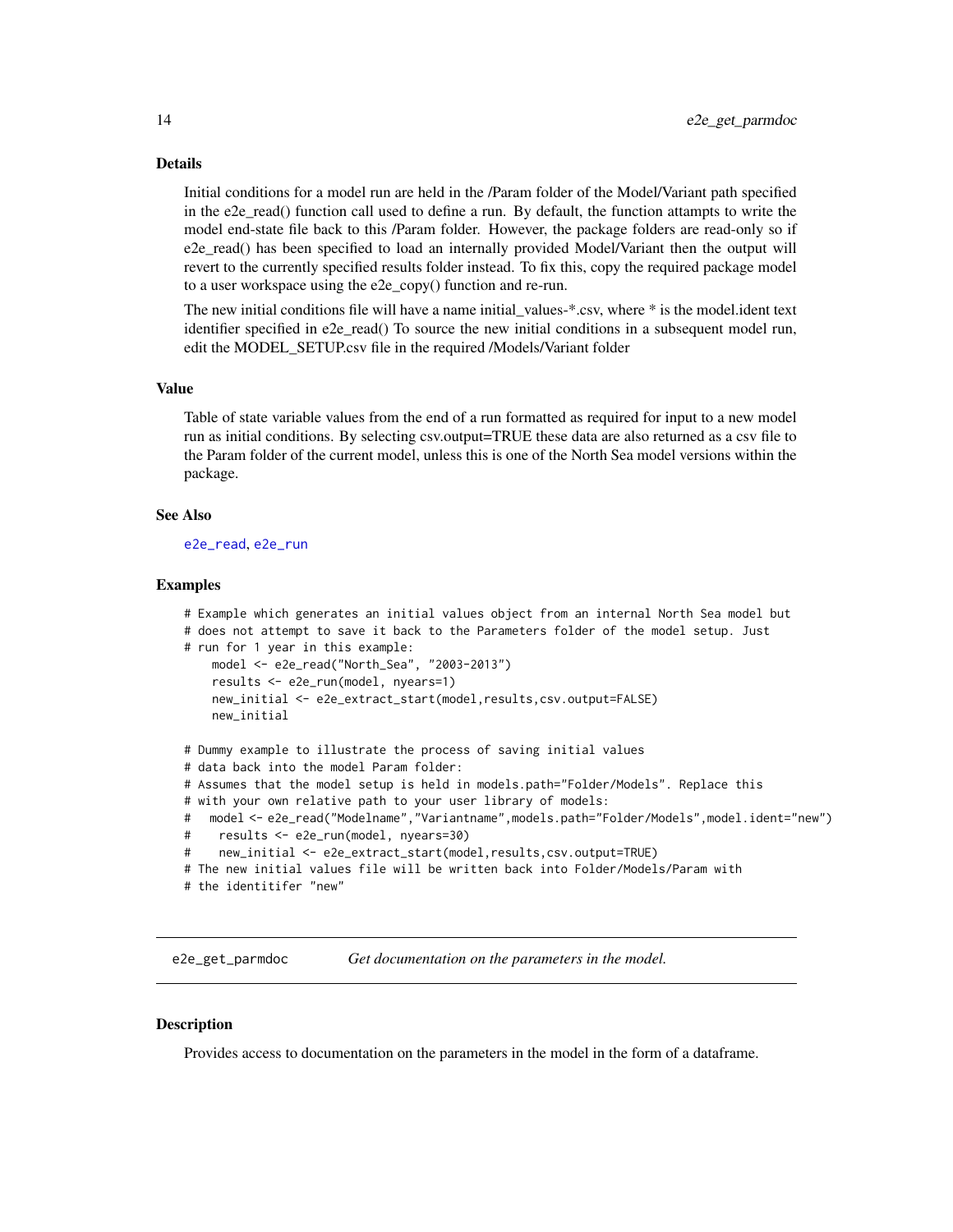### Details

Initial conditions for a model run are held in the /Param folder of the Model/Variant path specified in the e2e_read() function call used to define a run. By default, the function attampts to write the model end-state file back to this /Param folder. However, the package folders are read-only so if e2e_read() has been specified to load an internally provided Model/Variant then the output will revert to the currently specified results folder instead. To fix this, copy the required package model to a user workspace using the e2e_copy() function and re-run.

The new initial conditions file will have a name initial_values-*.csv, where * is the model.ident text identifier specified in e2e_read() To source the new initial conditions in a subsequent model run, edit the MODEL_SETUP.csv file in the required /Models/Variant folder

### Value

Table of state variable values from the end of a run formatted as required for input to a new model run as initial conditions. By selecting csv.output=TRUE these data are also returned as a csv file to the Param folder of the current model, unless this is one of the North Sea model versions within the package.

### See Also

e2e_read, e2e_run

### Examples

```
# Example which generates an initial values object from an internal North Sea model but
# does not attempt to save it back to the Parameters folder of the model setup. Just
# run for 1 year in this example:
    model <- e2e_read("North_Sea", "2003-2013")
    results <- e2e_run(model, nyears=1)
    new_initial <- e2e_extract_start(model,results,csv.output=FALSE)
    new_initial

# Dummy example to illustrate the process of saving initial values
# data back into the model Param folder:
# Assumes that the model setup is held in models.path="Folder/Models". Replace this
# with your own relative path to your user library of models:
#   model <- e2e_read("Modelname","Variantname",models.path="Folder/Models",model.ident="new")
#    results <- e2e_run(model, nyears=30)
#    new_initial <- e2e_extract_start(model,results,csv.output=TRUE)
# The new initial values file will be written back into Folder/Models/Param with
# the identitifer "new"
```

---

## e2e_get_parmdoc *Get documentation on the parameters in the model.*

### Description

Provides access to documentation on the parameters in the model in the form of a dataframe.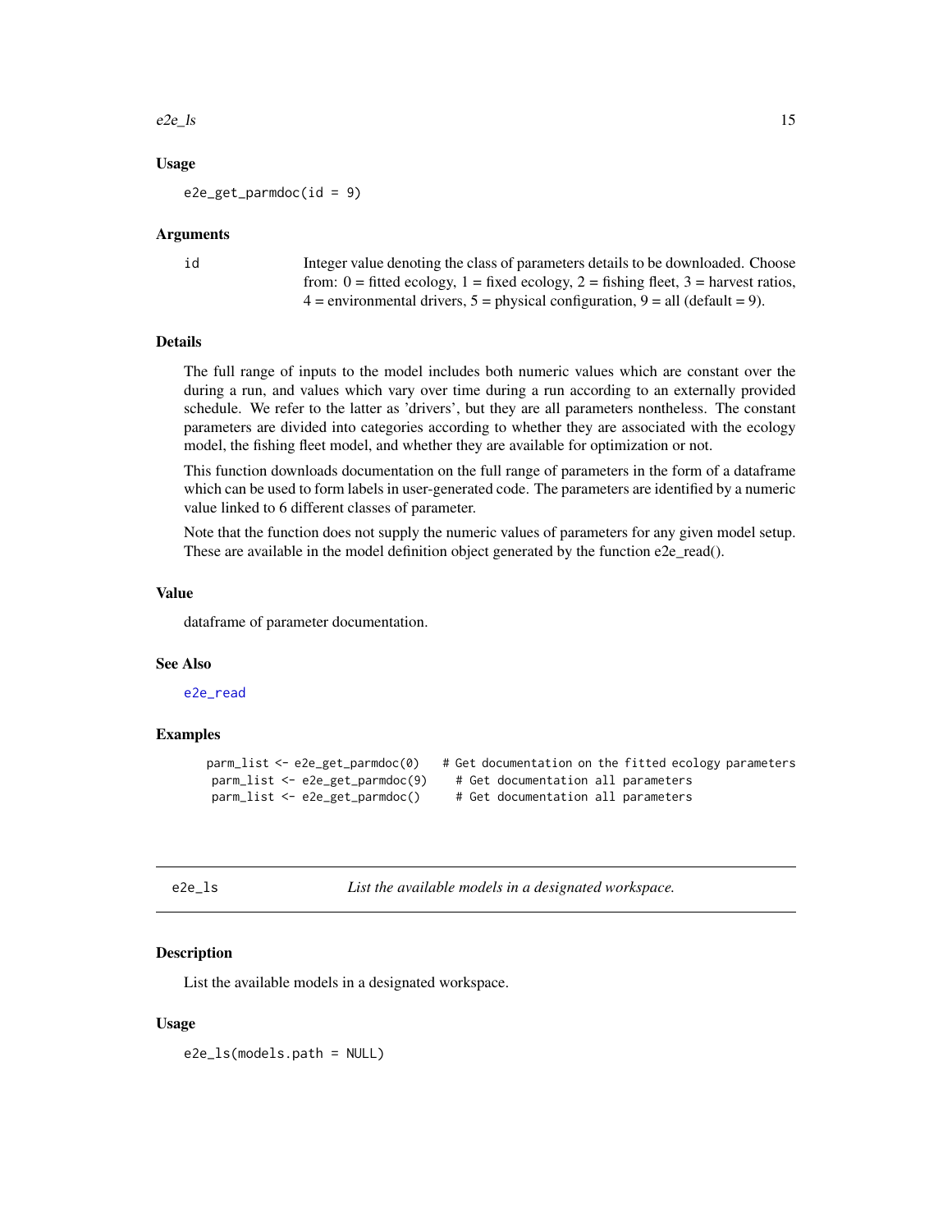### Usage

```
e2e_get_parmdoc(id = 9)
```

### Arguments

| | |
|---|---|
| id | Integer value denoting the class of parameters details to be downloaded. Choose from: 0 = fitted ecology, 1 = fixed ecology, 2 = fishing fleet, 3 = harvest ratios, 4 = environmental drivers, 5 = physical configuration, 9 = all (default = 9). |

### Details

The full range of inputs to the model includes both numeric values which are constant over the during a run, and values which vary over time during a run according to an externally provided schedule. We refer to the latter as 'drivers', but they are all parameters nontheless. The constant parameters are divided into categories according to whether they are associated with the ecology model, the fishing fleet model, and whether they are available for optimization or not.

This function downloads documentation on the full range of parameters in the form of a dataframe which can be used to form labels in user-generated code. The parameters are identified by a numeric value linked to 6 different classes of parameter.

Note that the function does not supply the numeric values of parameters for any given model setup. These are available in the model definition object generated by the function e2e_read().

### Value

dataframe of parameter documentation.

### See Also

e2e_read

### Examples

```
parm_list <- e2e_get_parmdoc(0)   # Get documentation on the fitted ecology parameters
 parm_list <- e2e_get_parmdoc(9)    # Get documentation all parameters
 parm_list <- e2e_get_parmdoc()     # Get documentation all parameters
```

---

## e2e_ls — *List the available models in a designated workspace.*

### Description

List the available models in a designated workspace.

### Usage

```
e2e_ls(models.path = NULL)
```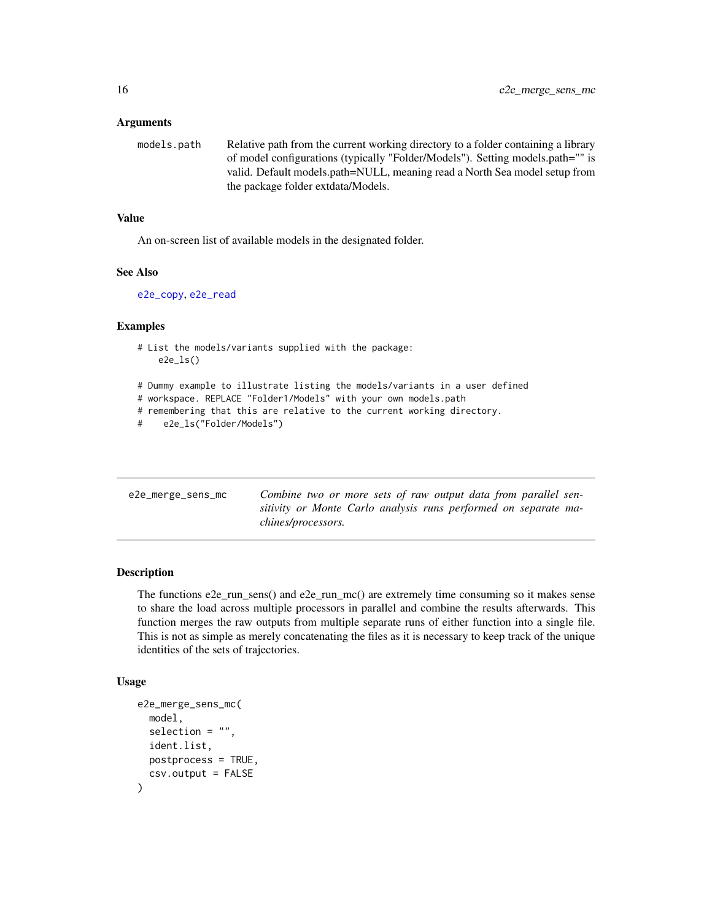### Arguments

models.path Relative path from the current working directory to a folder containing a library of model configurations (typically "Folder/Models"). Setting models.path="" is valid. Default models.path=NULL, meaning read a North Sea model setup from the package folder extdata/Models.

### Value

An on-screen list of available models in the designated folder.

### See Also

e2e_copy, e2e_read

### Examples

```
# List the models/variants supplied with the package:
    e2e_ls()

# Dummy example to illustrate listing the models/variants in a user defined
# workspace. REPLACE "Folder1/Models" with your own models.path
# remembering that this are relative to the current working directory.
#    e2e_ls("Folder/Models")
```

---

## e2e_merge_sens_mc

*Combine two or more sets of raw output data from parallel sensitivity or Monte Carlo analysis runs performed on separate machines/processors.*

### Description

The functions e2e_run_sens() and e2e_run_mc() are extremely time consuming so it makes sense to share the load across multiple processors in parallel and combine the results afterwards. This function merges the raw outputs from multiple separate runs of either function into a single file. This is not as simple as merely concatenating the files as it is necessary to keep track of the unique identities of the sets of trajectories.

### Usage

```
e2e_merge_sens_mc(
  model,
  selection = "",
  ident.list,
  postprocess = TRUE,
  csv.output = FALSE
)
```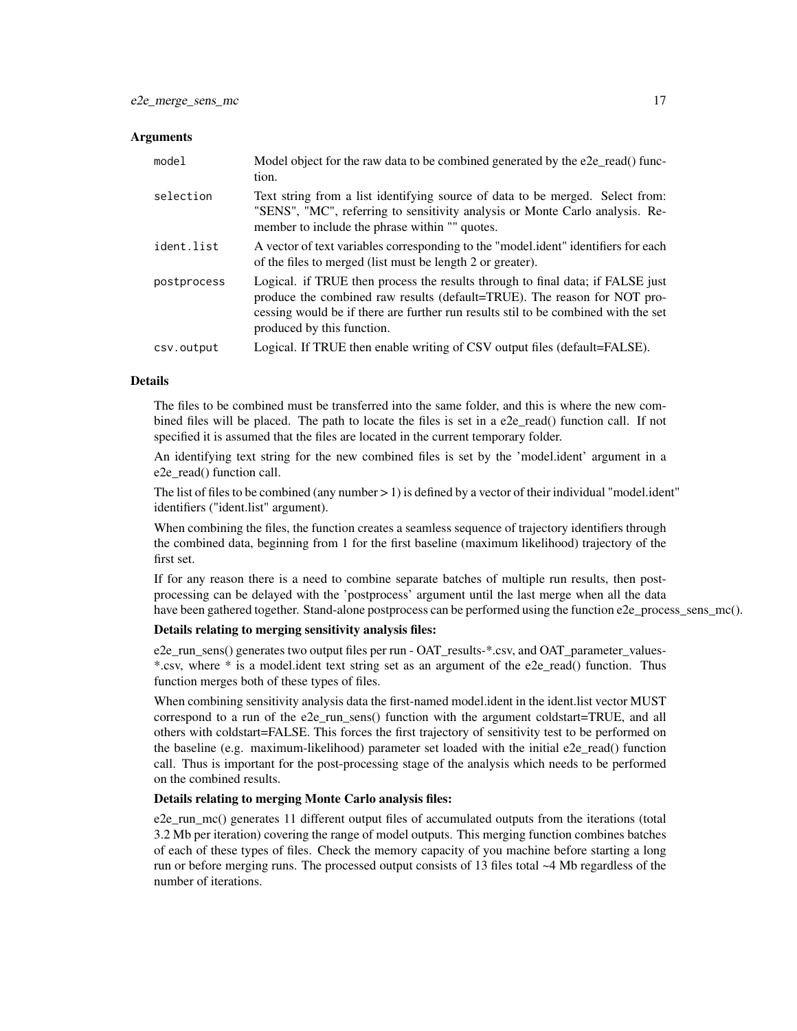### Arguments

| | |
|---|---|
| `model` | Model object for the raw data to be combined generated by the e2e_read() function. |
| `selection` | Text string from a list identifying source of data to be merged. Select from: "SENS", "MC", referring to sensitivity analysis or Monte Carlo analysis. Remember to include the phrase within "" quotes. |
| `ident.list` | A vector of text variables corresponding to the "model.ident" identifiers for each of the files to merged (list must be length 2 or greater). |
| `postprocess` | Logical. if TRUE then process the results through to final data; if FALSE just produce the combined raw results (default=TRUE). The reason for NOT processing would be if there are further run results stil to be combined with the set produced by this function. |
| `csv.output` | Logical. If TRUE then enable writing of CSV output files (default=FALSE). |

### Details

The files to be combined must be transferred into the same folder, and this is where the new combined files will be placed. The path to locate the files is set in a e2e_read() function call. If not specified it is assumed that the files are located in the current temporary folder.

An identifying text string for the new combined files is set by the 'model.ident' argument in a e2e_read() function call.

The list of files to be combined (any number > 1) is defined by a vector of their individual "model.ident" identifiers ("ident.list" argument).

When combining the files, the function creates a seamless sequence of trajectory identifiers through the combined data, beginning from 1 for the first baseline (maximum likelihood) trajectory of the first set.

If for any reason there is a need to combine separate batches of multiple run results, then postprocessing can be delayed with the 'postprocess' argument until the last merge when all the data have been gathered together. Stand-alone postprocess can be performed using the function e2e_process_sens_mc().

**Details relating to merging sensitivity analysis files:**

e2e_run_sens() generates two output files per run - OAT_results-*.csv, and OAT_parameter_values-*.csv, where * is a model.ident text string set as an argument of the e2e_read() function. Thus function merges both of these types of files.

When combining sensitivity analysis data the first-named model.ident in the ident.list vector MUST correspond to a run of the e2e_run_sens() function with the argument coldstart=TRUE, and all others with coldstart=FALSE. This forces the first trajectory of sensitivity test to be performed on the baseline (e.g. maximum-likelihood) parameter set loaded with the initial e2e_read() function call. Thus is important for the post-processing stage of the analysis which needs to be performed on the combined results.

**Details relating to merging Monte Carlo analysis files:**

e2e_run_mc() generates 11 different output files of accumulated outputs from the iterations (total 3.2 Mb per iteration) covering the range of model outputs. This merging function combines batches of each of these types of files. Check the memory capacity of you machine before starting a long run or before merging runs. The processed output consists of 13 files total ~4 Mb regardless of the number of iterations.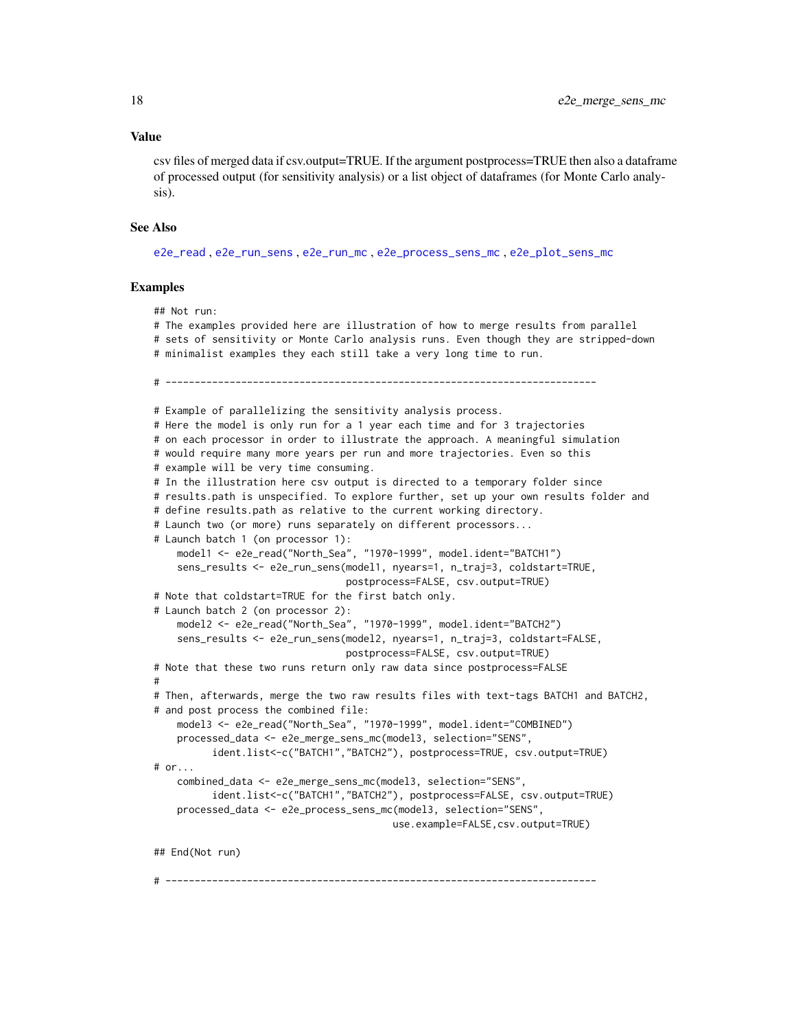### Value

csv files of merged data if csv.output=TRUE. If the argument postprocess=TRUE then also a dataframe of processed output (for sensitivity analysis) or a list object of dataframes (for Monte Carlo analysis).

### See Also

e2e_read , e2e_run_sens , e2e_run_mc , e2e_process_sens_mc , e2e_plot_sens_mc

### Examples

```
## Not run:
# The examples provided here are illustration of how to merge results from parallel
# sets of sensitivity or Monte Carlo analysis runs. Even though they are stripped-down
# minimalist examples they each still take a very long time to run.

# --------------------------------------------------------------------------

# Example of parallelizing the sensitivity analysis process.
# Here the model is only run for a 1 year each time and for 3 trajectories
# on each processor in order to illustrate the approach. A meaningful simulation
# would require many more years per run and more trajectories. Even so this
# example will be very time consuming.
# In the illustration here csv output is directed to a temporary folder since
# results.path is unspecified. To explore further, set up your own results folder and
# define results.path as relative to the current working directory.
# Launch two (or more) runs separately on different processors...
# Launch batch 1 (on processor 1):
    model1 <- e2e_read("North_Sea", "1970-1999", model.ident="BATCH1")
    sens_results <- e2e_run_sens(model1, nyears=1, n_traj=3, coldstart=TRUE,
                                 postprocess=FALSE, csv.output=TRUE)
# Note that coldstart=TRUE for the first batch only.
# Launch batch 2 (on processor 2):
    model2 <- e2e_read("North_Sea", "1970-1999", model.ident="BATCH2")
    sens_results <- e2e_run_sens(model2, nyears=1, n_traj=3, coldstart=FALSE,
                                 postprocess=FALSE, csv.output=TRUE)
# Note that these two runs return only raw data since postprocess=FALSE
#
# Then, afterwards, merge the two raw results files with text-tags BATCH1 and BATCH2,
# and post process the combined file:
    model3 <- e2e_read("North_Sea", "1970-1999", model.ident="COMBINED")
    processed_data <- e2e_merge_sens_mc(model3, selection="SENS",
          ident.list<-c("BATCH1","BATCH2"), postprocess=TRUE, csv.output=TRUE)
# or...
    combined_data <- e2e_merge_sens_mc(model3, selection="SENS",
          ident.list<-c("BATCH1","BATCH2"), postprocess=FALSE, csv.output=TRUE)
    processed_data <- e2e_process_sens_mc(model3, selection="SENS",
                                          use.example=FALSE,csv.output=TRUE)

## End(Not run)

# --------------------------------------------------------------------------
```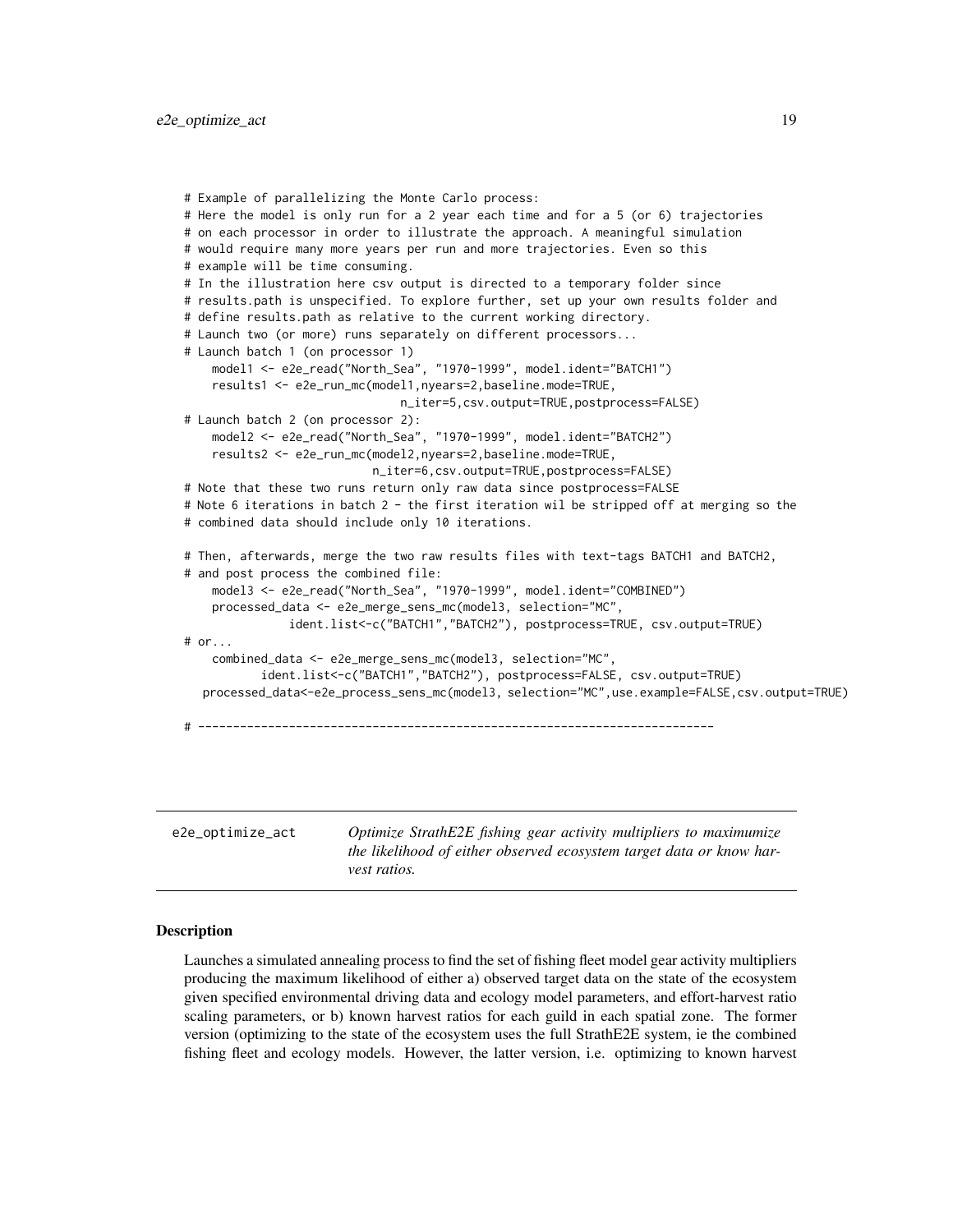```
# Example of parallelizing the Monte Carlo process:
# Here the model is only run for a 2 year each time and for a 5 (or 6) trajectories
# on each processor in order to illustrate the approach. A meaningful simulation
# would require many more years per run and more trajectories. Even so this
# example will be time consuming.
# In the illustration here csv output is directed to a temporary folder since
# results.path is unspecified. To explore further, set up your own results folder and
# define results.path as relative to the current working directory.
# Launch two (or more) runs separately on different processors...
# Launch batch 1 (on processor 1)
    model1 <- e2e_read("North_Sea", "1970-1999", model.ident="BATCH1")
    results1 <- e2e_run_mc(model1,nyears=2,baseline.mode=TRUE,
                           n_iter=5,csv.output=TRUE,postprocess=FALSE)
# Launch batch 2 (on processor 2):
    model2 <- e2e_read("North_Sea", "1970-1999", model.ident="BATCH2")
    results2 <- e2e_run_mc(model2,nyears=2,baseline.mode=TRUE,
                        n_iter=6,csv.output=TRUE,postprocess=FALSE)
# Note that these two runs return only raw data since postprocess=FALSE
# Note 6 iterations in batch 2 - the first iteration wil be stripped off at merging so the
# combined data should include only 10 iterations.

# Then, afterwards, merge the two raw results files with text-tags BATCH1 and BATCH2,
# and post process the combined file:
    model3 <- e2e_read("North_Sea", "1970-1999", model.ident="COMBINED")
    processed_data <- e2e_merge_sens_mc(model3, selection="MC",
             ident.list<-c("BATCH1","BATCH2"), postprocess=TRUE, csv.output=TRUE)
# or...
    combined_data <- e2e_merge_sens_mc(model3, selection="MC",
          ident.list<-c("BATCH1","BATCH2"), postprocess=FALSE, csv.output=TRUE)
  processed_data<-e2e_process_sens_mc(model3, selection="MC",use.example=FALSE,csv.output=TRUE)

# --------------------------------------------------------------------------
```

## e2e_optimize_act

*Optimize StrathE2E fishing gear activity multipliers to maximumize the likelihood of either observed ecosystem target data or know harvest ratios.*

### Description

Launches a simulated annealing process to find the set of fishing fleet model gear activity multipliers producing the maximum likelihood of either a) observed target data on the state of the ecosystem given specified environmental driving data and ecology model parameters, and effort-harvest ratio scaling parameters, or b) known harvest ratios for each guild in each spatial zone. The former version (optimizing to the state of the ecosystem uses the full StrathE2E system, ie the combined fishing fleet and ecology models. However, the latter version, i.e. optimizing to known harvest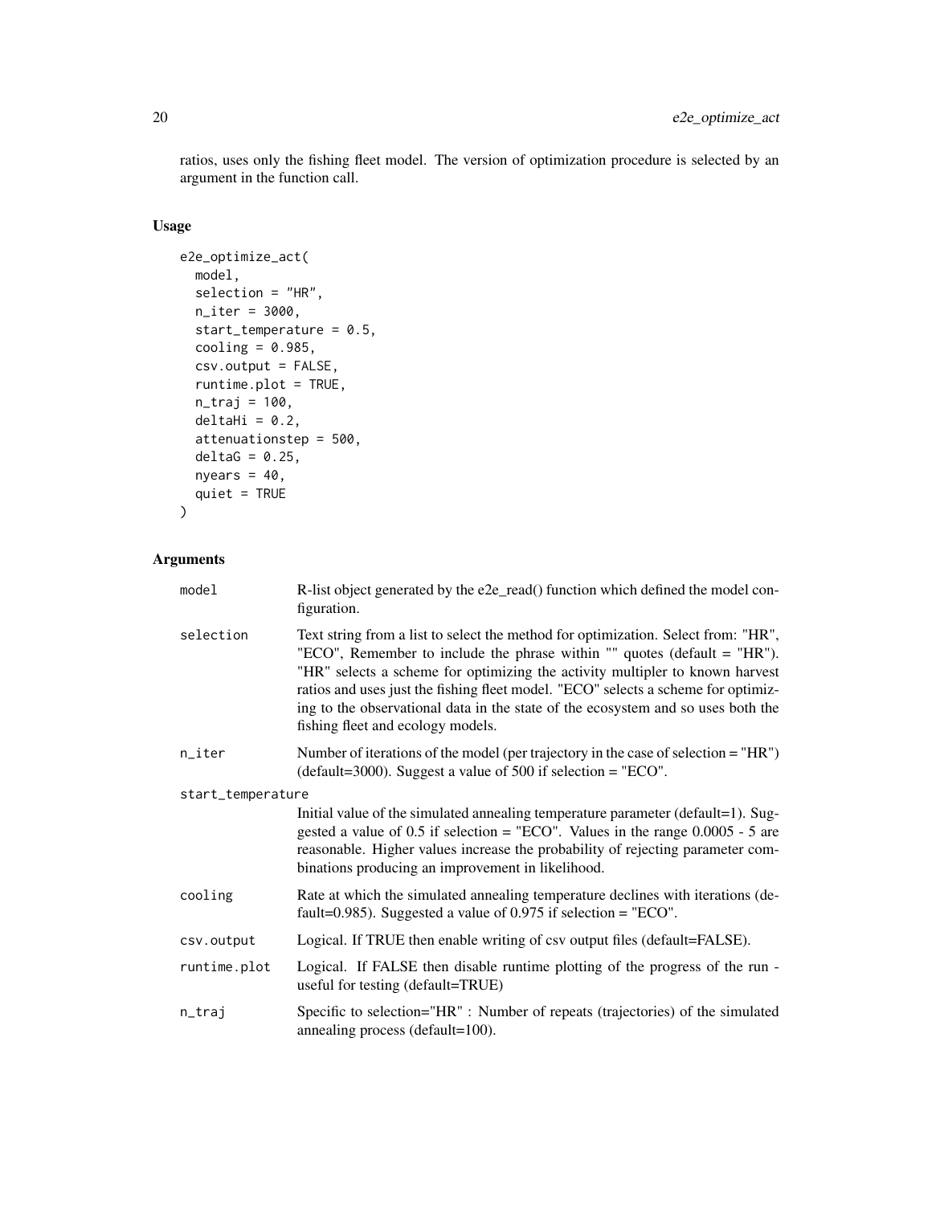ratios, uses only the fishing fleet model. The version of optimization procedure is selected by an argument in the function call.

## Usage

```
e2e_optimize_act(
  model,
  selection = "HR",
  n_iter = 3000,
  start_temperature = 0.5,
  cooling = 0.985,
  csv.output = FALSE,
  runtime.plot = TRUE,
  n_traj = 100,
  deltaHi = 0.2,
  attenuationstep = 500,
  deltaG = 0.25,
  nyears = 40,
  quiet = TRUE
)
```

## Arguments

| Argument | Description |
|---|---|
| model | R-list object generated by the e2e_read() function which defined the model configuration. |
| selection | Text string from a list to select the method for optimization. Select from: "HR", "ECO", Remember to include the phrase within "" quotes (default = "HR"). "HR" selects a scheme for optimizing the activity multipler to known harvest ratios and uses just the fishing fleet model. "ECO" selects a scheme for optimizing to the observational data in the state of the ecosystem and so uses both the fishing fleet and ecology models. |
| n_iter | Number of iterations of the model (per trajectory in the case of selection = "HR") (default=3000). Suggest a value of 500 if selection = "ECO". |
| start_temperature | Initial value of the simulated annealing temperature parameter (default=1). Suggested a value of 0.5 if selection = "ECO". Values in the range 0.0005 - 5 are reasonable. Higher values increase the probability of rejecting parameter combinations producing an improvement in likelihood. |
| cooling | Rate at which the simulated annealing temperature declines with iterations (default=0.985). Suggested a value of 0.975 if selection = "ECO". |
| csv.output | Logical. If TRUE then enable writing of csv output files (default=FALSE). |
| runtime.plot | Logical. If FALSE then disable runtime plotting of the progress of the run - useful for testing (default=TRUE) |
| n_traj | Specific to selection="HR" : Number of repeats (trajectories) of the simulated annealing process (default=100). |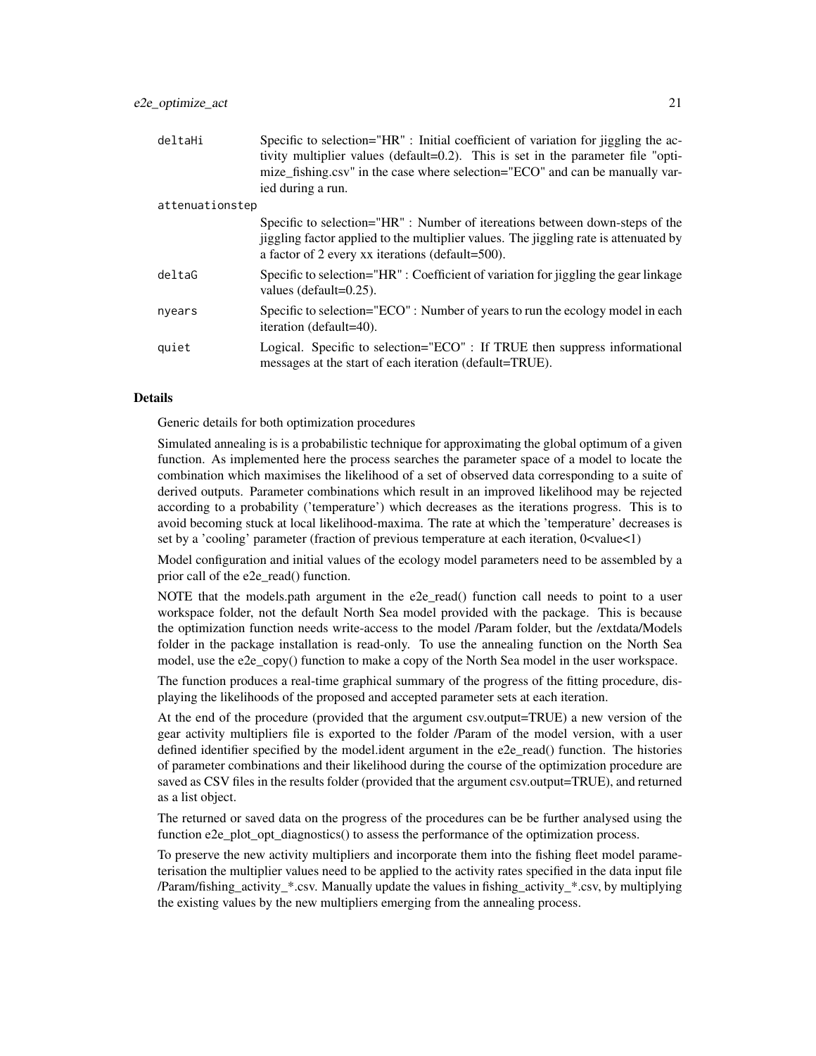| | |
|---|---|
| deltaHi | Specific to selection="HR" : Initial coefficient of variation for jiggling the activity multiplier values (default=0.2). This is set in the parameter file "optimize_fishing.csv" in the case where selection="ECO" and can be manually varied during a run. |
| attenuationstep | Specific to selection="HR" : Number of itereations between down-steps of the jiggling factor applied to the multiplier values. The jiggling rate is attenuated by a factor of 2 every xx iterations (default=500). |
| deltaG | Specific to selection="HR" : Coefficient of variation for jiggling the gear linkage values (default=0.25). |
| nyears | Specific to selection="ECO" : Number of years to run the ecology model in each iteration (default=40). |
| quiet | Logical. Specific to selection="ECO" : If TRUE then suppress informational messages at the start of each iteration (default=TRUE). |

## Details

Generic details for both optimization procedures

Simulated annealing is is a probabilistic technique for approximating the global optimum of a given function. As implemented here the process searches the parameter space of a model to locate the combination which maximises the likelihood of a set of observed data corresponding to a suite of derived outputs. Parameter combinations which result in an improved likelihood may be rejected according to a probability ('temperature') which decreases as the iterations progress. This is to avoid becoming stuck at local likelihood-maxima. The rate at which the 'temperature' decreases is set by a 'cooling' parameter (fraction of previous temperature at each iteration, 0<value<1)

Model configuration and initial values of the ecology model parameters need to be assembled by a prior call of the e2e_read() function.

NOTE that the models.path argument in the e2e_read() function call needs to point to a user workspace folder, not the default North Sea model provided with the package. This is because the optimization function needs write-access to the model /Param folder, but the /extdata/Models folder in the package installation is read-only. To use the annealing function on the North Sea model, use the e2e_copy() function to make a copy of the North Sea model in the user workspace.

The function produces a real-time graphical summary of the progress of the fitting procedure, displaying the likelihoods of the proposed and accepted parameter sets at each iteration.

At the end of the procedure (provided that the argument csv.output=TRUE) a new version of the gear activity multipliers file is exported to the folder /Param of the model version, with a user defined identifier specified by the model.ident argument in the e2e_read() function. The histories of parameter combinations and their likelihood during the course of the optimization procedure are saved as CSV files in the results folder (provided that the argument csv.output=TRUE), and returned as a list object.

The returned or saved data on the progress of the procedures can be be further analysed using the function e2e_plot_opt_diagnostics() to assess the performance of the optimization process.

To preserve the new activity multipliers and incorporate them into the fishing fleet model parameterisation the multiplier values need to be applied to the activity rates specified in the data input file /Param/fishing_activity_*.csv. Manually update the values in fishing_activity_*.csv, by multiplying the existing values by the new multipliers emerging from the annealing process.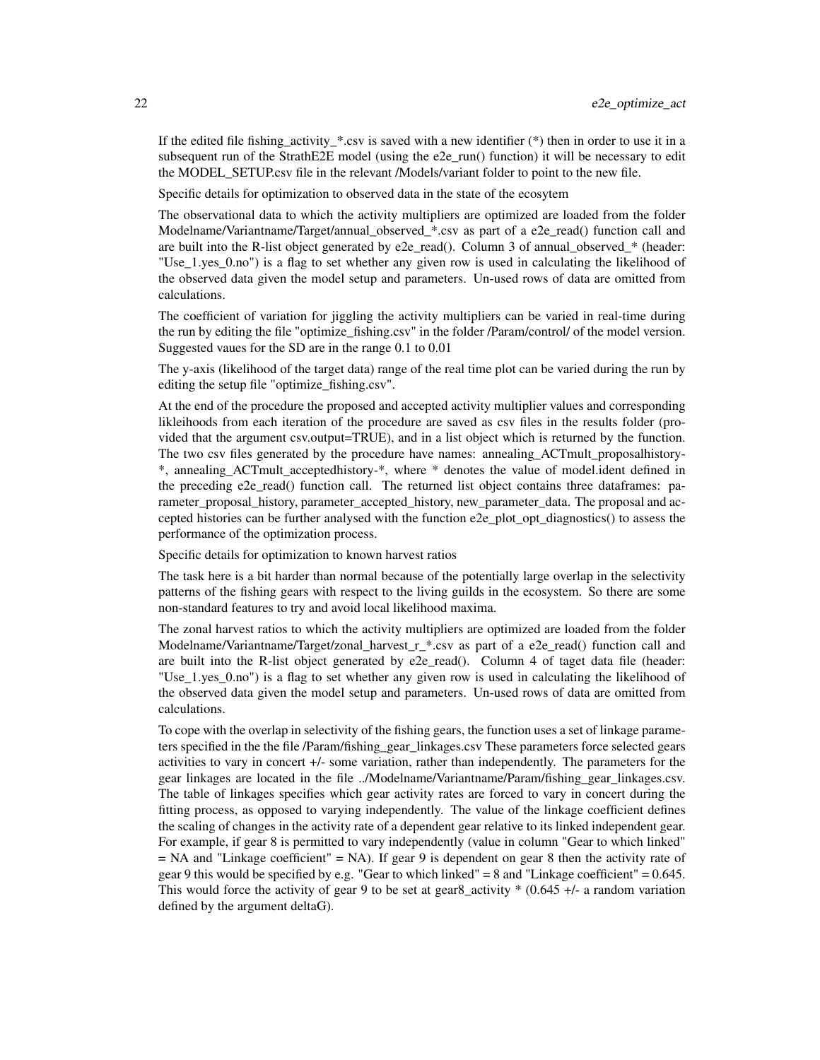If the edited file fishing_activity_*.csv is saved with a new identifier (*) then in order to use it in a subsequent run of the StrathE2E model (using the e2e_run() function) it will be necessary to edit the MODEL_SETUP.csv file in the relevant /Models/variant folder to point to the new file.

Specific details for optimization to observed data in the state of the ecosytem

The observational data to which the activity multipliers are optimized are loaded from the folder Modelname/Variantname/Target/annual_observed_*.csv as part of a e2e_read() function call and are built into the R-list object generated by e2e_read(). Column 3 of annual_observed_* (header: "Use_1.yes_0.no") is a flag to set whether any given row is used in calculating the likelihood of the observed data given the model setup and parameters. Un-used rows of data are omitted from calculations.

The coefficient of variation for jiggling the activity multipliers can be varied in real-time during the run by editing the file "optimize_fishing.csv" in the folder /Param/control/ of the model version. Suggested vaues for the SD are in the range 0.1 to 0.01

The y-axis (likelihood of the target data) range of the real time plot can be varied during the run by editing the setup file "optimize_fishing.csv".

At the end of the procedure the proposed and accepted activity multiplier values and corresponding likleihoods from each iteration of the procedure are saved as csv files in the results folder (provided that the argument csv.output=TRUE), and in a list object which is returned by the function. The two csv files generated by the procedure have names: annealing_ACTmult_proposalhistory-*, annealing_ACTmult_acceptedhistory-*, where * denotes the value of model.ident defined in the preceding e2e_read() function call. The returned list object contains three dataframes: parameter_proposal_history, parameter_accepted_history, new_parameter_data. The proposal and accepted histories can be further analysed with the function e2e_plot_opt_diagnostics() to assess the performance of the optimization process.

Specific details for optimization to known harvest ratios

The task here is a bit harder than normal because of the potentially large overlap in the selectivity patterns of the fishing gears with respect to the living guilds in the ecosystem. So there are some non-standard features to try and avoid local likelihood maxima.

The zonal harvest ratios to which the activity multipliers are optimized are loaded from the folder Modelname/Variantname/Target/zonal_harvest_r_*.csv as part of a e2e_read() function call and are built into the R-list object generated by e2e_read(). Column 4 of taget data file (header: "Use_1.yes_0.no") is a flag to set whether any given row is used in calculating the likelihood of the observed data given the model setup and parameters. Un-used rows of data are omitted from calculations.

To cope with the overlap in selectivity of the fishing gears, the function uses a set of linkage parameters specified in the the file /Param/fishing_gear_linkages.csv These parameters force selected gears activities to vary in concert +/- some variation, rather than independently. The parameters for the gear linkages are located in the file ../Modelname/Variantname/Param/fishing_gear_linkages.csv. The table of linkages specifies which gear activity rates are forced to vary in concert during the fitting process, as opposed to varying independently. The value of the linkage coefficient defines the scaling of changes in the activity rate of a dependent gear relative to its linked independent gear. For example, if gear 8 is permitted to vary independently (value in column "Gear to which linked" = NA and "Linkage coefficient" = NA). If gear 9 is dependent on gear 8 then the activity rate of gear 9 this would be specified by e.g. "Gear to which linked" = 8 and "Linkage coefficient" = 0.645. This would force the activity of gear 9 to be set at gear8_activity * (0.645 +/- a random variation defined by the argument deltaG).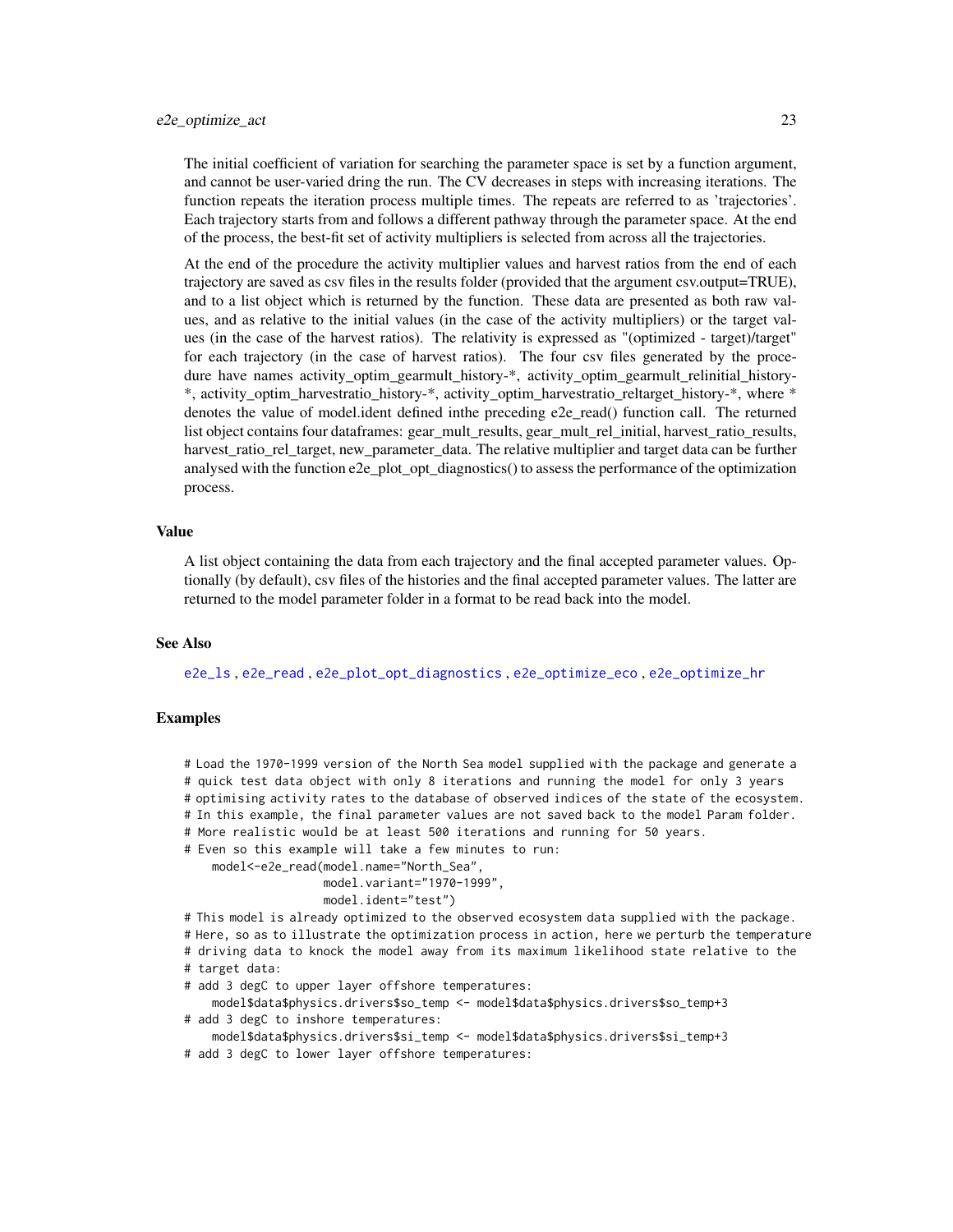The initial coefficient of variation for searching the parameter space is set by a function argument, and cannot be user-varied dring the run. The CV decreases in steps with increasing iterations. The function repeats the iteration process multiple times. The repeats are referred to as 'trajectories'. Each trajectory starts from and follows a different pathway through the parameter space. At the end of the process, the best-fit set of activity multipliers is selected from across all the trajectories.

At the end of the procedure the activity multiplier values and harvest ratios from the end of each trajectory are saved as csv files in the results folder (provided that the argument csv.output=TRUE), and to a list object which is returned by the function. These data are presented as both raw values, and as relative to the initial values (in the case of the activity multipliers) or the target values (in the case of the harvest ratios). The relativity is expressed as "(optimized - target)/target" for each trajectory (in the case of harvest ratios). The four csv files generated by the procedure have names activity_optim_gearmult_history-*, activity_optim_gearmult_relinitial_history-*, activity_optim_harvestratio_history-*, activity_optim_harvestratio_reltarget_history-*, where * denotes the value of model.ident defined inthe preceding e2e_read() function call. The returned list object contains four dataframes: gear_mult_results, gear_mult_rel_initial, harvest_ratio_results, harvest_ratio_rel_target, new_parameter_data. The relative multiplier and target data can be further analysed with the function e2e_plot_opt_diagnostics() to assess the performance of the optimization process.

### Value

A list object containing the data from each trajectory and the final accepted parameter values. Optionally (by default), csv files of the histories and the final accepted parameter values. The latter are returned to the model parameter folder in a format to be read back into the model.

### See Also

e2e_ls , e2e_read , e2e_plot_opt_diagnostics , e2e_optimize_eco , e2e_optimize_hr

### Examples

```
# Load the 1970-1999 version of the North Sea model supplied with the package and generate a
# quick test data object with only 8 iterations and running the model for only 3 years
# optimising activity rates to the database of observed indices of the state of the ecosystem.
# In this example, the final parameter values are not saved back to the model Param folder.
# More realistic would be at least 500 iterations and running for 50 years.
# Even so this example will take a few minutes to run:
    model<-e2e_read(model.name="North_Sea",
                    model.variant="1970-1999",
                    model.ident="test")
# This model is already optimized to the observed ecosystem data supplied with the package.
# Here, so as to illustrate the optimization process in action, here we perturb the temperature
# driving data to knock the model away from its maximum likelihood state relative to the
# target data:
# add 3 degC to upper layer offshore temperatures:
    model$data$physics.drivers$so_temp <- model$data$physics.drivers$so_temp+3
# add 3 degC to inshore temperatures:
    model$data$physics.drivers$si_temp <- model$data$physics.drivers$si_temp+3
# add 3 degC to lower layer offshore temperatures:
```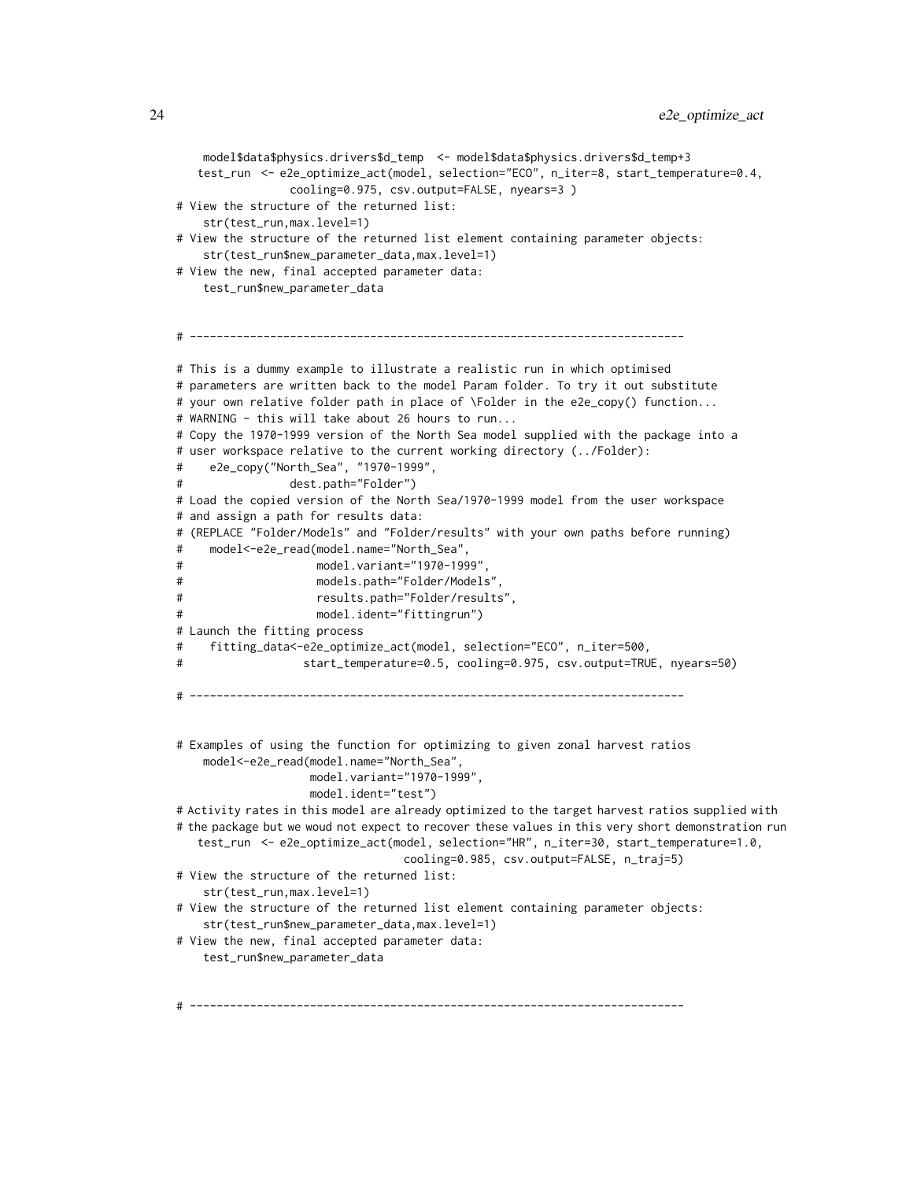```
    model$data$physics.drivers$d_temp  <- model$data$physics.drivers$d_temp+3
   test_run  <- e2e_optimize_act(model, selection="ECO", n_iter=8, start_temperature=0.4,
                cooling=0.975, csv.output=FALSE, nyears=3 )
# View the structure of the returned list:
    str(test_run,max.level=1)
# View the structure of the returned list element containing parameter objects:
    str(test_run$new_parameter_data,max.level=1)
# View the new, final accepted parameter data:
    test_run$new_parameter_data


# --------------------------------------------------------------------------

# This is a dummy example to illustrate a realistic run in which optimised
# parameters are written back to the model Param folder. To try it out substitute
# your own relative folder path in place of \Folder in the e2e_copy() function...
# WARNING - this will take about 26 hours to run...
# Copy the 1970-1999 version of the North Sea model supplied with the package into a
# user workspace relative to the current working directory (../Folder):
#    e2e_copy("North_Sea", "1970-1999",
#             dest.path="Folder")
# Load the copied version of the North Sea/1970-1999 model from the user workspace
# and assign a path for results data:
# (REPLACE "Folder/Models" and "Folder/results" with your own paths before running)
#    model<-e2e_read(model.name="North_Sea",
#                    model.variant="1970-1999",
#                    models.path="Folder/Models",
#                    results.path="Folder/results",
#                    model.ident="fittingrun")
# Launch the fitting process
#    fitting_data<-e2e_optimize_act(model, selection="ECO", n_iter=500,
#                  start_temperature=0.5, cooling=0.975, csv.output=TRUE, nyears=50)

# --------------------------------------------------------------------------


# Examples of using the function for optimizing to given zonal harvest ratios
    model<-e2e_read(model.name="North_Sea",
                   model.variant="1970-1999",
                   model.ident="test")
# Activity rates in this model are already optimized to the target harvest ratios supplied with
# the package but we woud not expect to recover these values in this very short demonstration run
   test_run  <- e2e_optimize_act(model, selection="HR", n_iter=30, start_temperature=1.0,
                              cooling=0.985, csv.output=FALSE, n_traj=5)
# View the structure of the returned list:
    str(test_run,max.level=1)
# View the structure of the returned list element containing parameter objects:
    str(test_run$new_parameter_data,max.level=1)
# View the new, final accepted parameter data:
    test_run$new_parameter_data


# --------------------------------------------------------------------------
```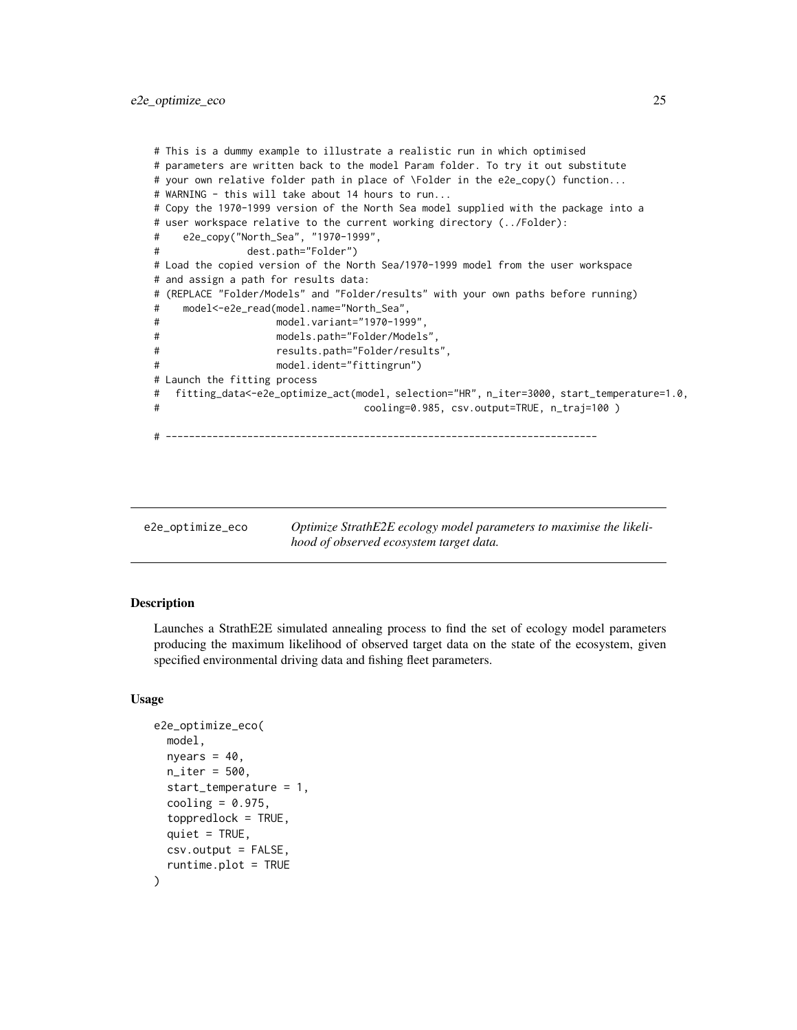```
# This is a dummy example to illustrate a realistic run in which optimised
# parameters are written back to the model Param folder. To try it out substitute
# your own relative folder path in place of \Folder in the e2e_copy() function...
# WARNING - this will take about 14 hours to run...
# Copy the 1970-1999 version of the North Sea model supplied with the package into a
# user workspace relative to the current working directory (../Folder):
#    e2e_copy("North_Sea", "1970-1999",
#              dest.path="Folder")
# Load the copied version of the North Sea/1970-1999 model from the user workspace
# and assign a path for results data:
# (REPLACE "Folder/Models" and "Folder/results" with your own paths before running)
#    model<-e2e_read(model.name="North_Sea",
#                    model.variant="1970-1999",
#                    models.path="Folder/Models",
#                    results.path="Folder/results",
#                    model.ident="fittingrun")
# Launch the fitting process
#   fitting_data<-e2e_optimize_act(model, selection="HR", n_iter=3000, start_temperature=1.0,
#                                  cooling=0.985, csv.output=TRUE, n_traj=100 )

# -------------------------------------------------------------------------
```

## e2e_optimize_eco

*Optimize StrathE2E ecology model parameters to maximise the likelihood of observed ecosystem target data.*

### Description

Launches a StrathE2E simulated annealing process to find the set of ecology model parameters producing the maximum likelihood of observed target data on the state of the ecosystem, given specified environmental driving data and fishing fleet parameters.

### Usage

```
e2e_optimize_eco(
  model,
  nyears = 40,
  n_iter = 500,
  start_temperature = 1,
  cooling = 0.975,
  toppredlock = TRUE,
  quiet = TRUE,
  csv.output = FALSE,
  runtime.plot = TRUE
)
```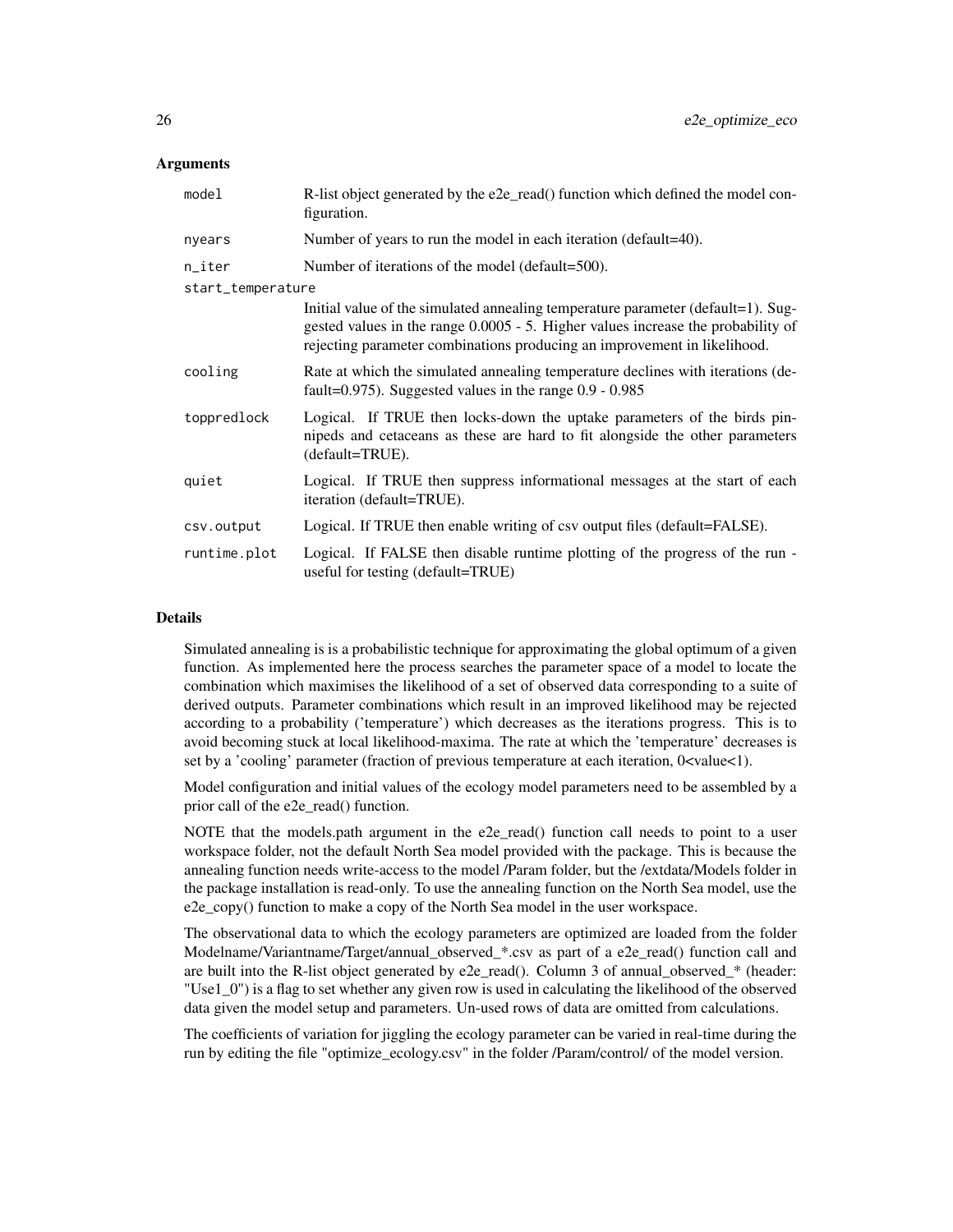### Arguments

| | |
|---|---|
| `model` | R-list object generated by the e2e_read() function which defined the model configuration. |
| `nyears` | Number of years to run the model in each iteration (default=40). |
| `n_iter` | Number of iterations of the model (default=500). |
| `start_temperature` | Initial value of the simulated annealing temperature parameter (default=1). Suggested values in the range 0.0005 - 5. Higher values increase the probability of rejecting parameter combinations producing an improvement in likelihood. |
| `cooling` | Rate at which the simulated annealing temperature declines with iterations (default=0.975). Suggested values in the range 0.9 - 0.985 |
| `toppredlock` | Logical. If TRUE then locks-down the uptake parameters of the birds pinnipeds and cetaceans as these are hard to fit alongside the other parameters (default=TRUE). |
| `quiet` | Logical. If TRUE then suppress informational messages at the start of each iteration (default=TRUE). |
| `csv.output` | Logical. If TRUE then enable writing of csv output files (default=FALSE). |
| `runtime.plot` | Logical. If FALSE then disable runtime plotting of the progress of the run - useful for testing (default=TRUE) |

### Details

Simulated annealing is is a probabilistic technique for approximating the global optimum of a given function. As implemented here the process searches the parameter space of a model to locate the combination which maximises the likelihood of a set of observed data corresponding to a suite of derived outputs. Parameter combinations which result in an improved likelihood may be rejected according to a probability ('temperature') which decreases as the iterations progress. This is to avoid becoming stuck at local likelihood-maxima. The rate at which the 'temperature' decreases is set by a 'cooling' parameter (fraction of previous temperature at each iteration, 0<value<1).

Model configuration and initial values of the ecology model parameters need to be assembled by a prior call of the e2e_read() function.

NOTE that the models.path argument in the e2e_read() function call needs to point to a user workspace folder, not the default North Sea model provided with the package. This is because the annealing function needs write-access to the model /Param folder, but the /extdata/Models folder in the package installation is read-only. To use the annealing function on the North Sea model, use the e2e_copy() function to make a copy of the North Sea model in the user workspace.

The observational data to which the ecology parameters are optimized are loaded from the folder Modelname/Variantname/Target/annual_observed_*.csv as part of a e2e_read() function call and are built into the R-list object generated by e2e_read(). Column 3 of annual_observed_* (header: "Use1_0") is a flag to set whether any given row is used in calculating the likelihood of the observed data given the model setup and parameters. Un-used rows of data are omitted from calculations.

The coefficients of variation for jiggling the ecology parameter can be varied in real-time during the run by editing the file "optimize_ecology.csv" in the folder /Param/control/ of the model version.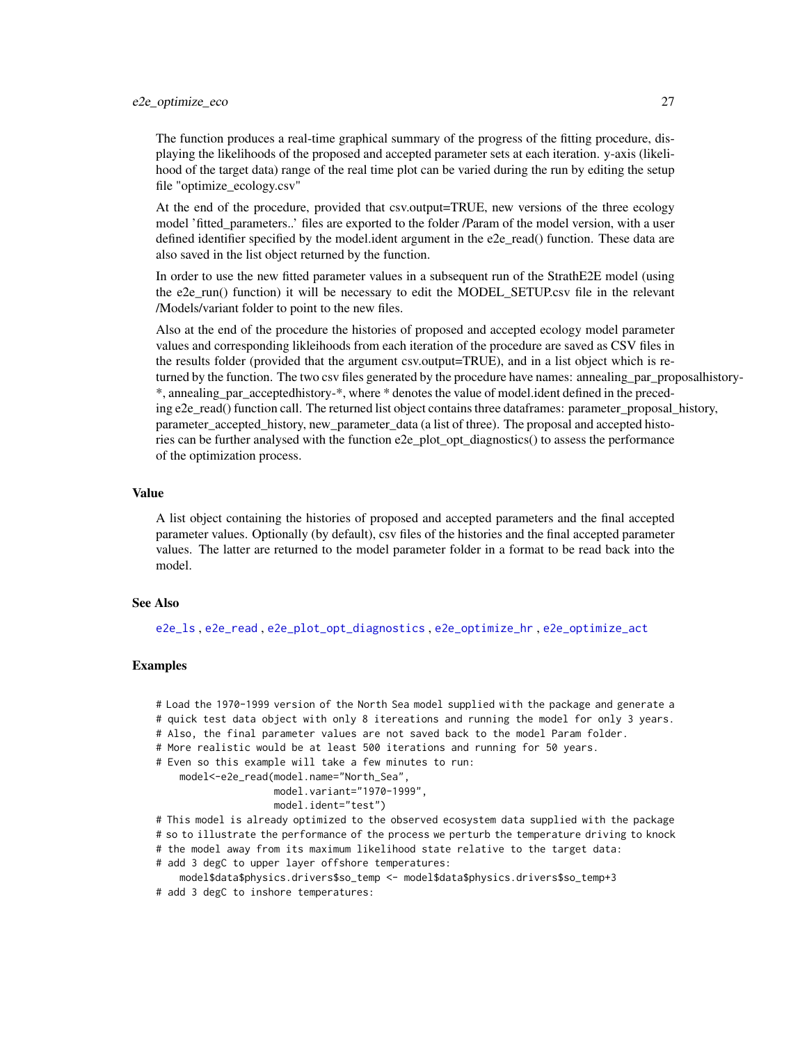The function produces a real-time graphical summary of the progress of the fitting procedure, displaying the likelihoods of the proposed and accepted parameter sets at each iteration. y-axis (likelihood of the target data) range of the real time plot can be varied during the run by editing the setup file "optimize_ecology.csv"

At the end of the procedure, provided that csv.output=TRUE, new versions of the three ecology model 'fitted_parameters..' files are exported to the folder /Param of the model version, with a user defined identifier specified by the model.ident argument in the e2e_read() function. These data are also saved in the list object returned by the function.

In order to use the new fitted parameter values in a subsequent run of the StrathE2E model (using the e2e_run() function) it will be necessary to edit the MODEL_SETUP.csv file in the relevant /Models/variant folder to point to the new files.

Also at the end of the procedure the histories of proposed and accepted ecology model parameter values and corresponding likleihoods from each iteration of the procedure are saved as CSV files in the results folder (provided that the argument csv.output=TRUE), and in a list object which is returned by the function. The two csv files generated by the procedure have names: annealing_par_proposalhistory-*, annealing_par_acceptedhistory-*, where * denotes the value of model.ident defined in the preceding e2e_read() function call. The returned list object contains three dataframes: parameter_proposal_history, parameter_accepted_history, new_parameter_data (a list of three). The proposal and accepted histories can be further analysed with the function e2e_plot_opt_diagnostics() to assess the performance of the optimization process.

### Value

A list object containing the histories of proposed and accepted parameters and the final accepted parameter values. Optionally (by default), csv files of the histories and the final accepted parameter values. The latter are returned to the model parameter folder in a format to be read back into the model.

### See Also

e2e_ls , e2e_read , e2e_plot_opt_diagnostics , e2e_optimize_hr , e2e_optimize_act

### Examples

```
# Load the 1970-1999 version of the North Sea model supplied with the package and generate a
# quick test data object with only 8 itereations and running the model for only 3 years.
# Also, the final parameter values are not saved back to the model Param folder.
# More realistic would be at least 500 iterations and running for 50 years.
# Even so this example will take a few minutes to run:
    model<-e2e_read(model.name="North_Sea",
                    model.variant="1970-1999",
                    model.ident="test")
# This model is already optimized to the observed ecosystem data supplied with the package
# so to illustrate the performance of the process we perturb the temperature driving to knock
# the model away from its maximum likelihood state relative to the target data:
# add 3 degC to upper layer offshore temperatures:
    model$data$physics.drivers$so_temp <- model$data$physics.drivers$so_temp+3
# add 3 degC to inshore temperatures:
```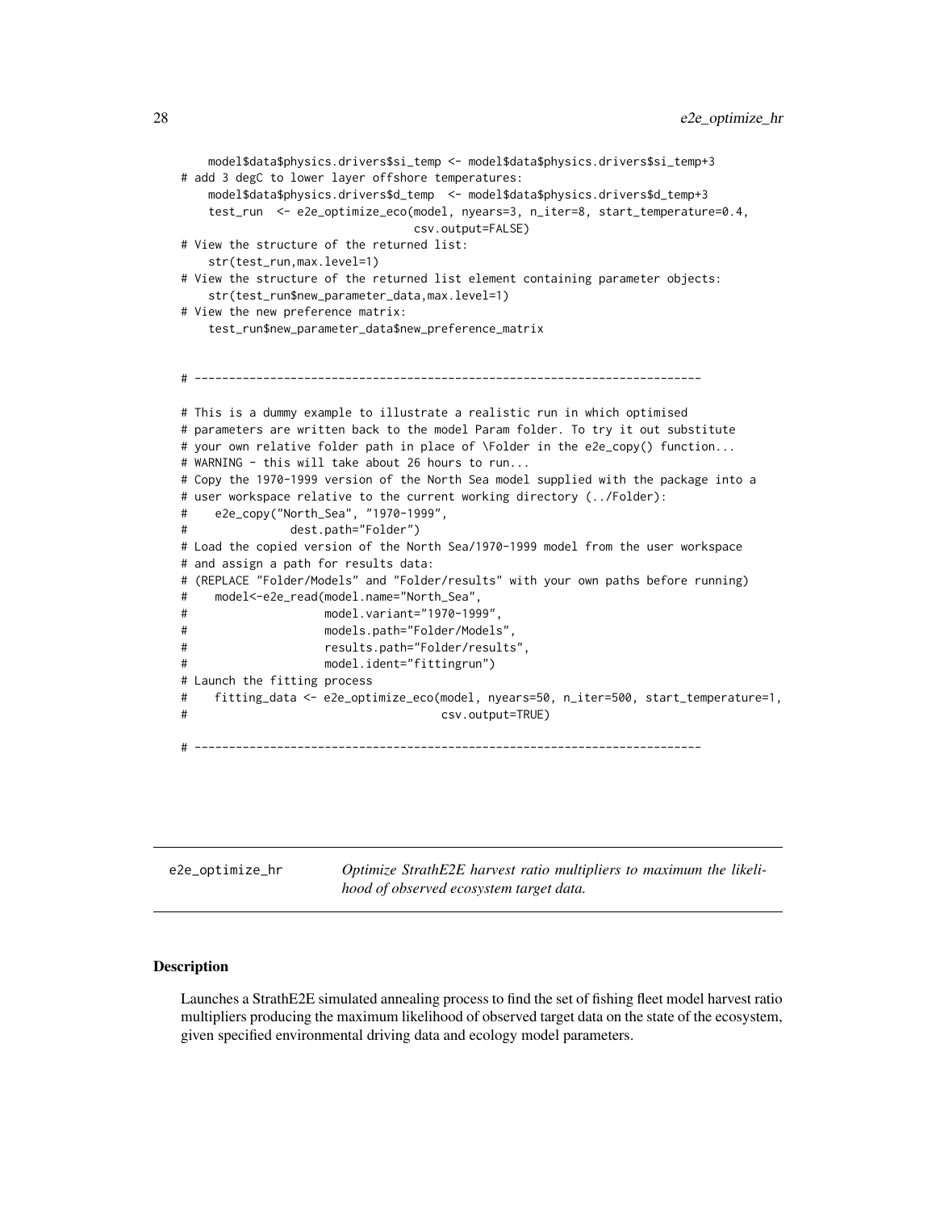```
    model$data$physics.drivers$si_temp <- model$data$physics.drivers$si_temp+3
# add 3 degC to lower layer offshore temperatures:
    model$data$physics.drivers$d_temp  <- model$data$physics.drivers$d_temp+3
    test_run  <- e2e_optimize_eco(model, nyears=3, n_iter=8, start_temperature=0.4,
                                  csv.output=FALSE)
# View the structure of the returned list:
    str(test_run,max.level=1)
# View the structure of the returned list element containing parameter objects:
    str(test_run$new_parameter_data,max.level=1)
# View the new preference matrix:
    test_run$new_parameter_data$new_preference_matrix


# --------------------------------------------------------------------------

# This is a dummy example to illustrate a realistic run in which optimised
# parameters are written back to the model Param folder. To try it out substitute
# your own relative folder path in place of \Folder in the e2e_copy() function...
# WARNING - this will take about 26 hours to run...
# Copy the 1970-1999 version of the North Sea model supplied with the package into a
# user workspace relative to the current working directory (../Folder):
#    e2e_copy("North_Sea", "1970-1999",
#             dest.path="Folder")
# Load the copied version of the North Sea/1970-1999 model from the user workspace
# and assign a path for results data:
# (REPLACE "Folder/Models" and "Folder/results" with your own paths before running)
#    model<-e2e_read(model.name="North_Sea",
#                    model.variant="1970-1999",
#                    models.path="Folder/Models",
#                    results.path="Folder/results",
#                    model.ident="fittingrun")
# Launch the fitting process
#    fitting_data <- e2e_optimize_eco(model, nyears=50, n_iter=500, start_temperature=1,
#                                     csv.output=TRUE)

# --------------------------------------------------------------------------
```

---

## e2e_optimize_hr — *Optimize StrathE2E harvest ratio multipliers to maximum the likelihood of observed ecosystem target data.*

---

### Description

Launches a StrathE2E simulated annealing process to find the set of fishing fleet model harvest ratio multipliers producing the maximum likelihood of observed target data on the state of the ecosystem, given specified environmental driving data and ecology model parameters.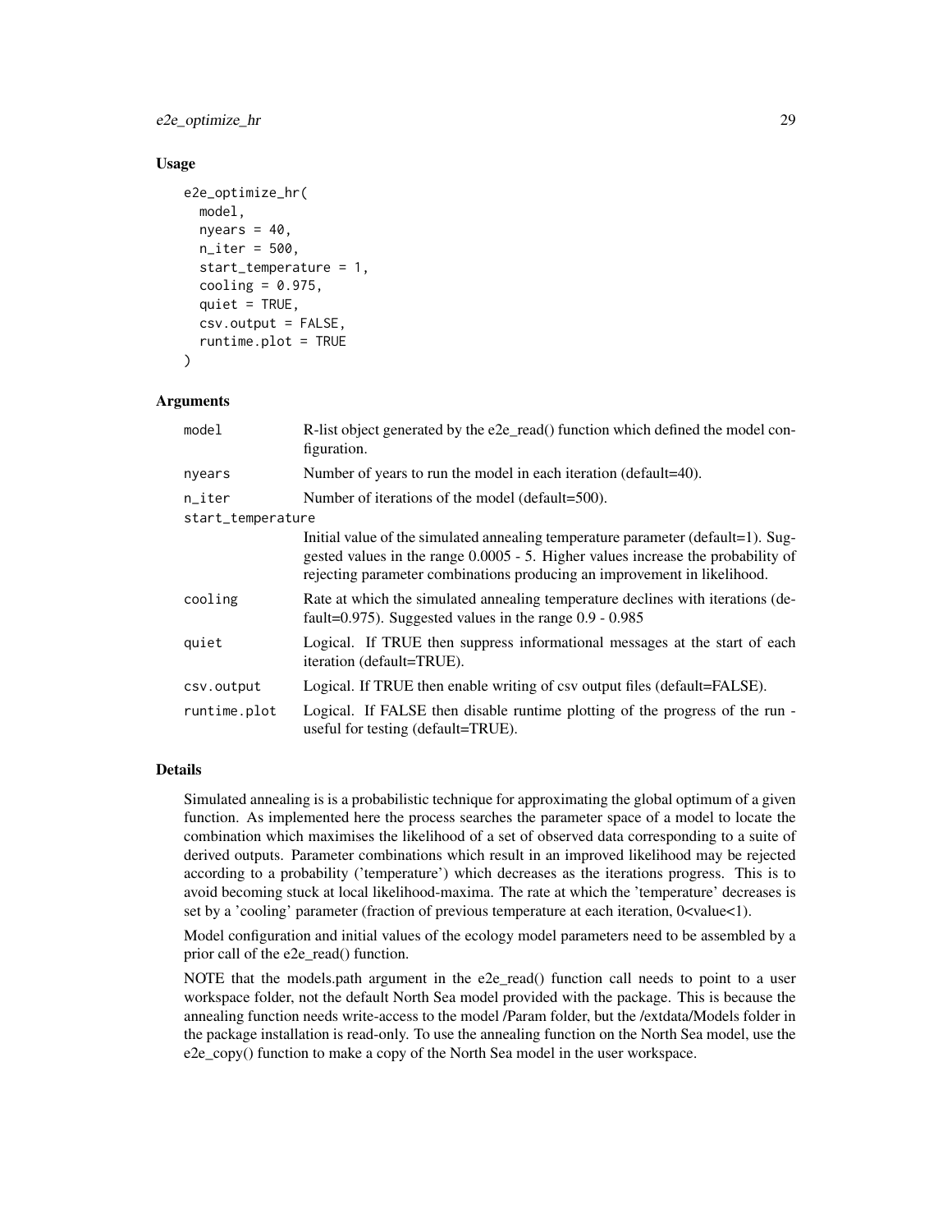### Usage

```
e2e_optimize_hr(
  model,
  nyears = 40,
  n_iter = 500,
  start_temperature = 1,
  cooling = 0.975,
  quiet = TRUE,
  csv.output = FALSE,
  runtime.plot = TRUE
)
```

### Arguments

| Argument | Description |
|---|---|
| model | R-list object generated by the e2e_read() function which defined the model configuration. |
| nyears | Number of years to run the model in each iteration (default=40). |
| n_iter | Number of iterations of the model (default=500). |
| start_temperature | Initial value of the simulated annealing temperature parameter (default=1). Suggested values in the range 0.0005 - 5. Higher values increase the probability of rejecting parameter combinations producing an improvement in likelihood. |
| cooling | Rate at which the simulated annealing temperature declines with iterations (default=0.975). Suggested values in the range 0.9 - 0.985 |
| quiet | Logical. If TRUE then suppress informational messages at the start of each iteration (default=TRUE). |
| csv.output | Logical. If TRUE then enable writing of csv output files (default=FALSE). |
| runtime.plot | Logical. If FALSE then disable runtime plotting of the progress of the run - useful for testing (default=TRUE). |

### Details

Simulated annealing is is a probabilistic technique for approximating the global optimum of a given function. As implemented here the process searches the parameter space of a model to locate the combination which maximises the likelihood of a set of observed data corresponding to a suite of derived outputs. Parameter combinations which result in an improved likelihood may be rejected according to a probability ('temperature') which decreases as the iterations progress. This is to avoid becoming stuck at local likelihood-maxima. The rate at which the 'temperature' decreases is set by a 'cooling' parameter (fraction of previous temperature at each iteration, 0<value<1).

Model configuration and initial values of the ecology model parameters need to be assembled by a prior call of the e2e_read() function.

NOTE that the models.path argument in the e2e_read() function call needs to point to a user workspace folder, not the default North Sea model provided with the package. This is because the annealing function needs write-access to the model /Param folder, but the /extdata/Models folder in the package installation is read-only. To use the annealing function on the North Sea model, use the e2e_copy() function to make a copy of the North Sea model in the user workspace.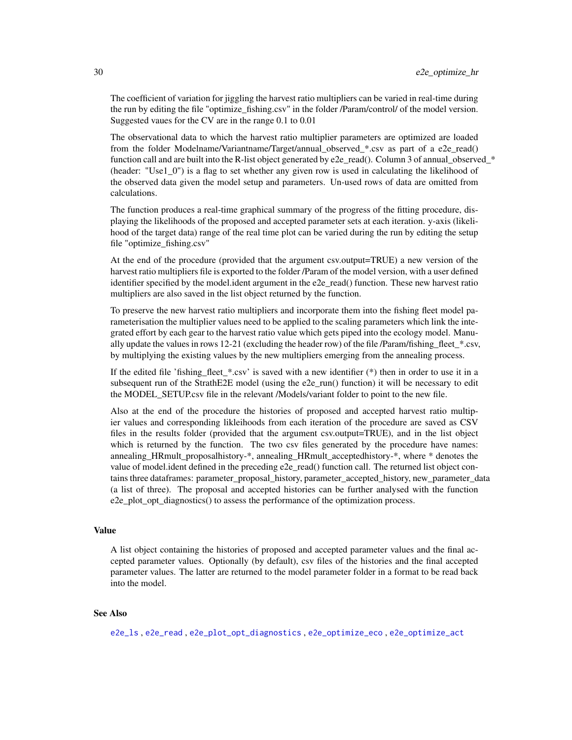The coefficient of variation for jiggling the harvest ratio multipliers can be varied in real-time during the run by editing the file "optimize_fishing.csv" in the folder /Param/control/ of the model version. Suggested vaues for the CV are in the range 0.1 to 0.01

The observational data to which the harvest ratio multiplier parameters are optimized are loaded from the folder Modelname/Variantname/Target/annual_observed_*.csv as part of a e2e_read() function call and are built into the R-list object generated by e2e_read(). Column 3 of annual_observed_* (header: "Use1_0") is a flag to set whether any given row is used in calculating the likelihood of the observed data given the model setup and parameters. Un-used rows of data are omitted from calculations.

The function produces a real-time graphical summary of the progress of the fitting procedure, displaying the likelihoods of the proposed and accepted parameter sets at each iteration. y-axis (likelihood of the target data) range of the real time plot can be varied during the run by editing the setup file "optimize_fishing.csv"

At the end of the procedure (provided that the argument csv.output=TRUE) a new version of the harvest ratio multipliers file is exported to the folder /Param of the model version, with a user defined identifier specified by the model.ident argument in the e2e_read() function. These new harvest ratio multipliers are also saved in the list object returned by the function.

To preserve the new harvest ratio multipliers and incorporate them into the fishing fleet model parameterisation the multiplier values need to be applied to the scaling parameters which link the integrated effort by each gear to the harvest ratio value which gets piped into the ecology model. Manually update the values in rows 12-21 (excluding the header row) of the file /Param/fishing_fleet_*.csv, by multiplying the existing values by the new multipliers emerging from the annealing process.

If the edited file 'fishing_fleet_*.csv' is saved with a new identifier (*) then in order to use it in a subsequent run of the StrathE2E model (using the e2e_run() function) it will be necessary to edit the MODEL_SETUP.csv file in the relevant /Models/variant folder to point to the new file.

Also at the end of the procedure the histories of proposed and accepted harvest ratio multipier values and corresponding likleihoods from each iteration of the procedure are saved as CSV files in the results folder (provided that the argument csv.output=TRUE), and in the list object which is returned by the function. The two csv files generated by the procedure have names: annealing_HRmult_proposalhistory-*, annealing_HRmult_acceptedhistory-*, where * denotes the value of model.ident defined in the preceding e2e_read() function call. The returned list object contains three dataframes: parameter_proposal_history, parameter_accepted_history, new_parameter_data (a list of three). The proposal and accepted histories can be further analysed with the function e2e_plot_opt_diagnostics() to assess the performance of the optimization process.

## Value

A list object containing the histories of proposed and accepted parameter values and the final accepted parameter values. Optionally (by default), csv files of the histories and the final accepted parameter values. The latter are returned to the model parameter folder in a format to be read back into the model.

## See Also

e2e_ls , e2e_read , e2e_plot_opt_diagnostics , e2e_optimize_eco , e2e_optimize_act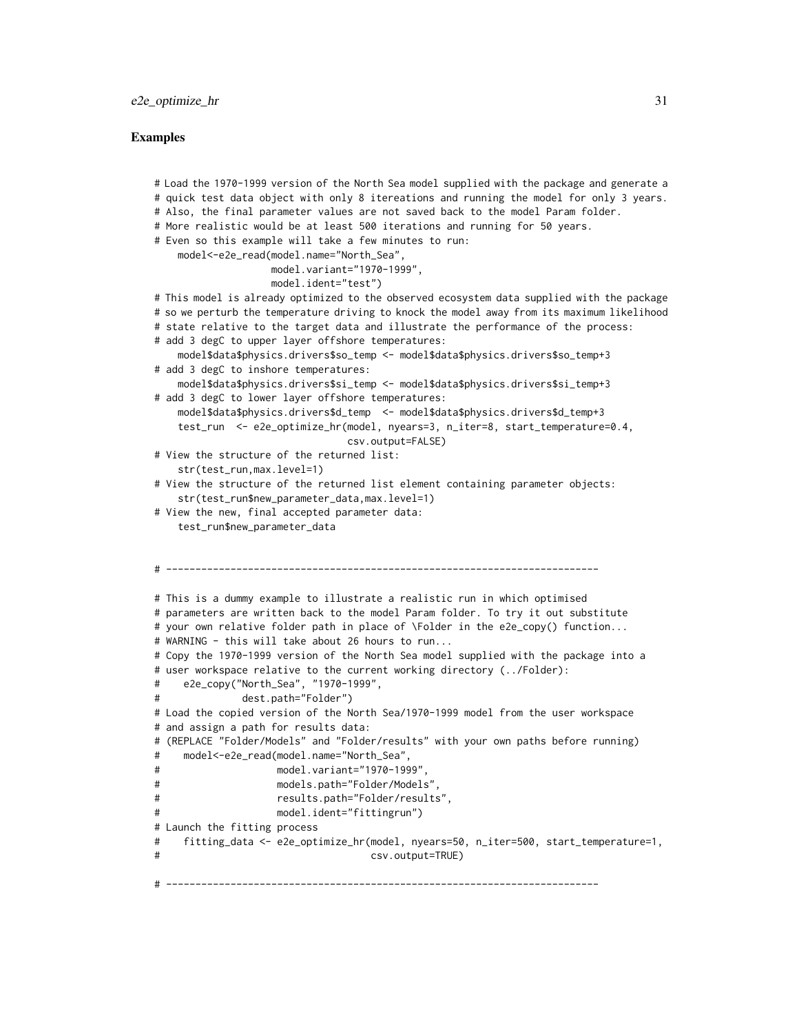## Examples

```
# Load the 1970-1999 version of the North Sea model supplied with the package and generate a
# quick test data object with only 8 itereations and running the model for only 3 years.
# Also, the final parameter values are not saved back to the model Param folder.
# More realistic would be at least 500 iterations and running for 50 years.
# Even so this example will take a few minutes to run:
    model<-e2e_read(model.name="North_Sea",
                    model.variant="1970-1999",
                    model.ident="test")
# This model is already optimized to the observed ecosystem data supplied with the package
# so we perturb the temperature driving to knock the model away from its maximum likelihood
# state relative to the target data and illustrate the performance of the process:
# add 3 degC to upper layer offshore temperatures:
    model$data$physics.drivers$so_temp <- model$data$physics.drivers$so_temp+3
# add 3 degC to inshore temperatures:
    model$data$physics.drivers$si_temp <- model$data$physics.drivers$si_temp+3
# add 3 degC to lower layer offshore temperatures:
    model$data$physics.drivers$d_temp  <- model$data$physics.drivers$d_temp+3
    test_run  <- e2e_optimize_hr(model, nyears=3, n_iter=8, start_temperature=0.4,
                                 csv.output=FALSE)
# View the structure of the returned list:
    str(test_run,max.level=1)
# View the structure of the returned list element containing parameter objects:
    str(test_run$new_parameter_data,max.level=1)
# View the new, final accepted parameter data:
    test_run$new_parameter_data


# --------------------------------------------------------------------------

# This is a dummy example to illustrate a realistic run in which optimised
# parameters are written back to the model Param folder. To try it out substitute
# your own relative folder path in place of \Folder in the e2e_copy() function...
# WARNING - this will take about 26 hours to run...
# Copy the 1970-1999 version of the North Sea model supplied with the package into a
# user workspace relative to the current working directory (../Folder):
#    e2e_copy("North_Sea", "1970-1999",
#             dest.path="Folder")
# Load the copied version of the North Sea/1970-1999 model from the user workspace
# and assign a path for results data:
# (REPLACE "Folder/Models" and "Folder/results" with your own paths before running)
#    model<-e2e_read(model.name="North_Sea",
#                    model.variant="1970-1999",
#                    models.path="Folder/Models",
#                    results.path="Folder/results",
#                    model.ident="fittingrun")
# Launch the fitting process
#    fitting_data <- e2e_optimize_hr(model, nyears=50, n_iter=500, start_temperature=1,
#                                    csv.output=TRUE)

# --------------------------------------------------------------------------
```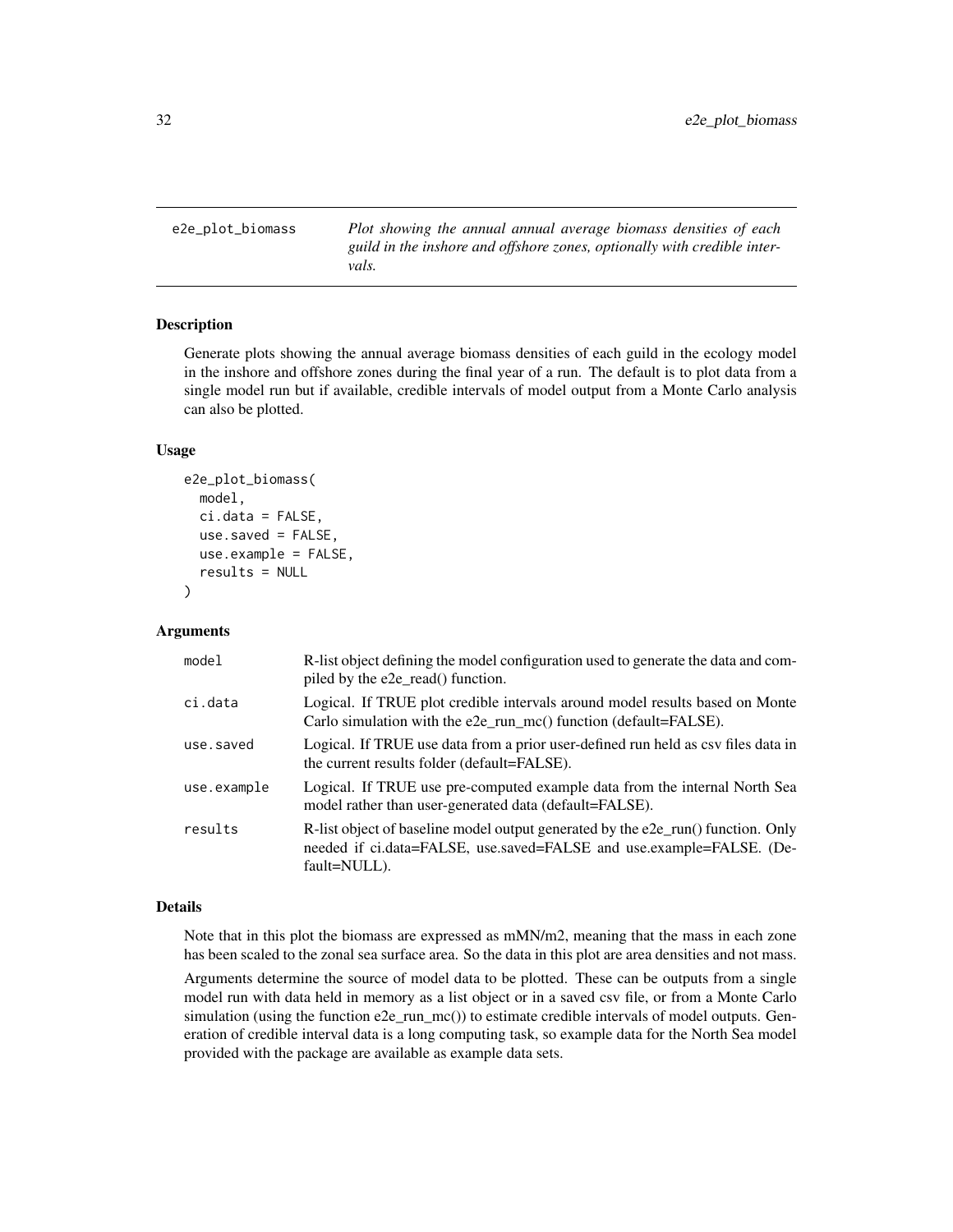## e2e_plot_biomass

*Plot showing the annual annual average biomass densities of each guild in the inshore and offshore zones, optionally with credible intervals.*

### Description

Generate plots showing the annual average biomass densities of each guild in the ecology model in the inshore and offshore zones during the final year of a run. The default is to plot data from a single model run but if available, credible intervals of model output from a Monte Carlo analysis can also be plotted.

### Usage

```
e2e_plot_biomass(
  model,
  ci.data = FALSE,
  use.saved = FALSE,
  use.example = FALSE,
  results = NULL
)
```

### Arguments

| | |
|---|---|
| model | R-list object defining the model configuration used to generate the data and compiled by the e2e_read() function. |
| ci.data | Logical. If TRUE plot credible intervals around model results based on Monte Carlo simulation with the e2e_run_mc() function (default=FALSE). |
| use.saved | Logical. If TRUE use data from a prior user-defined run held as csv files data in the current results folder (default=FALSE). |
| use.example | Logical. If TRUE use pre-computed example data from the internal North Sea model rather than user-generated data (default=FALSE). |
| results | R-list object of baseline model output generated by the e2e_run() function. Only needed if ci.data=FALSE, use.saved=FALSE and use.example=FALSE. (Default=NULL). |

### Details

Note that in this plot the biomass are expressed as mMN/m2, meaning that the mass in each zone has been scaled to the zonal sea surface area. So the data in this plot are area densities and not mass.

Arguments determine the source of model data to be plotted. These can be outputs from a single model run with data held in memory as a list object or in a saved csv file, or from a Monte Carlo simulation (using the function e2e_run_mc()) to estimate credible intervals of model outputs. Generation of credible interval data is a long computing task, so example data for the North Sea model provided with the package are available as example data sets.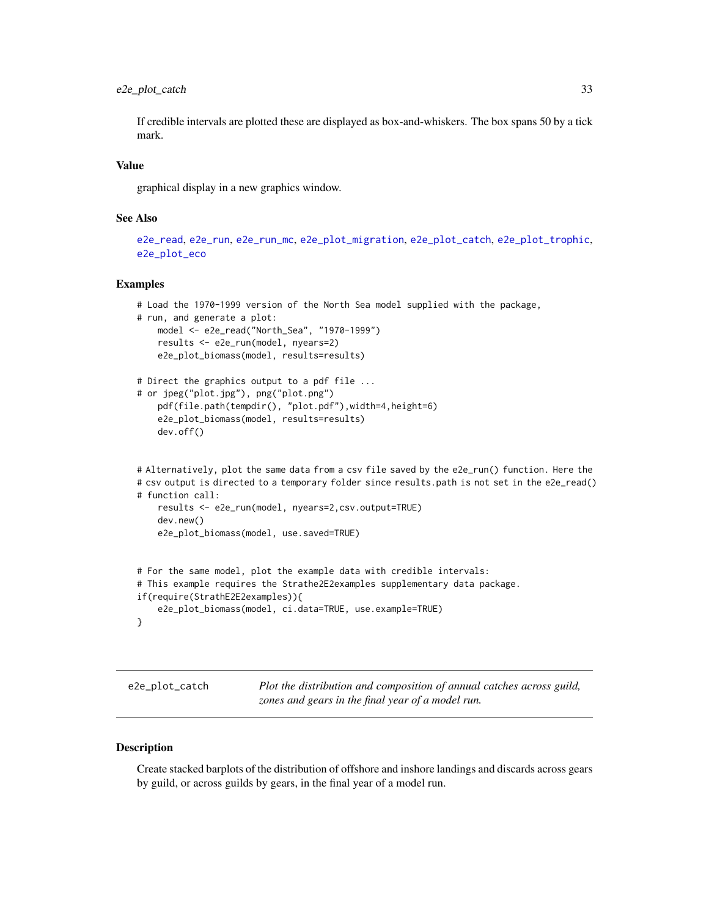If credible intervals are plotted these are displayed as box-and-whiskers. The box spans 50 by a tick mark.

### Value

graphical display in a new graphics window.

### See Also

e2e_read, e2e_run, e2e_run_mc, e2e_plot_migration, e2e_plot_catch, e2e_plot_trophic, e2e_plot_eco

### Examples

```
# Load the 1970-1999 version of the North Sea model supplied with the package,
# run, and generate a plot:
    model <- e2e_read("North_Sea", "1970-1999")
    results <- e2e_run(model, nyears=2)
    e2e_plot_biomass(model, results=results)

# Direct the graphics output to a pdf file ...
# or jpeg("plot.jpg"), png("plot.png")
    pdf(file.path(tempdir(), "plot.pdf"),width=4,height=6)
    e2e_plot_biomass(model, results=results)
    dev.off()


# Alternatively, plot the same data from a csv file saved by the e2e_run() function. Here the
# csv output is directed to a temporary folder since results.path is not set in the e2e_read()
# function call:
    results <- e2e_run(model, nyears=2,csv.output=TRUE)
    dev.new()
    e2e_plot_biomass(model, use.saved=TRUE)


# For the same model, plot the example data with credible intervals:
# This example requires the Strathe2E2examples supplementary data package.
if(require(StrathE2E2examples)){
    e2e_plot_biomass(model, ci.data=TRUE, use.example=TRUE)
}
```

---

## e2e_plot_catch

*Plot the distribution and composition of annual catches across guild, zones and gears in the final year of a model run.*

---

### Description

Create stacked barplots of the distribution of offshore and inshore landings and discards across gears by guild, or across guilds by gears, in the final year of a model run.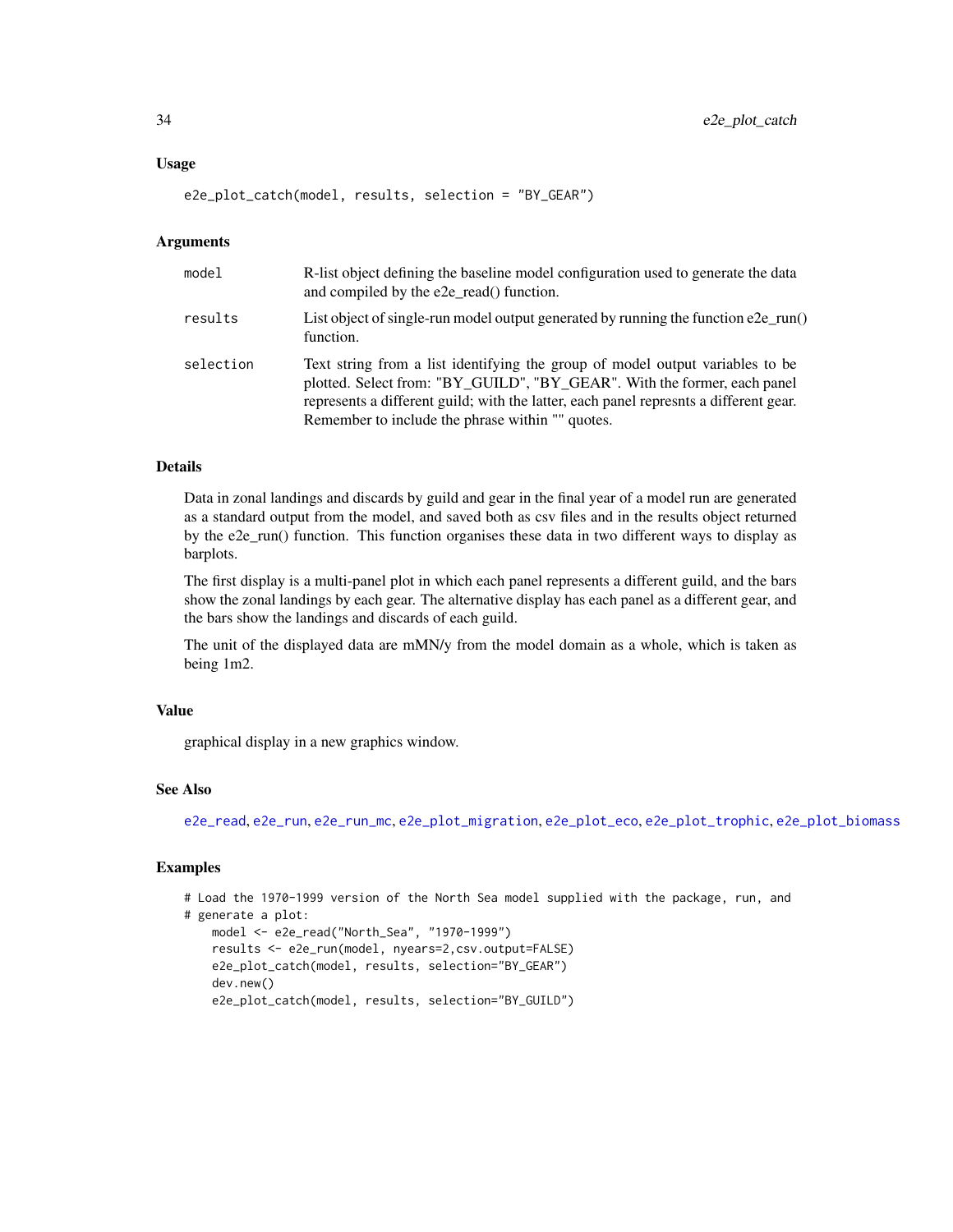### Usage

```
e2e_plot_catch(model, results, selection = "BY_GEAR")
```

### Arguments

| | |
|---|---|
| model | R-list object defining the baseline model configuration used to generate the data and compiled by the e2e_read() function. |
| results | List object of single-run model output generated by running the function e2e_run() function. |
| selection | Text string from a list identifying the group of model output variables to be plotted. Select from: "BY_GUILD", "BY_GEAR". With the former, each panel represents a different guild; with the latter, each panel represnts a different gear. Remember to include the phrase within "" quotes. |

### Details

Data in zonal landings and discards by guild and gear in the final year of a model run are generated as a standard output from the model, and saved both as csv files and in the results object returned by the e2e_run() function. This function organises these data in two different ways to display as barplots.

The first display is a multi-panel plot in which each panel represents a different guild, and the bars show the zonal landings by each gear. The alternative display has each panel as a different gear, and the bars show the landings and discards of each guild.

The unit of the displayed data are mMN/y from the model domain as a whole, which is taken as being 1m2.

### Value

graphical display in a new graphics window.

### See Also

e2e_read, e2e_run, e2e_run_mc, e2e_plot_migration, e2e_plot_eco, e2e_plot_trophic, e2e_plot_biomass

### Examples

```
# Load the 1970-1999 version of the North Sea model supplied with the package, run, and
# generate a plot:
    model <- e2e_read("North_Sea", "1970-1999")
    results <- e2e_run(model, nyears=2,csv.output=FALSE)
    e2e_plot_catch(model, results, selection="BY_GEAR")
    dev.new()
    e2e_plot_catch(model, results, selection="BY_GUILD")
```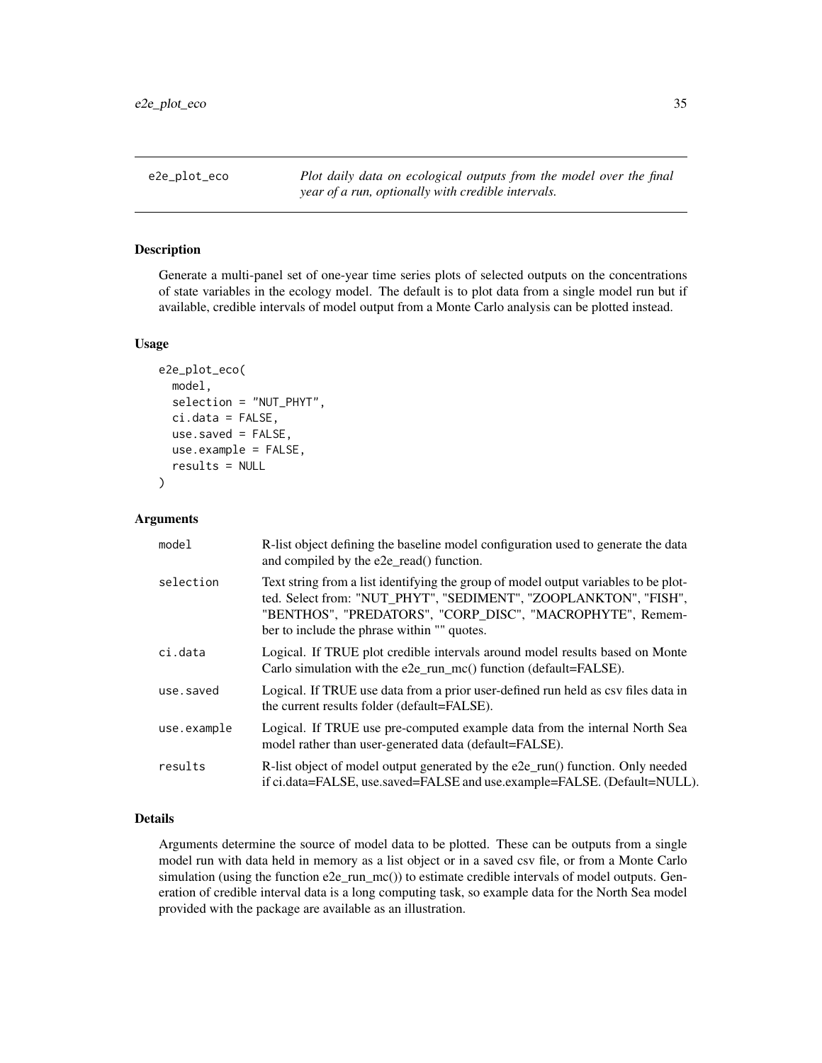# e2e_plot_eco

*Plot daily data on ecological outputs from the model over the final year of a run, optionally with credible intervals.*

## Description

Generate a multi-panel set of one-year time series plots of selected outputs on the concentrations of state variables in the ecology model. The default is to plot data from a single model run but if available, credible intervals of model output from a Monte Carlo analysis can be plotted instead.

## Usage

```
e2e_plot_eco(
  model,
  selection = "NUT_PHYT",
  ci.data = FALSE,
  use.saved = FALSE,
  use.example = FALSE,
  results = NULL
)
```

## Arguments

| Argument | Description |
|---|---|
| model | R-list object defining the baseline model configuration used to generate the data and compiled by the e2e_read() function. |
| selection | Text string from a list identifying the group of model output variables to be plotted. Select from: "NUT_PHYT", "SEDIMENT", "ZOOPLANKTON", "FISH", "BENTHOS", "PREDATORS", "CORP_DISC", "MACROPHYTE", Remember to include the phrase within "" quotes. |
| ci.data | Logical. If TRUE plot credible intervals around model results based on Monte Carlo simulation with the e2e_run_mc() function (default=FALSE). |
| use.saved | Logical. If TRUE use data from a prior user-defined run held as csv files data in the current results folder (default=FALSE). |
| use.example | Logical. If TRUE use pre-computed example data from the internal North Sea model rather than user-generated data (default=FALSE). |
| results | R-list object of model output generated by the e2e_run() function. Only needed if ci.data=FALSE, use.saved=FALSE and use.example=FALSE. (Default=NULL). |

## Details

Arguments determine the source of model data to be plotted. These can be outputs from a single model run with data held in memory as a list object or in a saved csv file, or from a Monte Carlo simulation (using the function e2e_run_mc()) to estimate credible intervals of model outputs. Generation of credible interval data is a long computing task, so example data for the North Sea model provided with the package are available as an illustration.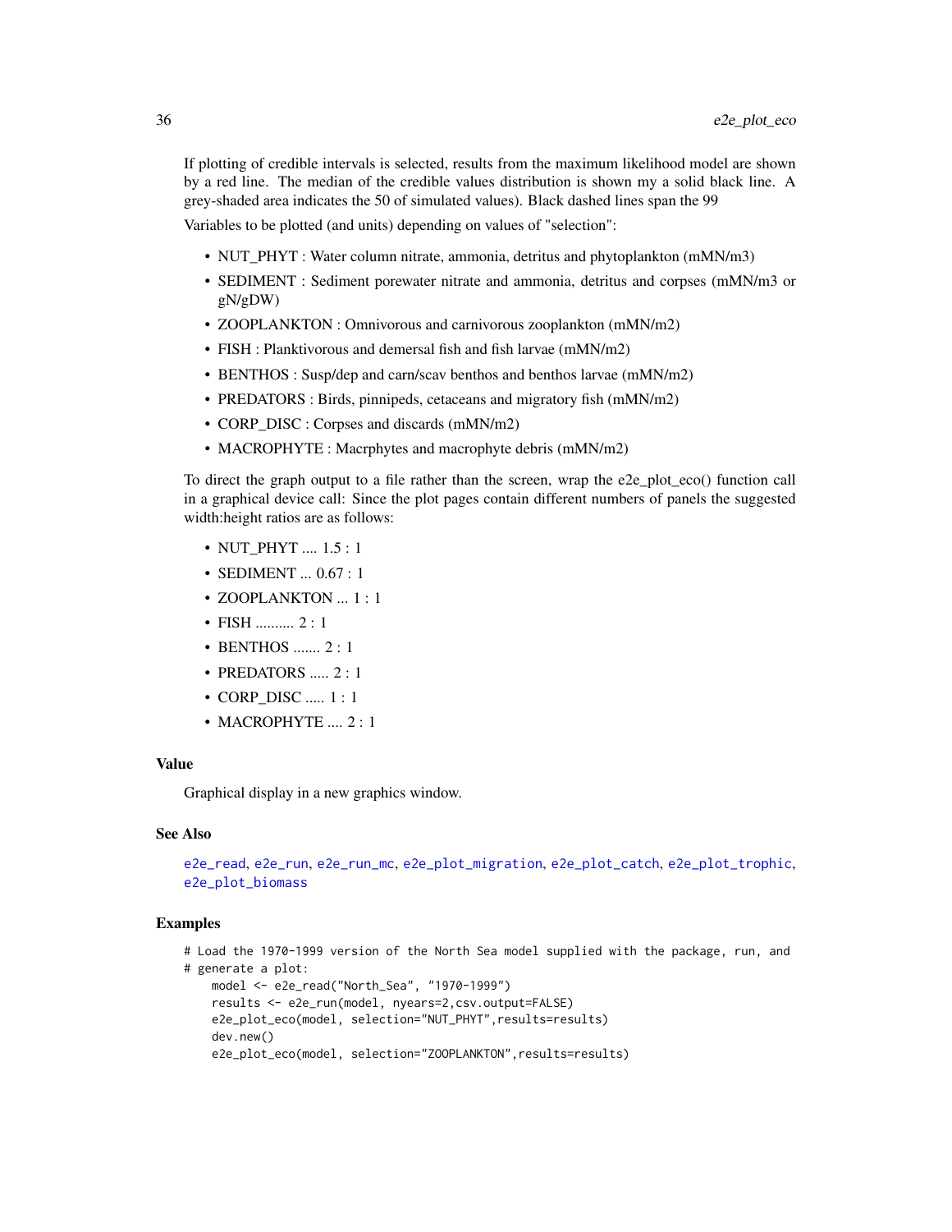If plotting of credible intervals is selected, results from the maximum likelihood model are shown by a red line. The median of the credible values distribution is shown my a solid black line. A grey-shaded area indicates the 50 of simulated values). Black dashed lines span the 99

Variables to be plotted (and units) depending on values of "selection":

- NUT_PHYT : Water column nitrate, ammonia, detritus and phytoplankton (mMN/m3)
- SEDIMENT : Sediment porewater nitrate and ammonia, detritus and corpses (mMN/m3 or gN/gDW)
- ZOOPLANKTON : Omnivorous and carnivorous zooplankton (mMN/m2)
- FISH : Planktivorous and demersal fish and fish larvae (mMN/m2)
- BENTHOS : Susp/dep and carn/scav benthos and benthos larvae (mMN/m2)
- PREDATORS : Birds, pinnipeds, cetaceans and migratory fish (mMN/m2)
- CORP_DISC : Corpses and discards (mMN/m2)
- MACROPHYTE : Macrphytes and macrophyte debris (mMN/m2)

To direct the graph output to a file rather than the screen, wrap the e2e_plot_eco() function call in a graphical device call: Since the plot pages contain different numbers of panels the suggested width:height ratios are as follows:

- NUT_PHYT .... 1.5 : 1
- SEDIMENT ... 0.67 : 1
- ZOOPLANKTON ... 1 : 1
- FISH .......... 2 : 1
- BENTHOS ....... 2 : 1
- PREDATORS ..... 2 : 1
- CORP_DISC ..... 1 : 1
- MACROPHYTE .... 2 : 1

### Value

Graphical display in a new graphics window.

### See Also

e2e_read, e2e_run, e2e_run_mc, e2e_plot_migration, e2e_plot_catch, e2e_plot_trophic, e2e_plot_biomass

### Examples

```
# Load the 1970-1999 version of the North Sea model supplied with the package, run, and
# generate a plot:
    model <- e2e_read("North_Sea", "1970-1999")
    results <- e2e_run(model, nyears=2,csv.output=FALSE)
    e2e_plot_eco(model, selection="NUT_PHYT",results=results)
    dev.new()
    e2e_plot_eco(model, selection="ZOOPLANKTON",results=results)
```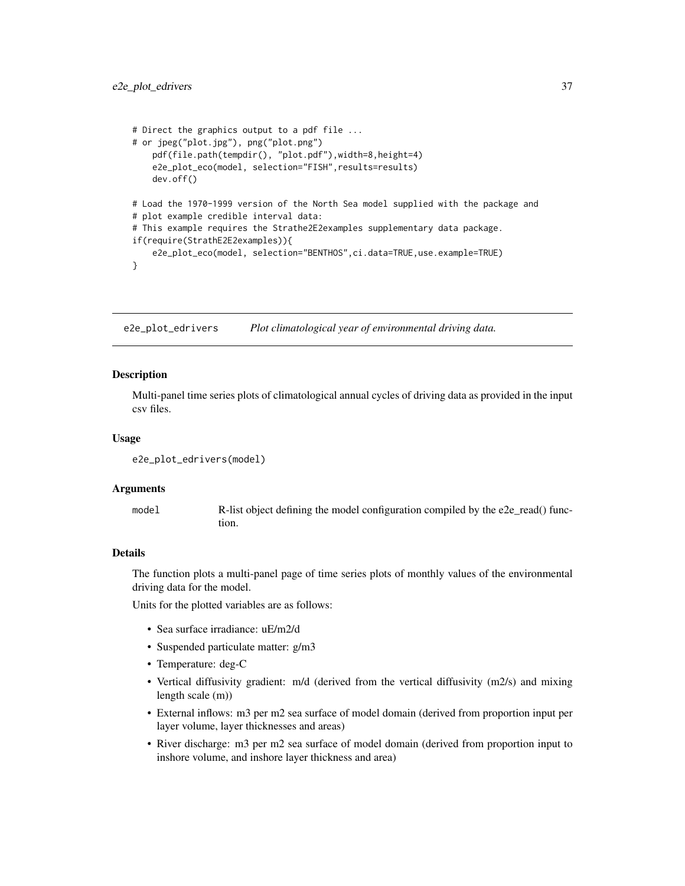```
# Direct the graphics output to a pdf file ...
# or jpeg("plot.jpg"), png("plot.png")
    pdf(file.path(tempdir(), "plot.pdf"),width=8,height=4)
    e2e_plot_eco(model, selection="FISH",results=results)
    dev.off()

# Load the 1970-1999 version of the North Sea model supplied with the package and
# plot example credible interval data:
# This example requires the Strathe2E2examples supplementary data package.
if(require(StrathE2E2examples)){
    e2e_plot_eco(model, selection="BENTHOS",ci.data=TRUE,use.example=TRUE)
}
```

## e2e_plot_edrivers *Plot climatological year of environmental driving data.*

### Description

Multi-panel time series plots of climatological annual cycles of driving data as provided in the input csv files.

### Usage

```
e2e_plot_edrivers(model)
```

### Arguments

| | |
|---|---|
| model | R-list object defining the model configuration compiled by the e2e_read() function. |

### Details

The function plots a multi-panel page of time series plots of monthly values of the environmental driving data for the model.

Units for the plotted variables are as follows:

- Sea surface irradiance: uE/m2/d
- Suspended particulate matter: g/m3
- Temperature: deg-C
- Vertical diffusivity gradient: m/d (derived from the vertical diffusivity (m2/s) and mixing length scale (m))
- External inflows: m3 per m2 sea surface of model domain (derived from proportion input per layer volume, layer thicknesses and areas)
- River discharge: m3 per m2 sea surface of model domain (derived from proportion input to inshore volume, and inshore layer thickness and area)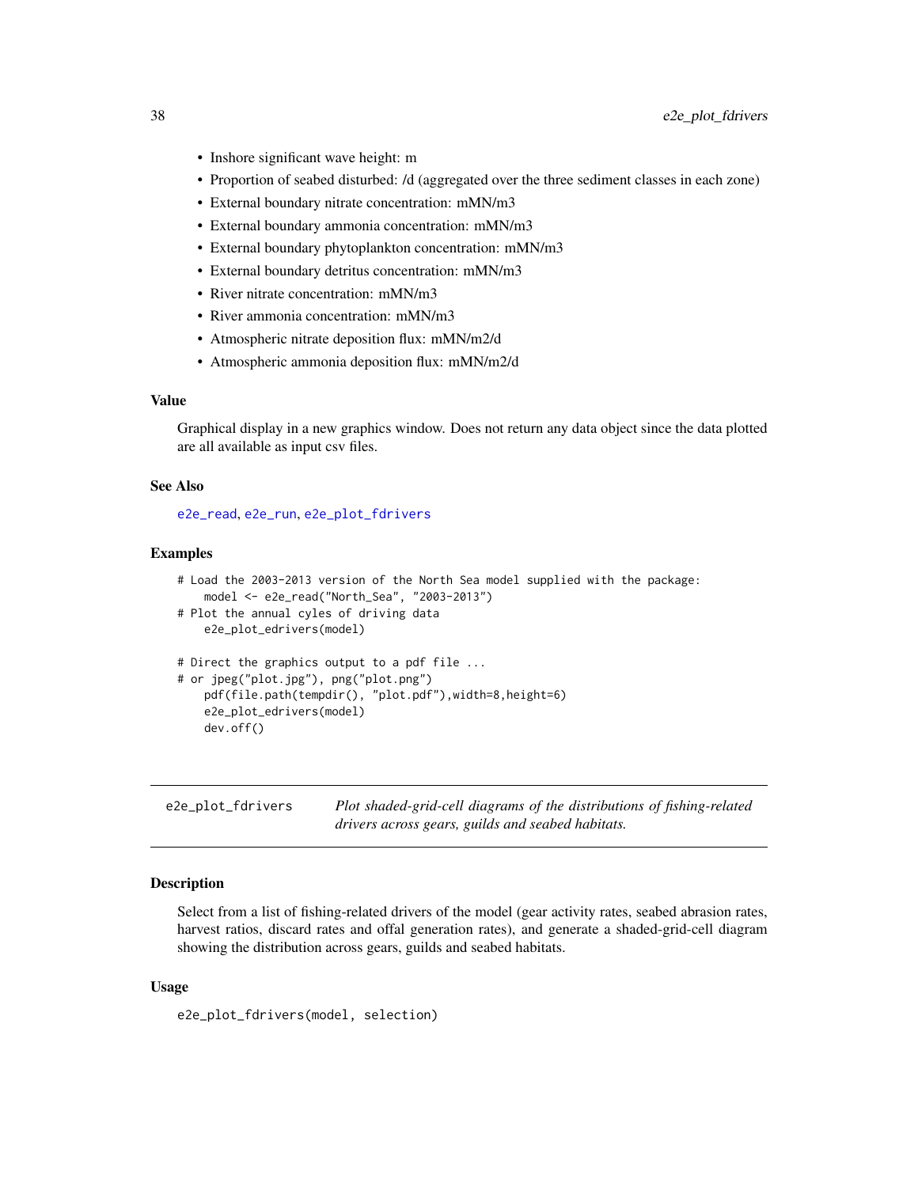- Inshore significant wave height: m
- Proportion of seabed disturbed: /d (aggregated over the three sediment classes in each zone)
- External boundary nitrate concentration: mMN/m3
- External boundary ammonia concentration: mMN/m3
- External boundary phytoplankton concentration: mMN/m3
- External boundary detritus concentration: mMN/m3
- River nitrate concentration: mMN/m3
- River ammonia concentration: mMN/m3
- Atmospheric nitrate deposition flux: mMN/m2/d
- Atmospheric ammonia deposition flux: mMN/m2/d

### Value

Graphical display in a new graphics window. Does not return any data object since the data plotted are all available as input csv files.

### See Also

e2e_read, e2e_run, e2e_plot_fdrivers

### Examples

```
# Load the 2003-2013 version of the North Sea model supplied with the package:
    model <- e2e_read("North_Sea", "2003-2013")
# Plot the annual cyles of driving data
    e2e_plot_edrivers(model)

# Direct the graphics output to a pdf file ...
# or jpeg("plot.jpg"), png("plot.png")
    pdf(file.path(tempdir(), "plot.pdf"),width=8,height=6)
    e2e_plot_edrivers(model)
    dev.off()
```

## e2e_plot_fdrivers

*Plot shaded-grid-cell diagrams of the distributions of fishing-related drivers across gears, guilds and seabed habitats.*

### Description

Select from a list of fishing-related drivers of the model (gear activity rates, seabed abrasion rates, harvest ratios, discard rates and offal generation rates), and generate a shaded-grid-cell diagram showing the distribution across gears, guilds and seabed habitats.

### Usage

```
e2e_plot_fdrivers(model, selection)
```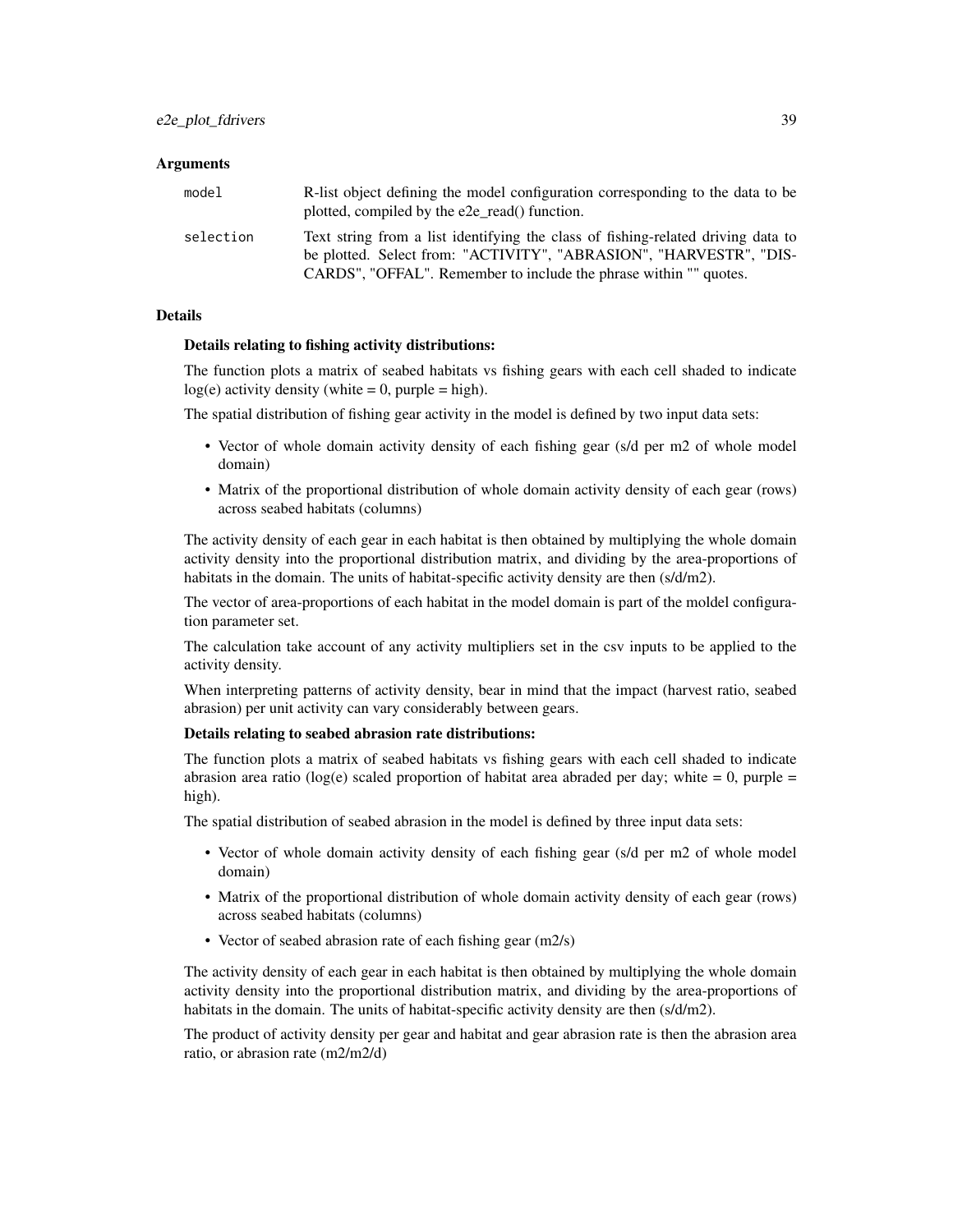### Arguments

| | |
|---|---|
| `model` | R-list object defining the model configuration corresponding to the data to be plotted, compiled by the e2e_read() function. |
| `selection` | Text string from a list identifying the class of fishing-related driving data to be plotted. Select from: "ACTIVITY", "ABRASION", "HARVESTR", "DISCARDS", "OFFAL". Remember to include the phrase within "" quotes. |

### Details

**Details relating to fishing activity distributions:**

The function plots a matrix of seabed habitats vs fishing gears with each cell shaded to indicate log(e) activity density (white = 0, purple = high).

The spatial distribution of fishing gear activity in the model is defined by two input data sets:

- Vector of whole domain activity density of each fishing gear (s/d per m2 of whole model domain)
- Matrix of the proportional distribution of whole domain activity density of each gear (rows) across seabed habitats (columns)

The activity density of each gear in each habitat is then obtained by multiplying the whole domain activity density into the proportional distribution matrix, and dividing by the area-proportions of habitats in the domain. The units of habitat-specific activity density are then (s/d/m2).

The vector of area-proportions of each habitat in the model domain is part of the moldel configuration parameter set.

The calculation take account of any activity multipliers set in the csv inputs to be applied to the activity density.

When interpreting patterns of activity density, bear in mind that the impact (harvest ratio, seabed abrasion) per unit activity can vary considerably between gears.

**Details relating to seabed abrasion rate distributions:**

The function plots a matrix of seabed habitats vs fishing gears with each cell shaded to indicate abrasion area ratio (log(e) scaled proportion of habitat area abraded per day; white = 0, purple = high).

The spatial distribution of seabed abrasion in the model is defined by three input data sets:

- Vector of whole domain activity density of each fishing gear (s/d per m2 of whole model domain)
- Matrix of the proportional distribution of whole domain activity density of each gear (rows) across seabed habitats (columns)
- Vector of seabed abrasion rate of each fishing gear (m2/s)

The activity density of each gear in each habitat is then obtained by multiplying the whole domain activity density into the proportional distribution matrix, and dividing by the area-proportions of habitats in the domain. The units of habitat-specific activity density are then (s/d/m2).

The product of activity density per gear and habitat and gear abrasion rate is then the abrasion area ratio, or abrasion rate (m2/m2/d)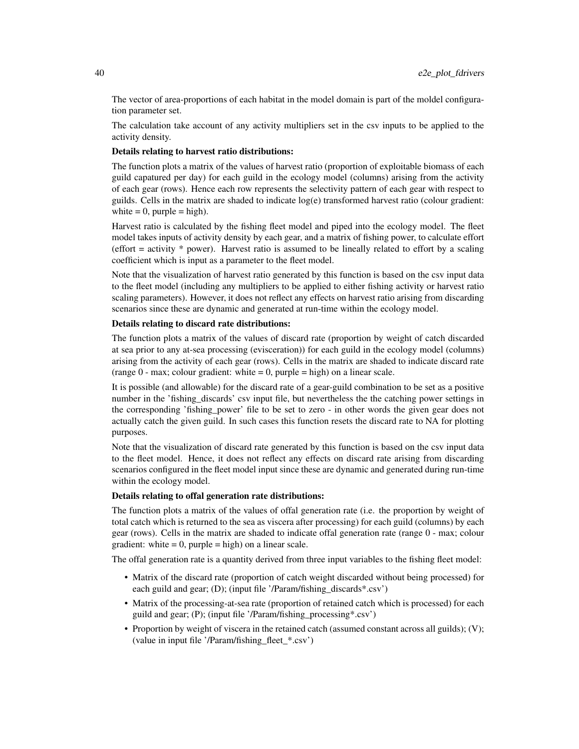The vector of area-proportions of each habitat in the model domain is part of the moldel configuration parameter set.

The calculation take account of any activity multipliers set in the csv inputs to be applied to the activity density.

**Details relating to harvest ratio distributions:**

The function plots a matrix of the values of harvest ratio (proportion of exploitable biomass of each guild capatured per day) for each guild in the ecology model (columns) arising from the activity of each gear (rows). Hence each row represents the selectivity pattern of each gear with respect to guilds. Cells in the matrix are shaded to indicate log(e) transformed harvest ratio (colour gradient: white = 0, purple = high).

Harvest ratio is calculated by the fishing fleet model and piped into the ecology model. The fleet model takes inputs of activity density by each gear, and a matrix of fishing power, to calculate effort (effort = activity * power). Harvest ratio is assumed to be lineally related to effort by a scaling coefficient which is input as a parameter to the fleet model.

Note that the visualization of harvest ratio generated by this function is based on the csv input data to the fleet model (including any multipliers to be applied to either fishing activity or harvest ratio scaling parameters). However, it does not reflect any effects on harvest ratio arising from discarding scenarios since these are dynamic and generated at run-time within the ecology model.

**Details relating to discard rate distributions:**

The function plots a matrix of the values of discard rate (proportion by weight of catch discarded at sea prior to any at-sea processing (evisceration)) for each guild in the ecology model (columns) arising from the activity of each gear (rows). Cells in the matrix are shaded to indicate discard rate (range 0 - max; colour gradient: white = 0, purple = high) on a linear scale.

It is possible (and allowable) for the discard rate of a gear-guild combination to be set as a positive number in the 'fishing_discards' csv input file, but nevertheless the the catching power settings in the corresponding 'fishing_power' file to be set to zero - in other words the given gear does not actually catch the given guild. In such cases this function resets the discard rate to NA for plotting purposes.

Note that the visualization of discard rate generated by this function is based on the csv input data to the fleet model. Hence, it does not reflect any effects on discard rate arising from discarding scenarios configured in the fleet model input since these are dynamic and generated during run-time within the ecology model.

**Details relating to offal generation rate distributions:**

The function plots a matrix of the values of offal generation rate (i.e. the proportion by weight of total catch which is returned to the sea as viscera after processing) for each guild (columns) by each gear (rows). Cells in the matrix are shaded to indicate offal generation rate (range 0 - max; colour gradient: white = 0, purple = high) on a linear scale.

The offal generation rate is a quantity derived from three input variables to the fishing fleet model:

- Matrix of the discard rate (proportion of catch weight discarded without being processed) for each guild and gear; (D); (input file '/Param/fishing_discards*.csv')
- Matrix of the processing-at-sea rate (proportion of retained catch which is processed) for each guild and gear; (P); (input file '/Param/fishing_processing*.csv')
- Proportion by weight of viscera in the retained catch (assumed constant across all guilds); (V); (value in input file '/Param/fishing_fleet_*.csv')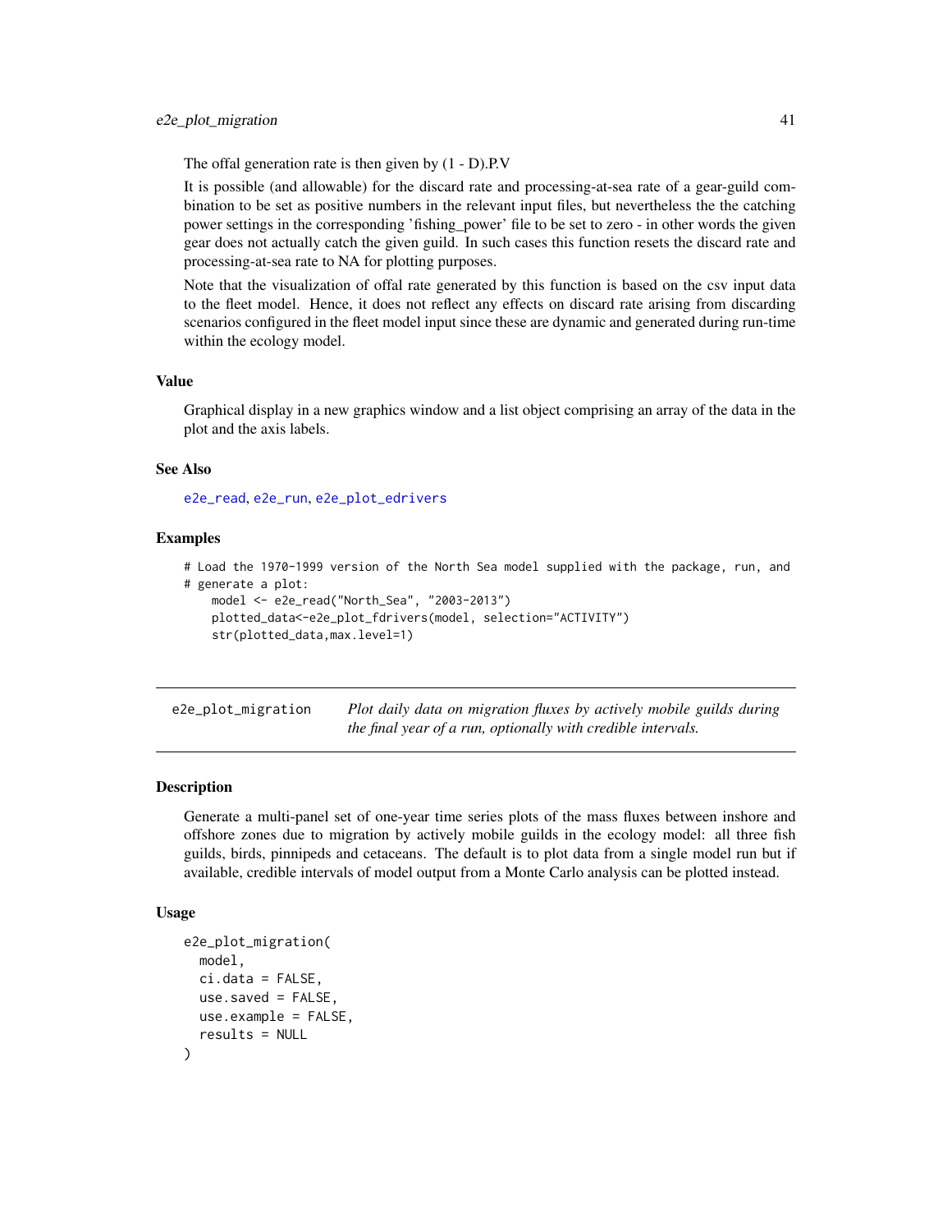The offal generation rate is then given by (1 - D).P.V

It is possible (and allowable) for the discard rate and processing-at-sea rate of a gear-guild combination to be set as positive numbers in the relevant input files, but nevertheless the the catching power settings in the corresponding 'fishing_power' file to be set to zero - in other words the given gear does not actually catch the given guild. In such cases this function resets the discard rate and processing-at-sea rate to NA for plotting purposes.

Note that the visualization of offal rate generated by this function is based on the csv input data to the fleet model. Hence, it does not reflect any effects on discard rate arising from discarding scenarios configured in the fleet model input since these are dynamic and generated during run-time within the ecology model.

### Value

Graphical display in a new graphics window and a list object comprising an array of the data in the plot and the axis labels.

### See Also

e2e_read, e2e_run, e2e_plot_edrivers

### Examples

```
# Load the 1970-1999 version of the North Sea model supplied with the package, run, and
# generate a plot:
    model <- e2e_read("North_Sea", "2003-2013")
    plotted_data<-e2e_plot_fdrivers(model, selection="ACTIVITY")
    str(plotted_data,max.level=1)
```

---

## e2e_plot_migration

*Plot daily data on migration fluxes by actively mobile guilds during the final year of a run, optionally with credible intervals.*

### Description

Generate a multi-panel set of one-year time series plots of the mass fluxes between inshore and offshore zones due to migration by actively mobile guilds in the ecology model: all three fish guilds, birds, pinnipeds and cetaceans. The default is to plot data from a single model run but if available, credible intervals of model output from a Monte Carlo analysis can be plotted instead.

### Usage

```
e2e_plot_migration(
  model,
  ci.data = FALSE,
  use.saved = FALSE,
  use.example = FALSE,
  results = NULL
)
```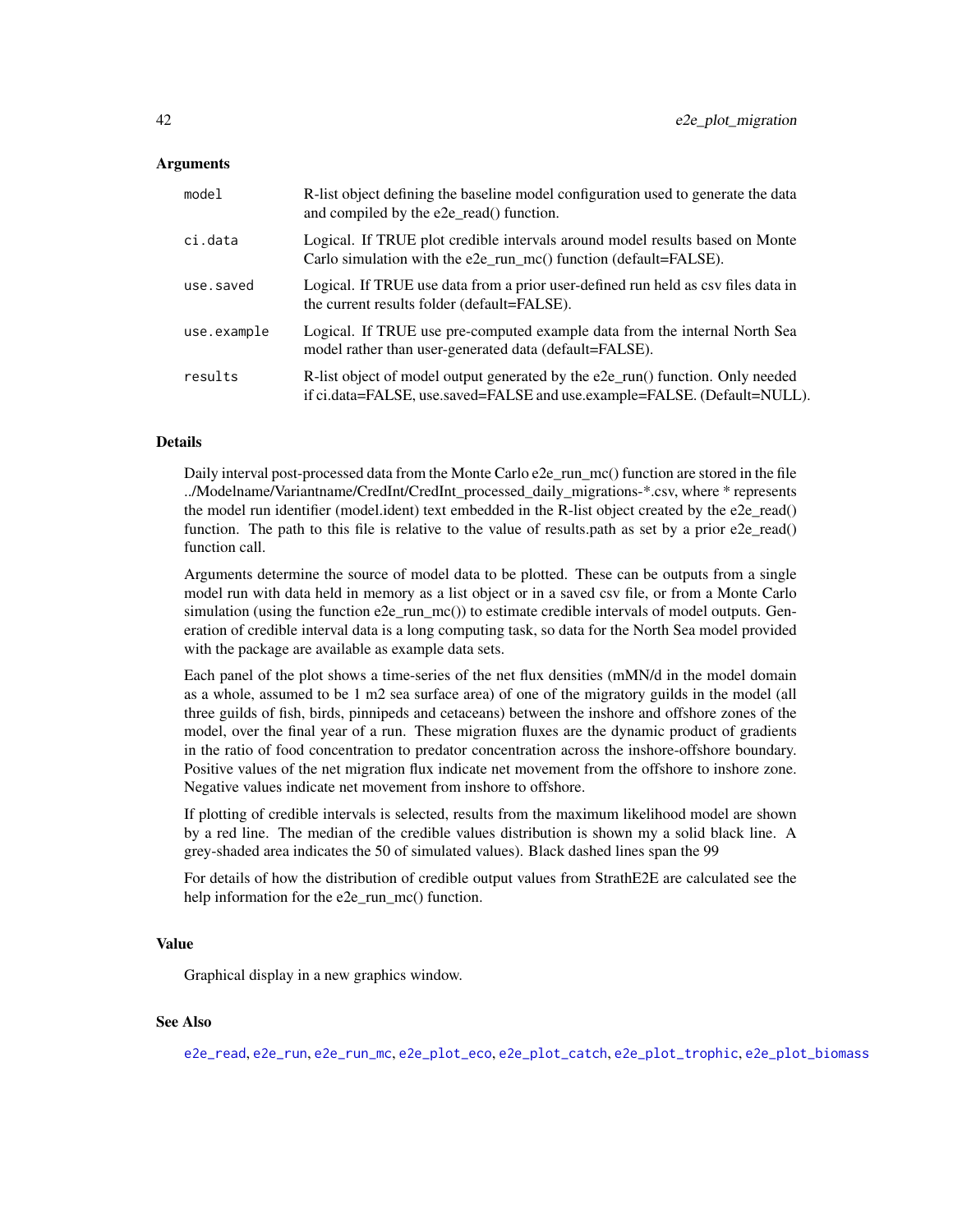### Arguments

| | |
|---|---|
| `model` | R-list object defining the baseline model configuration used to generate the data and compiled by the e2e_read() function. |
| `ci.data` | Logical. If TRUE plot credible intervals around model results based on Monte Carlo simulation with the e2e_run_mc() function (default=FALSE). |
| `use.saved` | Logical. If TRUE use data from a prior user-defined run held as csv files data in the current results folder (default=FALSE). |
| `use.example` | Logical. If TRUE use pre-computed example data from the internal North Sea model rather than user-generated data (default=FALSE). |
| `results` | R-list object of model output generated by the e2e_run() function. Only needed if ci.data=FALSE, use.saved=FALSE and use.example=FALSE. (Default=NULL). |

### Details

Daily interval post-processed data from the Monte Carlo e2e_run_mc() function are stored in the file ../Modelname/Variantname/CredInt/CredInt_processed_daily_migrations-*.csv, where * represents the model run identifier (model.ident) text embedded in the R-list object created by the e2e_read() function. The path to this file is relative to the value of results.path as set by a prior e2e_read() function call.

Arguments determine the source of model data to be plotted. These can be outputs from a single model run with data held in memory as a list object or in a saved csv file, or from a Monte Carlo simulation (using the function e2e_run_mc()) to estimate credible intervals of model outputs. Generation of credible interval data is a long computing task, so data for the North Sea model provided with the package are available as example data sets.

Each panel of the plot shows a time-series of the net flux densities (mMN/d in the model domain as a whole, assumed to be 1 m2 sea surface area) of one of the migratory guilds in the model (all three guilds of fish, birds, pinnipeds and cetaceans) between the inshore and offshore zones of the model, over the final year of a run. These migration fluxes are the dynamic product of gradients in the ratio of food concentration to predator concentration across the inshore-offshore boundary. Positive values of the net migration flux indicate net movement from the offshore to inshore zone. Negative values indicate net movement from inshore to offshore.

If plotting of credible intervals is selected, results from the maximum likelihood model are shown by a red line. The median of the credible values distribution is shown my a solid black line. A grey-shaded area indicates the 50 of simulated values). Black dashed lines span the 99

For details of how the distribution of credible output values from StrathE2E are calculated see the help information for the e2e_run_mc() function.

### Value

Graphical display in a new graphics window.

### See Also

e2e_read, e2e_run, e2e_run_mc, e2e_plot_eco, e2e_plot_catch, e2e_plot_trophic, e2e_plot_biomass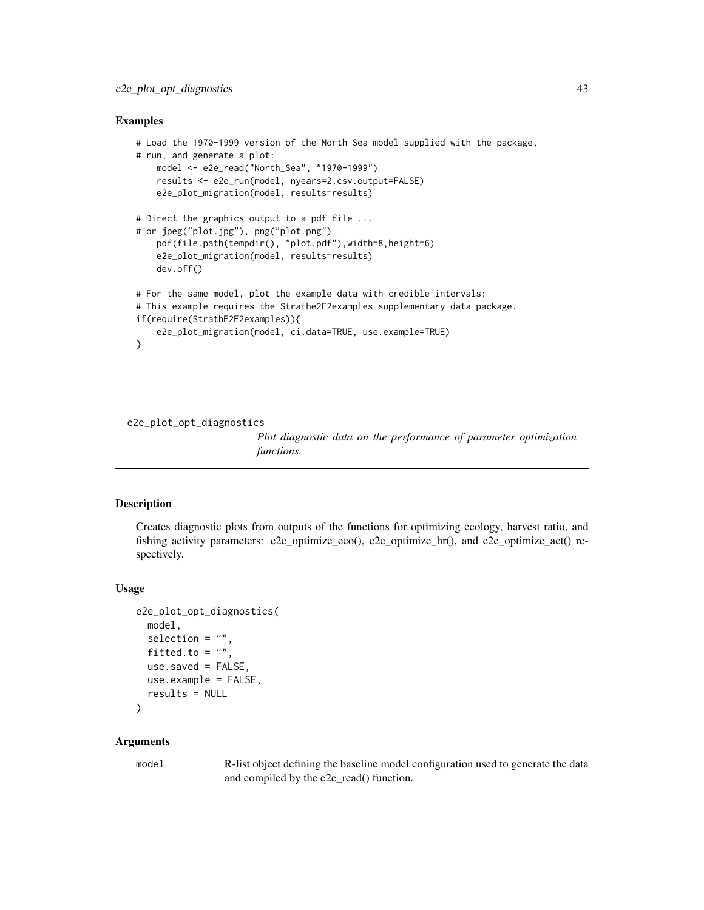### Examples

```
# Load the 1970-1999 version of the North Sea model supplied with the package,
# run, and generate a plot:
    model <- e2e_read("North_Sea", "1970-1999")
    results <- e2e_run(model, nyears=2,csv.output=FALSE)
    e2e_plot_migration(model, results=results)

# Direct the graphics output to a pdf file ...
# or jpeg("plot.jpg"), png("plot.png")
    pdf(file.path(tempdir(), "plot.pdf"),width=8,height=6)
    e2e_plot_migration(model, results=results)
    dev.off()

# For the same model, plot the example data with credible intervals:
# This example requires the Strathe2E2examples supplementary data package.
if(require(StrathE2E2examples)){
    e2e_plot_migration(model, ci.data=TRUE, use.example=TRUE)
}
```

---

## e2e_plot_opt_diagnostics

*Plot diagnostic data on the performance of parameter optimization functions.*

---

### Description

Creates diagnostic plots from outputs of the functions for optimizing ecology, harvest ratio, and fishing activity parameters: e2e_optimize_eco(), e2e_optimize_hr(), and e2e_optimize_act() respectively.

### Usage

```
e2e_plot_opt_diagnostics(
  model,
  selection = "",
  fitted.to = "",
  use.saved = FALSE,
  use.example = FALSE,
  results = NULL
)
```

### Arguments

| | |
|---|---|
| model | R-list object defining the baseline model configuration used to generate the data and compiled by the e2e_read() function. |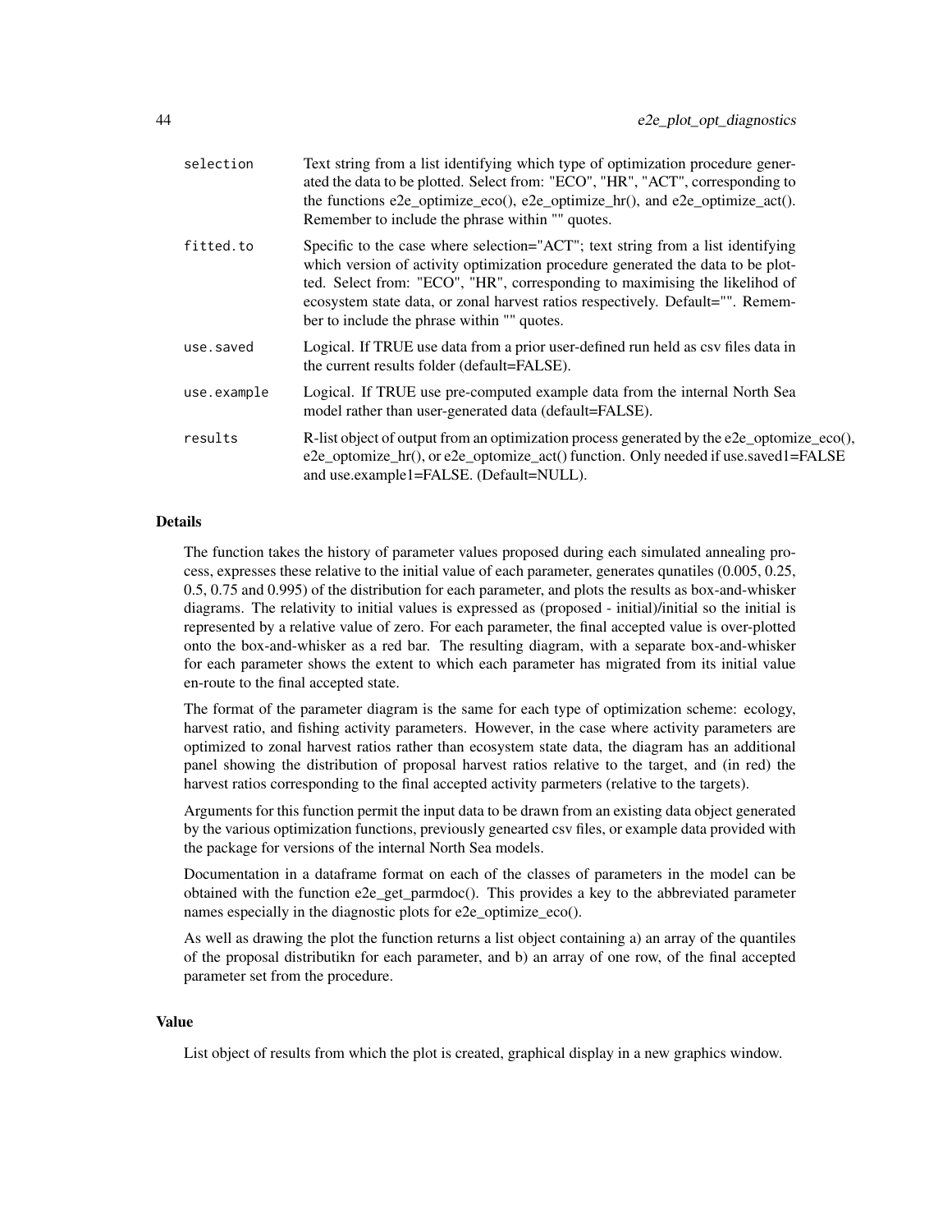| | |
|---|---|
| selection | Text string from a list identifying which type of optimization procedure generated the data to be plotted. Select from: "ECO", "HR", "ACT", corresponding to the functions e2e_optimize_eco(), e2e_optimize_hr(), and e2e_optimize_act(). Remember to include the phrase within "" quotes. |
| fitted.to | Specific to the case where selection="ACT"; text string from a list identifying which version of activity optimization procedure generated the data to be plotted. Select from: "ECO", "HR", corresponding to maximising the likelihod of ecosystem state data, or zonal harvest ratios respectively. Default="". Remember to include the phrase within "" quotes. |
| use.saved | Logical. If TRUE use data from a prior user-defined run held as csv files data in the current results folder (default=FALSE). |
| use.example | Logical. If TRUE use pre-computed example data from the internal North Sea model rather than user-generated data (default=FALSE). |
| results | R-list object of output from an optimization process generated by the e2e_optomize_eco(), e2e_optomize_hr(), or e2e_optomize_act() function. Only needed if use.saved1=FALSE and use.example1=FALSE. (Default=NULL). |

### Details

The function takes the history of parameter values proposed during each simulated annealing process, expresses these relative to the initial value of each parameter, generates qunatiles (0.005, 0.25, 0.5, 0.75 and 0.995) of the distribution for each parameter, and plots the results as box-and-whisker diagrams. The relativity to initial values is expressed as (proposed - initial)/initial so the initial is represented by a relative value of zero. For each parameter, the final accepted value is over-plotted onto the box-and-whisker as a red bar. The resulting diagram, with a separate box-and-whisker for each parameter shows the extent to which each parameter has migrated from its initial value en-route to the final accepted state.

The format of the parameter diagram is the same for each type of optimization scheme: ecology, harvest ratio, and fishing activity parameters. However, in the case where activity parameters are optimized to zonal harvest ratios rather than ecosystem state data, the diagram has an additional panel showing the distribution of proposal harvest ratios relative to the target, and (in red) the harvest ratios corresponding to the final accepted activity parmeters (relative to the targets).

Arguments for this function permit the input data to be drawn from an existing data object generated by the various optimization functions, previously genearted csv files, or example data provided with the package for versions of the internal North Sea models.

Documentation in a dataframe format on each of the classes of parameters in the model can be obtained with the function e2e_get_parmdoc(). This provides a key to the abbreviated parameter names especially in the diagnostic plots for e2e_optimize_eco().

As well as drawing the plot the function returns a list object containing a) an array of the quantiles of the proposal distributikn for each parameter, and b) an array of one row, of the final accepted parameter set from the procedure.

### Value

List object of results from which the plot is created, graphical display in a new graphics window.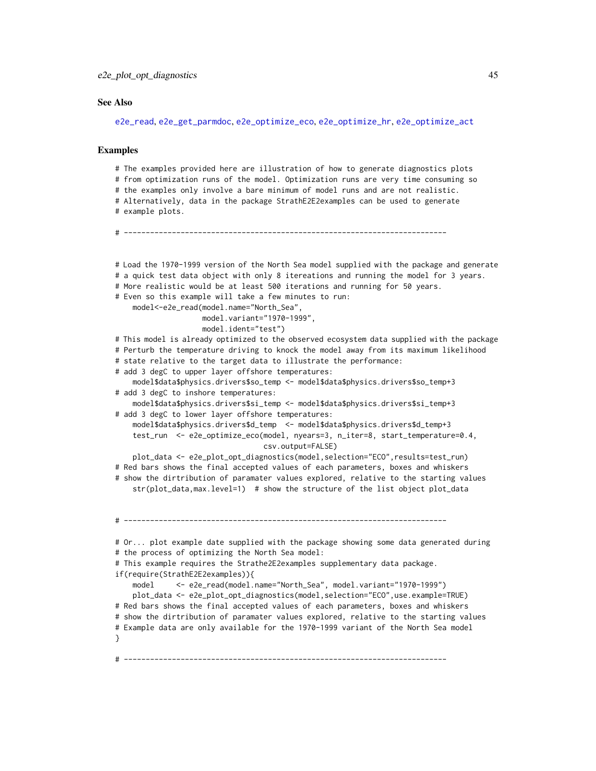## See Also

e2e_read, e2e_get_parmdoc, e2e_optimize_eco, e2e_optimize_hr, e2e_optimize_act

## Examples

```
# The examples provided here are illustration of how to generate diagnostics plots
# from optimization runs of the model. Optimization runs are very time consuming so
# the examples only involve a bare minimum of model runs and are not realistic.
# Alternatively, data in the package StrathE2E2examples can be used to generate
# example plots.

# --------------------------------------------------------------------------


# Load the 1970-1999 version of the North Sea model supplied with the package and generate
# a quick test data object with only 8 itereations and running the model for 3 years.
# More realistic would be at least 500 iterations and running for 50 years.
# Even so this example will take a few minutes to run:
    model<-e2e_read(model.name="North_Sea",
                    model.variant="1970-1999",
                    model.ident="test")
# This model is already optimized to the observed ecosystem data supplied with the package
# Perturb the temperature driving to knock the model away from its maximum likelihood
# state relative to the target data to illustrate the performance:
# add 3 degC to upper layer offshore temperatures:
    model$data$physics.drivers$so_temp <- model$data$physics.drivers$so_temp+3
# add 3 degC to inshore temperatures:
    model$data$physics.drivers$si_temp <- model$data$physics.drivers$si_temp+3
# add 3 degC to lower layer offshore temperatures:
    model$data$physics.drivers$d_temp  <- model$data$physics.drivers$d_temp+3
    test_run  <- e2e_optimize_eco(model, nyears=3, n_iter=8, start_temperature=0.4,
                                  csv.output=FALSE)
    plot_data <- e2e_plot_opt_diagnostics(model,selection="ECO",results=test_run)
# Red bars shows the final accepted values of each parameters, boxes and whiskers
# show the dirtribution of paramater values explored, relative to the starting values
    str(plot_data,max.level=1)  # show the structure of the list object plot_data


# --------------------------------------------------------------------------

# Or... plot example date supplied with the package showing some data generated during
# the the process of optimizing the North Sea model:
# This example requires the Strathe2E2examples supplementary data package.
if(require(StrathE2E2examples)){
    model     <- e2e_read(model.name="North_Sea", model.variant="1970-1999")
    plot_data <- e2e_plot_opt_diagnostics(model,selection="ECO",use.example=TRUE)
# Red bars shows the final accepted values of each parameters, boxes and whiskers
# show the dirtribution of paramater values explored, relative to the starting values
# Example data are only available for the 1970-1999 variant of the North Sea model
}

# --------------------------------------------------------------------------
```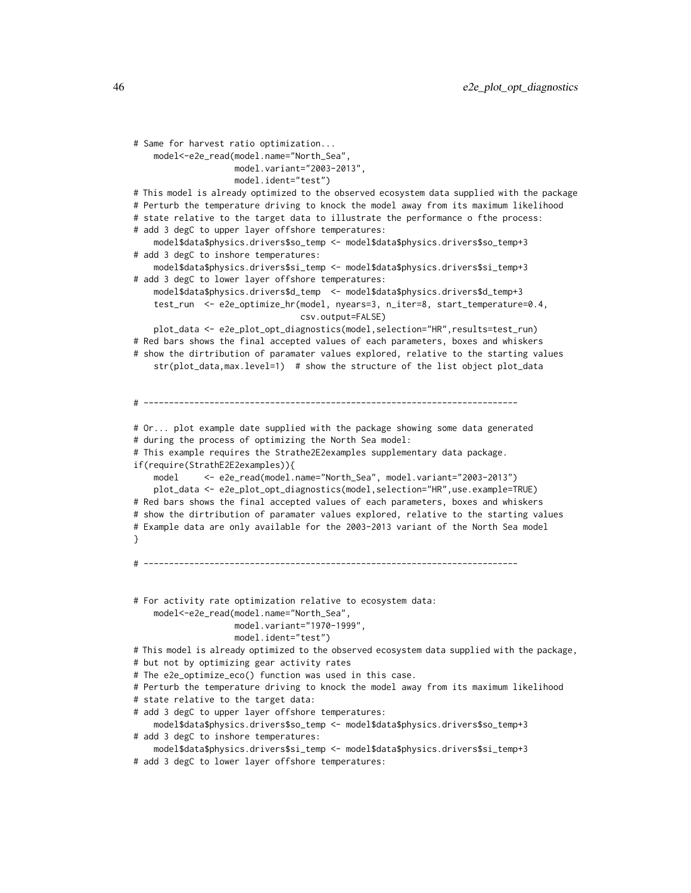```
# Same for harvest ratio optimization...
    model<-e2e_read(model.name="North_Sea",
                    model.variant="2003-2013",
                    model.ident="test")
# This model is already optimized to the observed ecosystem data supplied with the package
# Perturb the temperature driving to knock the model away from its maximum likelihood
# state relative to the target data to illustrate the performance o fthe process:
# add 3 degC to upper layer offshore temperatures:
    model$data$physics.drivers$so_temp <- model$data$physics.drivers$so_temp+3
# add 3 degC to inshore temperatures:
    model$data$physics.drivers$si_temp <- model$data$physics.drivers$si_temp+3
# add 3 degC to lower layer offshore temperatures:
    model$data$physics.drivers$d_temp  <- model$data$physics.drivers$d_temp+3
    test_run  <- e2e_optimize_hr(model, nyears=3, n_iter=8, start_temperature=0.4,
                                 csv.output=FALSE)
    plot_data <- e2e_plot_opt_diagnostics(model,selection="HR",results=test_run)
# Red bars shows the final accepted values of each parameters, boxes and whiskers
# show the dirtribution of paramater values explored, relative to the starting values
    str(plot_data,max.level=1)  # show the structure of the list object plot_data


# --------------------------------------------------------------------------

# Or... plot example date supplied with the package showing some data generated
# during the process of optimizing the North Sea model:
# This example requires the Strathe2E2examples supplementary data package.
if(require(StrathE2E2examples)){
    model     <- e2e_read(model.name="North_Sea", model.variant="2003-2013")
    plot_data <- e2e_plot_opt_diagnostics(model,selection="HR",use.example=TRUE)
# Red bars shows the final accepted values of each parameters, boxes and whiskers
# show the dirtribution of paramater values explored, relative to the starting values
# Example data are only available for the 2003-2013 variant of the North Sea model
}

# --------------------------------------------------------------------------


# For activity rate optimization relative to ecosystem data:
    model<-e2e_read(model.name="North_Sea",
                    model.variant="1970-1999",
                    model.ident="test")
# This model is already optimized to the observed ecosystem data supplied with the package,
# but not by optimizing gear activity rates
# The e2e_optimize_eco() function was used in this case.
# Perturb the temperature driving to knock the model away from its maximum likelihood
# state relative to the target data:
# add 3 degC to upper layer offshore temperatures:
    model$data$physics.drivers$so_temp <- model$data$physics.drivers$so_temp+3
# add 3 degC to inshore temperatures:
    model$data$physics.drivers$si_temp <- model$data$physics.drivers$si_temp+3
# add 3 degC to lower layer offshore temperatures:
```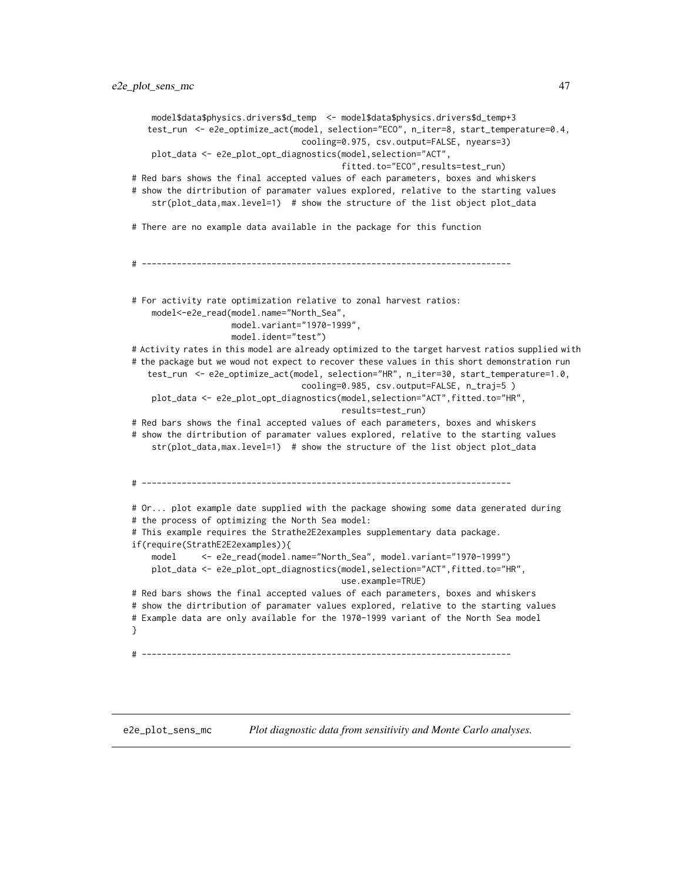```
    model$data$physics.drivers$d_temp  <- model$data$physics.drivers$d_temp+3
   test_run  <- e2e_optimize_act(model, selection="ECO", n_iter=8, start_temperature=0.4,
                                 cooling=0.975, csv.output=FALSE, nyears=3)
    plot_data <- e2e_plot_opt_diagnostics(model,selection="ACT",
                                         fitted.to="ECO",results=test_run)
# Red bars shows the final accepted values of each parameters, boxes and whiskers
# show the dirtribution of paramater values explored, relative to the starting values
    str(plot_data,max.level=1)  # show the structure of the list object plot_data

# There are no example data available in the package for this function


# --------------------------------------------------------------------------


# For activity rate optimization relative to zonal harvest ratios:
    model<-e2e_read(model.name="North_Sea",
                    model.variant="1970-1999",
                    model.ident="test")
# Activity rates in this model are already optimized to the target harvest ratios supplied with
# the package but we woud not expect to recover these values in this short demonstration run
   test_run  <- e2e_optimize_act(model, selection="HR", n_iter=30, start_temperature=1.0,
                                 cooling=0.985, csv.output=FALSE, n_traj=5 )
    plot_data <- e2e_plot_opt_diagnostics(model,selection="ACT",fitted.to="HR",
                                         results=test_run)
# Red bars shows the final accepted values of each parameters, boxes and whiskers
# show the dirtribution of paramater values explored, relative to the starting values
    str(plot_data,max.level=1)  # show the structure of the list object plot_data


# --------------------------------------------------------------------------

# Or... plot example date supplied with the package showing some data generated during
# the process of optimizing the North Sea model:
# This example requires the Strathe2E2examples supplementary data package.
if(require(StrathE2E2examples)){
    model     <- e2e_read(model.name="North_Sea", model.variant="1970-1999")
    plot_data <- e2e_plot_opt_diagnostics(model,selection="ACT",fitted.to="HR",
                                         use.example=TRUE)
# Red bars shows the final accepted values of each parameters, boxes and whiskers
# show the dirtribution of paramater values explored, relative to the starting values
# Example data are only available for the 1970-1999 variant of the North Sea model
}

# --------------------------------------------------------------------------
```

## e2e_plot_sens_mc    *Plot diagnostic data from sensitivity and Monte Carlo analyses.*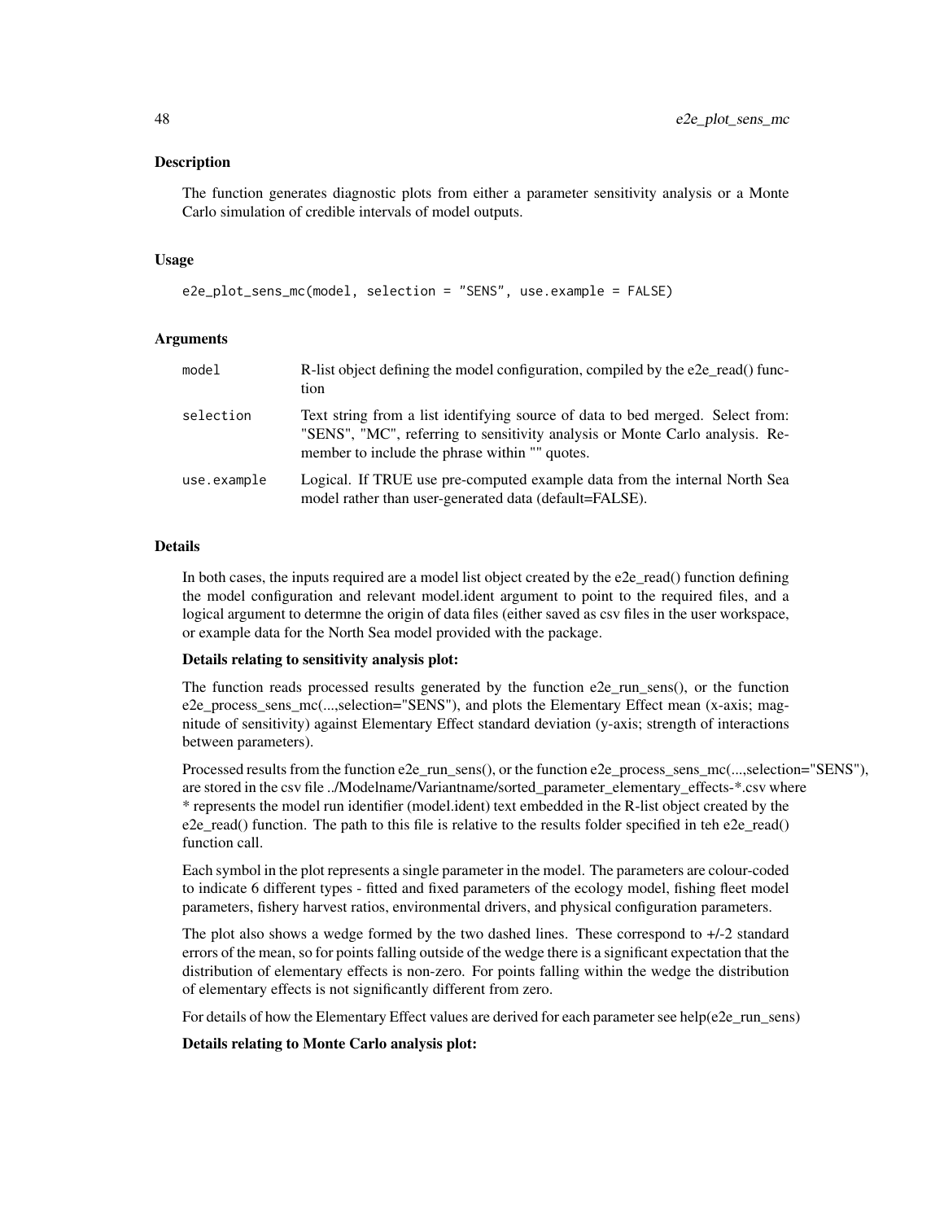## Description

The function generates diagnostic plots from either a parameter sensitivity analysis or a Monte Carlo simulation of credible intervals of model outputs.

## Usage

```
e2e_plot_sens_mc(model, selection = "SENS", use.example = FALSE)
```

## Arguments

| | |
|---|---|
| model | R-list object defining the model configuration, compiled by the e2e_read() function |
| selection | Text string from a list identifying source of data to bed merged. Select from: "SENS", "MC", referring to sensitivity analysis or Monte Carlo analysis. Remember to include the phrase within "" quotes. |
| use.example | Logical. If TRUE use pre-computed example data from the internal North Sea model rather than user-generated data (default=FALSE). |

## Details

In both cases, the inputs required are a model list object created by the e2e_read() function defining the model configuration and relevant model.ident argument to point to the required files, and a logical argument to determne the origin of data files (either saved as csv files in the user workspace, or example data for the North Sea model provided with the package.

**Details relating to sensitivity analysis plot:**

The function reads processed results generated by the function e2e_run_sens(), or the function e2e_process_sens_mc(...,selection="SENS"), and plots the Elementary Effect mean (x-axis; magnitude of sensitivity) against Elementary Effect standard deviation (y-axis; strength of interactions between parameters).

Processed results from the function e2e_run_sens(), or the function e2e_process_sens_mc(...,selection="SENS"), are stored in the csv file ../Modelname/Variantname/sorted_parameter_elementary_effects-*.csv where * represents the model run identifier (model.ident) text embedded in the R-list object created by the e2e_read() function. The path to this file is relative to the results folder specified in teh e2e_read() function call.

Each symbol in the plot represents a single parameter in the model. The parameters are colour-coded to indicate 6 different types - fitted and fixed parameters of the ecology model, fishing fleet model parameters, fishery harvest ratios, environmental drivers, and physical configuration parameters.

The plot also shows a wedge formed by the two dashed lines. These correspond to +/-2 standard errors of the mean, so for points falling outside of the wedge there is a significant expectation that the distribution of elementary effects is non-zero. For points falling within the wedge the distribution of elementary effects is not significantly different from zero.

For details of how the Elementary Effect values are derived for each parameter see help(e2e_run_sens)

**Details relating to Monte Carlo analysis plot:**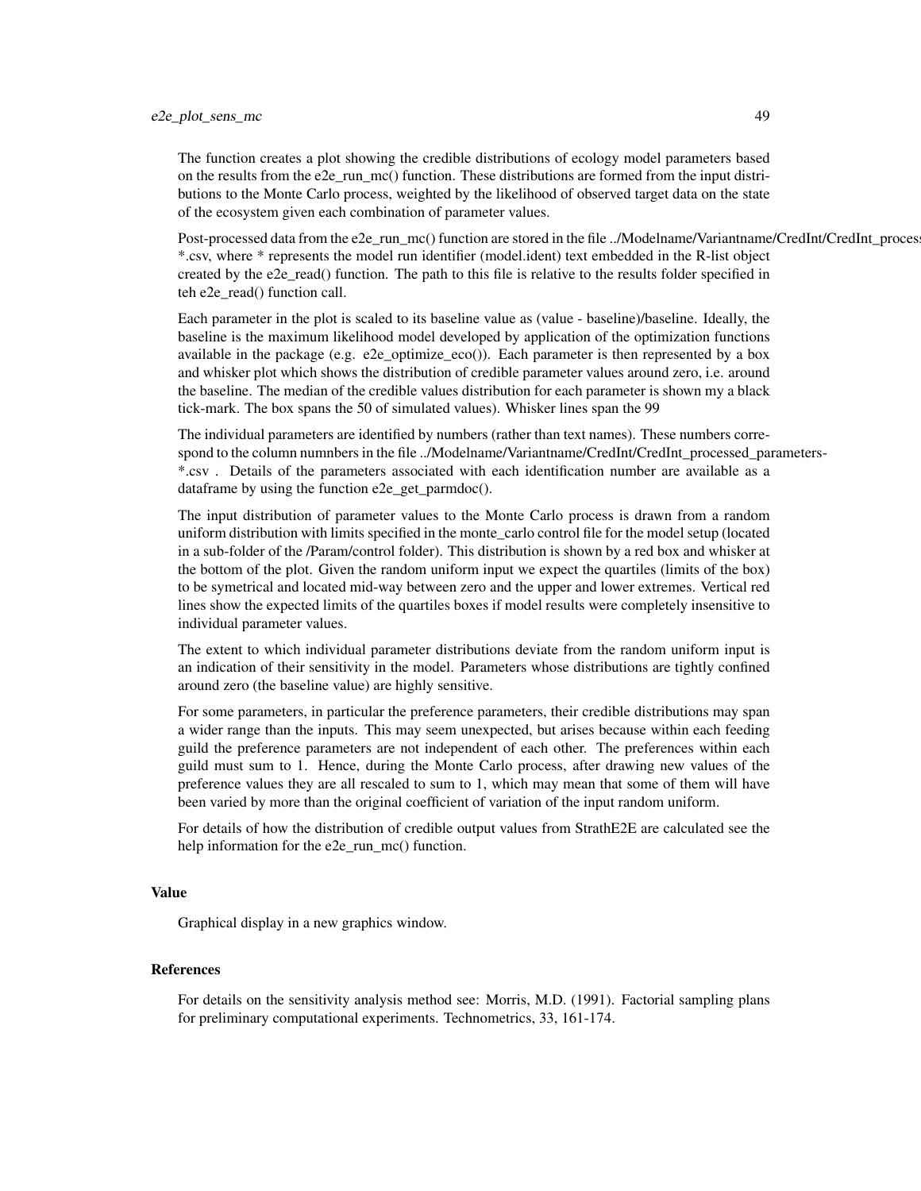The function creates a plot showing the credible distributions of ecology model parameters based on the results from the e2e_run_mc() function. These distributions are formed from the input distributions to the Monte Carlo process, weighted by the likelihood of observed target data on the state of the ecosystem given each combination of parameter values.

Post-processed data from the e2e_run_mc() function are stored in the file ../Modelname/Variantname/CredInt/CredInt_process *.csv, where * represents the model run identifier (model.ident) text embedded in the R-list object created by the e2e_read() function. The path to this file is relative to the results folder specified in teh e2e_read() function call.

Each parameter in the plot is scaled to its baseline value as (value - baseline)/baseline. Ideally, the baseline is the maximum likelihood model developed by application of the optimization functions available in the package (e.g. e2e_optimize_eco()). Each parameter is then represented by a box and whisker plot which shows the distribution of credible parameter values around zero, i.e. around the baseline. The median of the credible values distribution for each parameter is shown my a black tick-mark. The box spans the 50 of simulated values). Whisker lines span the 99

The individual parameters are identified by numbers (rather than text names). These numbers correspond to the column numnbers in the file ../Modelname/Variantname/CredInt/CredInt_processed_parameters-*.csv . Details of the parameters associated with each identification number are available as a dataframe by using the function e2e_get_parmdoc().

The input distribution of parameter values to the Monte Carlo process is drawn from a random uniform distribution with limits specified in the monte_carlo control file for the model setup (located in a sub-folder of the /Param/control folder). This distribution is shown by a red box and whisker at the bottom of the plot. Given the random uniform input we expect the quartiles (limits of the box) to be symetrical and located mid-way between zero and the upper and lower extremes. Vertical red lines show the expected limits of the quartiles boxes if model results were completely insensitive to individual parameter values.

The extent to which individual parameter distributions deviate from the random uniform input is an indication of their sensitivity in the model. Parameters whose distributions are tightly confined around zero (the baseline value) are highly sensitive.

For some parameters, in particular the preference parameters, their credible distributions may span a wider range than the inputs. This may seem unexpected, but arises because within each feeding guild the preference parameters are not independent of each other. The preferences within each guild must sum to 1. Hence, during the Monte Carlo process, after drawing new values of the preference values they are all rescaled to sum to 1, which may mean that some of them will have been varied by more than the original coefficient of variation of the input random uniform.

For details of how the distribution of credible output values from StrathE2E are calculated see the help information for the e2e_run_mc() function.

## Value

Graphical display in a new graphics window.

## References

For details on the sensitivity analysis method see: Morris, M.D. (1991). Factorial sampling plans for preliminary computational experiments. Technometrics, 33, 161-174.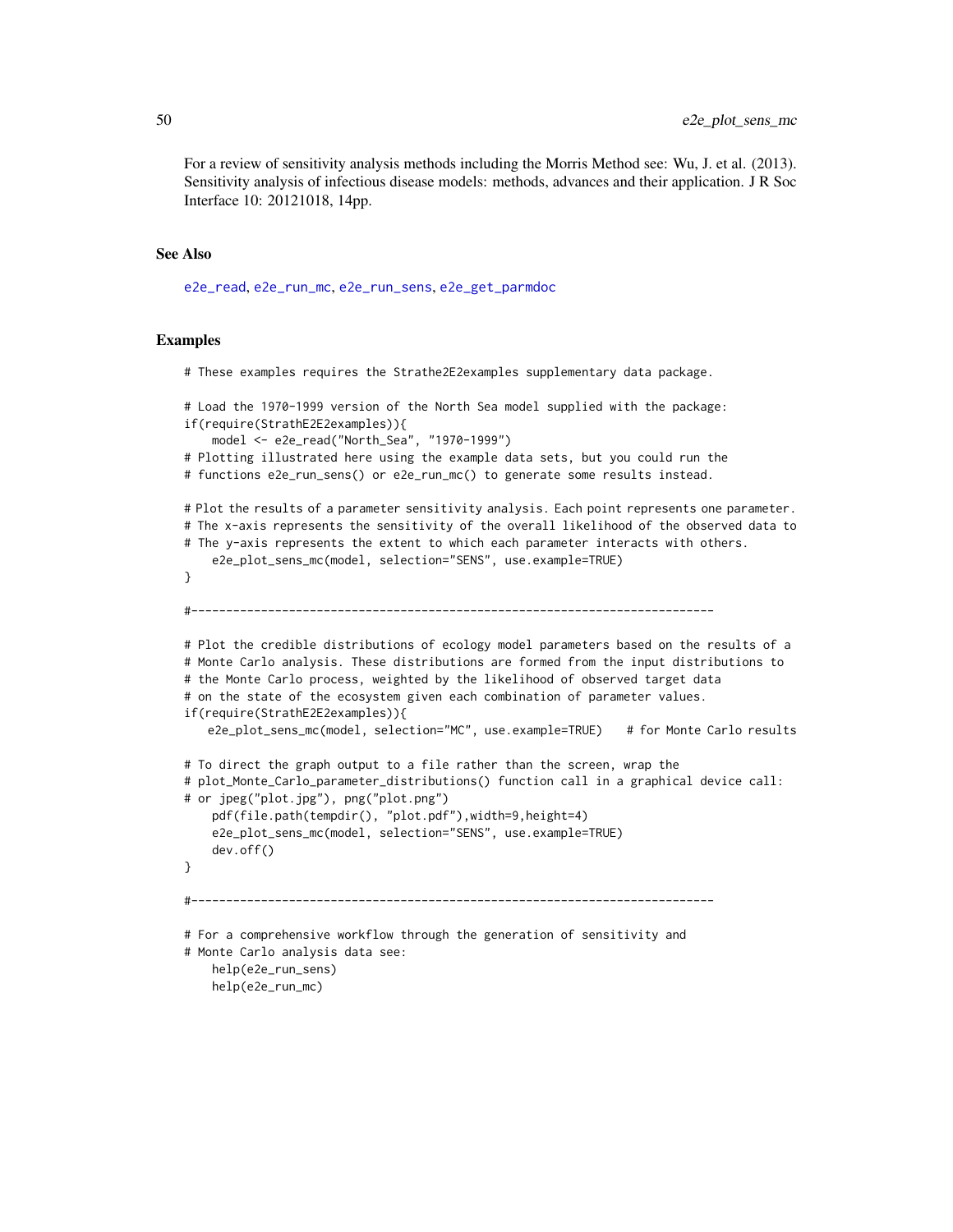For a review of sensitivity analysis methods including the Morris Method see: Wu, J. et al. (2013). Sensitivity analysis of infectious disease models: methods, advances and their application. J R Soc Interface 10: 20121018, 14pp.

## See Also

e2e_read, e2e_run_mc, e2e_run_sens, e2e_get_parmdoc

## Examples

```
# These examples requires the Strathe2E2examples supplementary data package.

# Load the 1970-1999 version of the North Sea model supplied with the package:
if(require(StrathE2E2examples)){
    model <- e2e_read("North_Sea", "1970-1999")
# Plotting illustrated here using the example data sets, but you could run the
# functions e2e_run_sens() or e2e_run_mc() to generate some results instead.

# Plot the results of a parameter sensitivity analysis. Each point represents one parameter.
# The x-axis represents the sensitivity of the overall likelihood of the observed data to
# The y-axis represents the extent to which each parameter interacts with others.
    e2e_plot_sens_mc(model, selection="SENS", use.example=TRUE)
}

#--------------------------------------------------------------------------

# Plot the credible distributions of ecology model parameters based on the results of a
# Monte Carlo analysis. These distributions are formed from the input distributions to
# the Monte Carlo process, weighted by the likelihood of observed target data
# on the state of the ecosystem given each combination of parameter values.
if(require(StrathE2E2examples)){
   e2e_plot_sens_mc(model, selection="MC", use.example=TRUE)   # for Monte Carlo results

# To direct the graph output to a file rather than the screen, wrap the
# plot_Monte_Carlo_parameter_distributions() function call in a graphical device call:
# or jpeg("plot.jpg"), png("plot.png")
    pdf(file.path(tempdir(), "plot.pdf"),width=9,height=4)
    e2e_plot_sens_mc(model, selection="SENS", use.example=TRUE)
    dev.off()
}

#--------------------------------------------------------------------------

# For a comprehensive workflow through the generation of sensitivity and
# Monte Carlo analysis data see:
    help(e2e_run_sens)
    help(e2e_run_mc)
```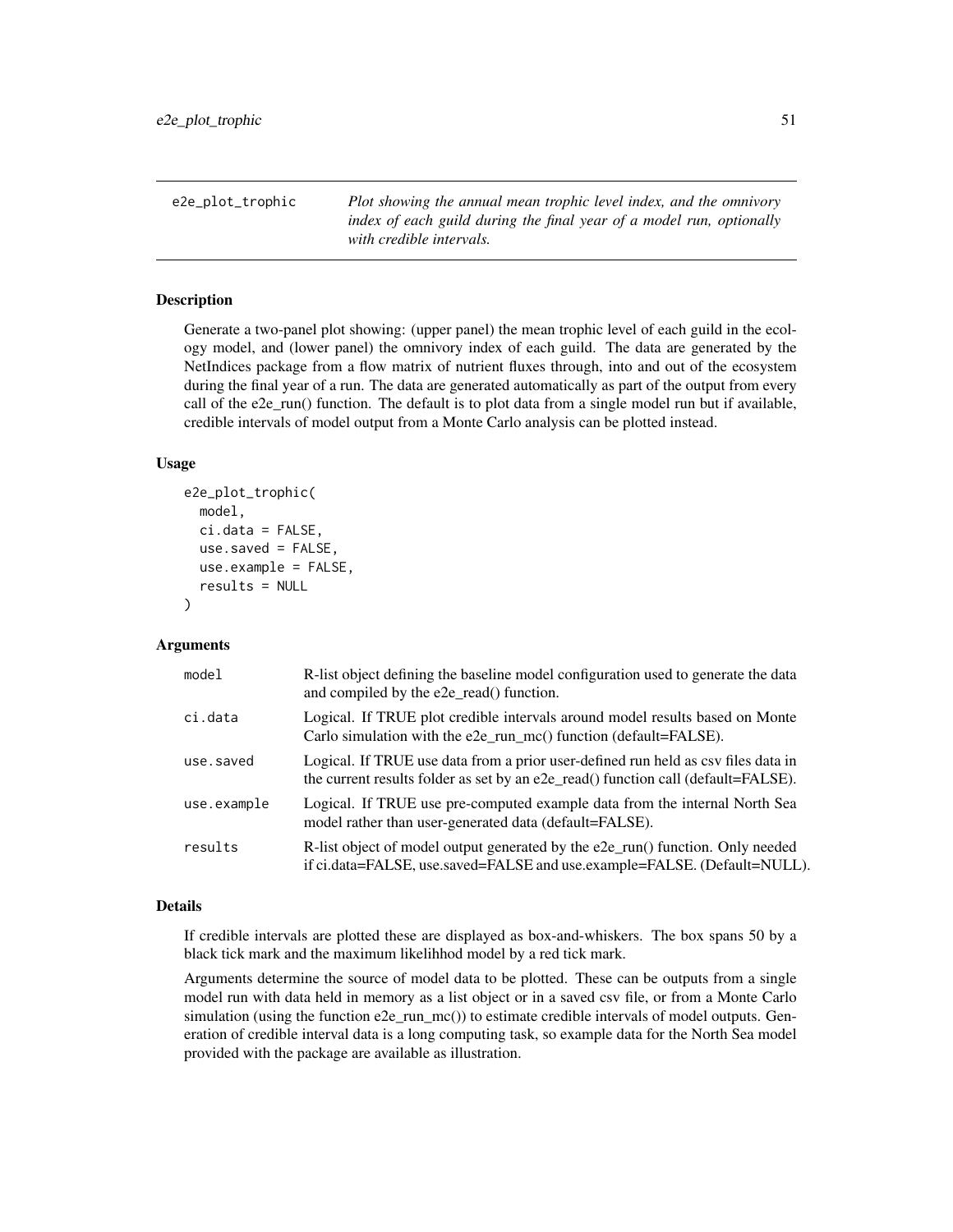e2e_plot_trophic — *Plot showing the annual mean trophic level index, and the omnivory index of each guild during the final year of a model run, optionally with credible intervals.*

## Description

Generate a two-panel plot showing: (upper panel) the mean trophic level of each guild in the ecology model, and (lower panel) the omnivory index of each guild. The data are generated by the NetIndices package from a flow matrix of nutrient fluxes through, into and out of the ecosystem during the final year of a run. The data are generated automatically as part of the output from every call of the e2e_run() function. The default is to plot data from a single model run but if available, credible intervals of model output from a Monte Carlo analysis can be plotted instead.

## Usage

```
e2e_plot_trophic(
  model,
  ci.data = FALSE,
  use.saved = FALSE,
  use.example = FALSE,
  results = NULL
)
```

## Arguments

| | |
|---|---|
| model | R-list object defining the baseline model configuration used to generate the data and compiled by the e2e_read() function. |
| ci.data | Logical. If TRUE plot credible intervals around model results based on Monte Carlo simulation with the e2e_run_mc() function (default=FALSE). |
| use.saved | Logical. If TRUE use data from a prior user-defined run held as csv files data in the current results folder as set by an e2e_read() function call (default=FALSE). |
| use.example | Logical. If TRUE use pre-computed example data from the internal North Sea model rather than user-generated data (default=FALSE). |
| results | R-list object of model output generated by the e2e_run() function. Only needed if ci.data=FALSE, use.saved=FALSE and use.example=FALSE. (Default=NULL). |

## Details

If credible intervals are plotted these are displayed as box-and-whiskers. The box spans 50 by a black tick mark and the maximum likelihhod model by a red tick mark.

Arguments determine the source of model data to be plotted. These can be outputs from a single model run with data held in memory as a list object or in a saved csv file, or from a Monte Carlo simulation (using the function e2e_run_mc()) to estimate credible intervals of model outputs. Generation of credible interval data is a long computing task, so example data for the North Sea model provided with the package are available as illustration.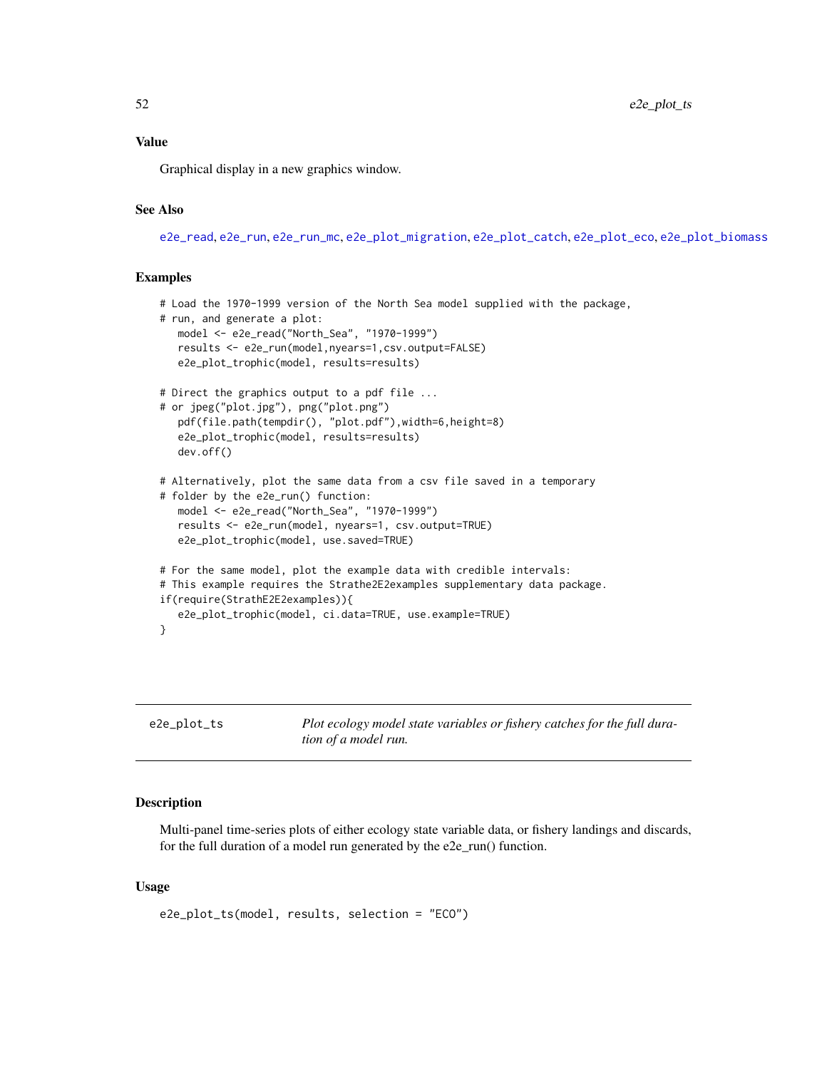## Value

Graphical display in a new graphics window.

## See Also

e2e_read, e2e_run, e2e_run_mc, e2e_plot_migration, e2e_plot_catch, e2e_plot_eco, e2e_plot_biomass

## Examples

```
# Load the 1970-1999 version of the North Sea model supplied with the package,
# run, and generate a plot:
   model <- e2e_read("North_Sea", "1970-1999")
   results <- e2e_run(model,nyears=1,csv.output=FALSE)
   e2e_plot_trophic(model, results=results)

# Direct the graphics output to a pdf file ...
# or jpeg("plot.jpg"), png("plot.png")
   pdf(file.path(tempdir(), "plot.pdf"),width=6,height=8)
   e2e_plot_trophic(model, results=results)
   dev.off()

# Alternatively, plot the same data from a csv file saved in a temporary
# folder by the e2e_run() function:
   model <- e2e_read("North_Sea", "1970-1999")
   results <- e2e_run(model, nyears=1, csv.output=TRUE)
   e2e_plot_trophic(model, use.saved=TRUE)

# For the same model, plot the example data with credible intervals:
# This example requires the Strathe2E2examples supplementary data package.
if(require(StrathE2E2examples)){
   e2e_plot_trophic(model, ci.data=TRUE, use.example=TRUE)
}
```

---

# e2e_plot_ts

*Plot ecology model state variables or fishery catches for the full duration of a model run.*

## Description

Multi-panel time-series plots of either ecology state variable data, or fishery landings and discards, for the full duration of a model run generated by the e2e_run() function.

## Usage

```
e2e_plot_ts(model, results, selection = "ECO")
```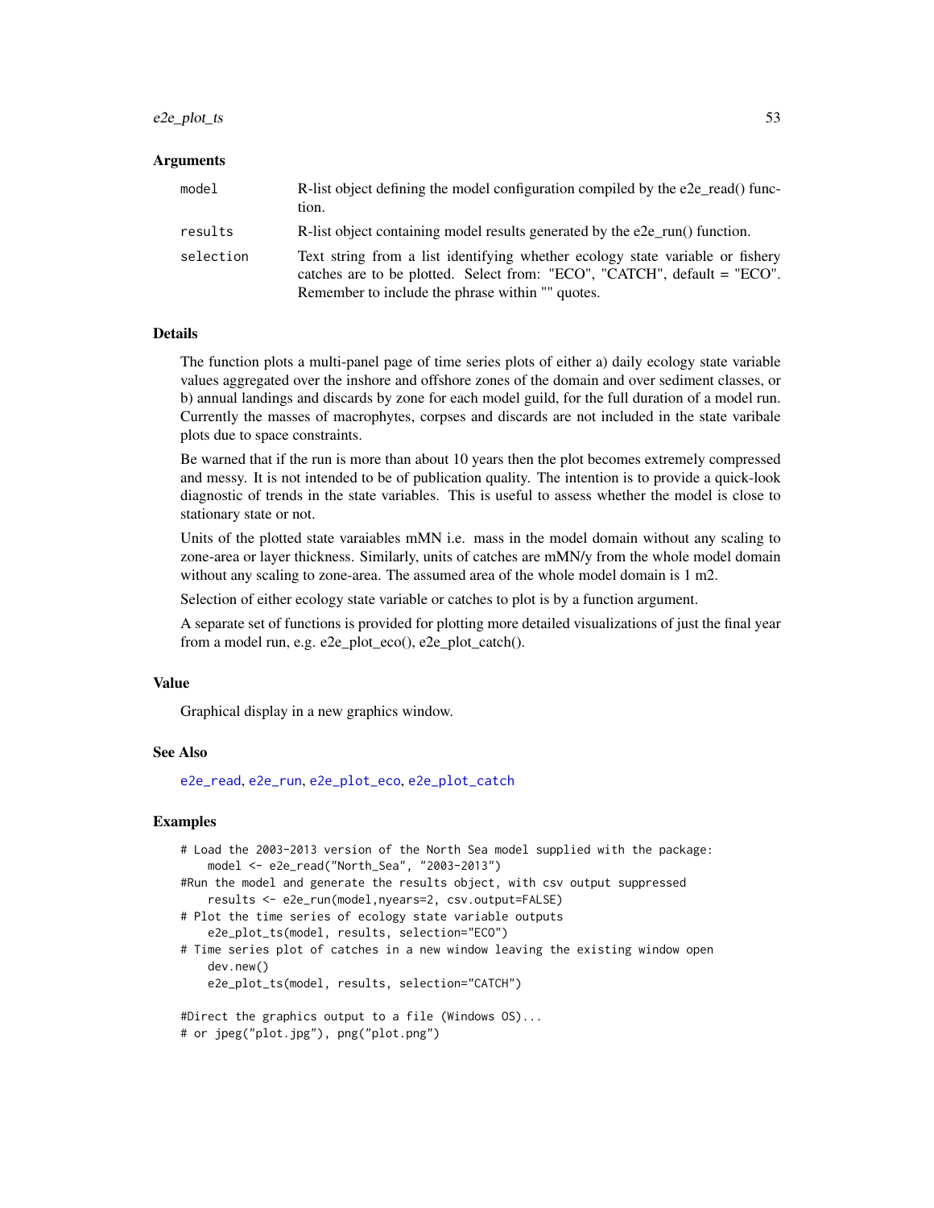### Arguments

| | |
|---|---|
| `model` | R-list object defining the model configuration compiled by the e2e_read() function. |
| `results` | R-list object containing model results generated by the e2e_run() function. |
| `selection` | Text string from a list identifying whether ecology state variable or fishery catches are to be plotted. Select from: "ECO", "CATCH", default = "ECO". Remember to include the phrase within "" quotes. |

### Details

The function plots a multi-panel page of time series plots of either a) daily ecology state variable values aggregated over the inshore and offshore zones of the domain and over sediment classes, or b) annual landings and discards by zone for each model guild, for the full duration of a model run. Currently the masses of macrophytes, corpses and discards are not included in the state varibale plots due to space constraints.

Be warned that if the run is more than about 10 years then the plot becomes extremely compressed and messy. It is not intended to be of publication quality. The intention is to provide a quick-look diagnostic of trends in the state variables. This is useful to assess whether the model is close to stationary state or not.

Units of the plotted state varaiables mMN i.e. mass in the model domain without any scaling to zone-area or layer thickness. Similarly, units of catches are mMN/y from the whole model domain without any scaling to zone-area. The assumed area of the whole model domain is 1 m2.

Selection of either ecology state variable or catches to plot is by a function argument.

A separate set of functions is provided for plotting more detailed visualizations of just the final year from a model run, e.g. e2e_plot_eco(), e2e_plot_catch().

### Value

Graphical display in a new graphics window.

### See Also

e2e_read, e2e_run, e2e_plot_eco, e2e_plot_catch

### Examples

```
# Load the 2003-2013 version of the North Sea model supplied with the package:
    model <- e2e_read("North_Sea", "2003-2013")
#Run the model and generate the results object, with csv output suppressed
    results <- e2e_run(model,nyears=2, csv.output=FALSE)
# Plot the time series of ecology state variable outputs
    e2e_plot_ts(model, results, selection="ECO")
# Time series plot of catches in a new window leaving the existing window open
    dev.new()
    e2e_plot_ts(model, results, selection="CATCH")

#Direct the graphics output to a file (Windows OS)...
# or jpeg("plot.jpg"), png("plot.png")
```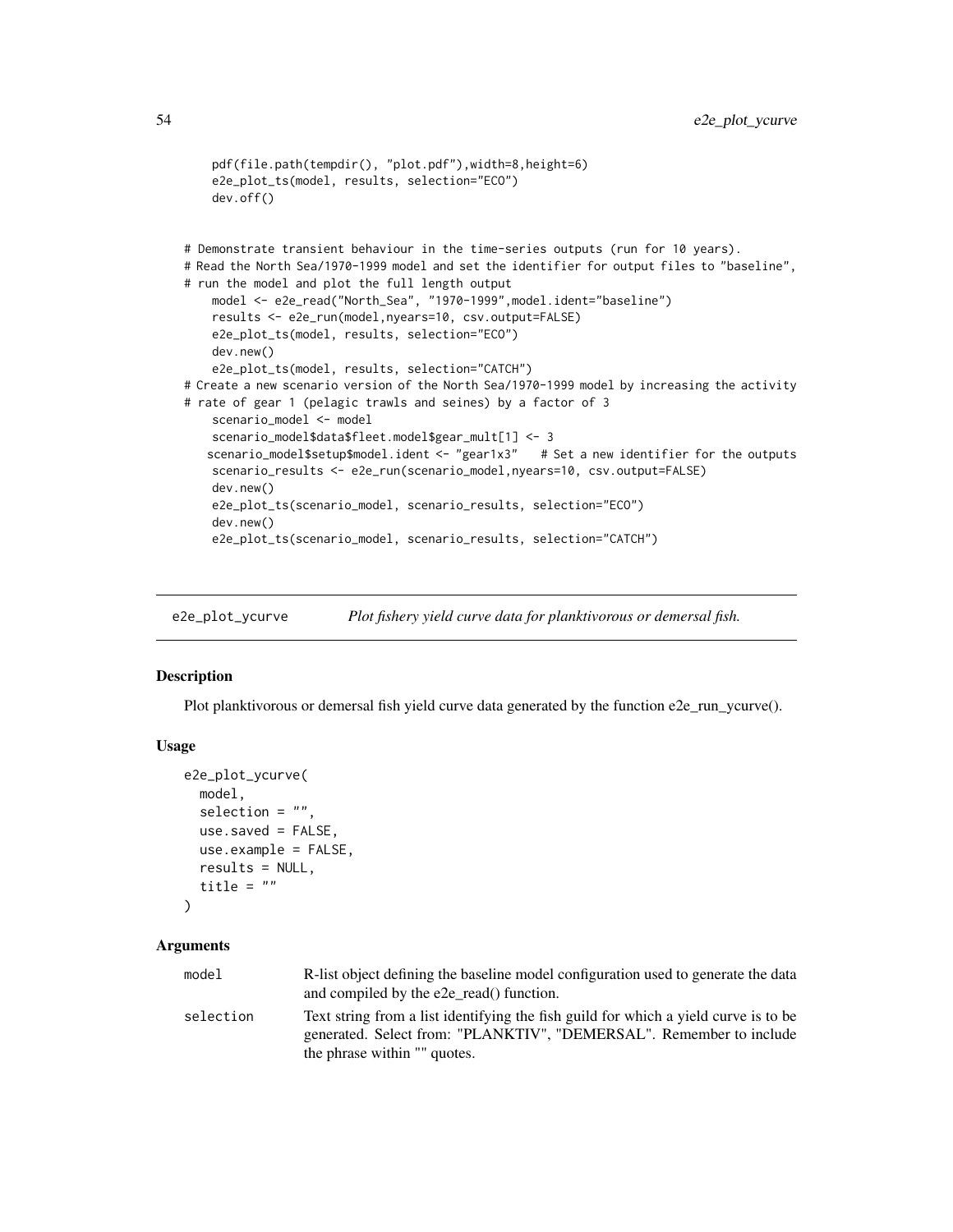```
    pdf(file.path(tempdir(), "plot.pdf"),width=8,height=6)
    e2e_plot_ts(model, results, selection="ECO")
    dev.off()


# Demonstrate transient behaviour in the time-series outputs (run for 10 years).
# Read the North Sea/1970-1999 model and set the identifier for output files to "baseline",
# run the model and plot the full length output
    model <- e2e_read("North_Sea", "1970-1999",model.ident="baseline")
    results <- e2e_run(model,nyears=10, csv.output=FALSE)
    e2e_plot_ts(model, results, selection="ECO")
    dev.new()
    e2e_plot_ts(model, results, selection="CATCH")
# Create a new scenario version of the North Sea/1970-1999 model by increasing the activity
# rate of gear 1 (pelagic trawls and seines) by a factor of 3
    scenario_model <- model
    scenario_model$data$fleet.model$gear_mult[1] <- 3
   scenario_model$setup$model.ident <- "gear1x3"   # Set a new identifier for the outputs
    scenario_results <- e2e_run(scenario_model,nyears=10, csv.output=FALSE)
    dev.new()
    e2e_plot_ts(scenario_model, scenario_results, selection="ECO")
    dev.new()
    e2e_plot_ts(scenario_model, scenario_results, selection="CATCH")
```

## e2e_plot_ycurve — *Plot fishery yield curve data for planktivorous or demersal fish.*

### Description

Plot planktivorous or demersal fish yield curve data generated by the function e2e_run_ycurve().

### Usage

```
e2e_plot_ycurve(
  model,
  selection = "",
  use.saved = FALSE,
  use.example = FALSE,
  results = NULL,
  title = ""
)
```

### Arguments

| | |
|---|---|
| model | R-list object defining the baseline model configuration used to generate the data and compiled by the e2e_read() function. |
| selection | Text string from a list identifying the fish guild for which a yield curve is to be generated. Select from: "PLANKTIV", "DEMERSAL". Remember to include the phrase within "" quotes. |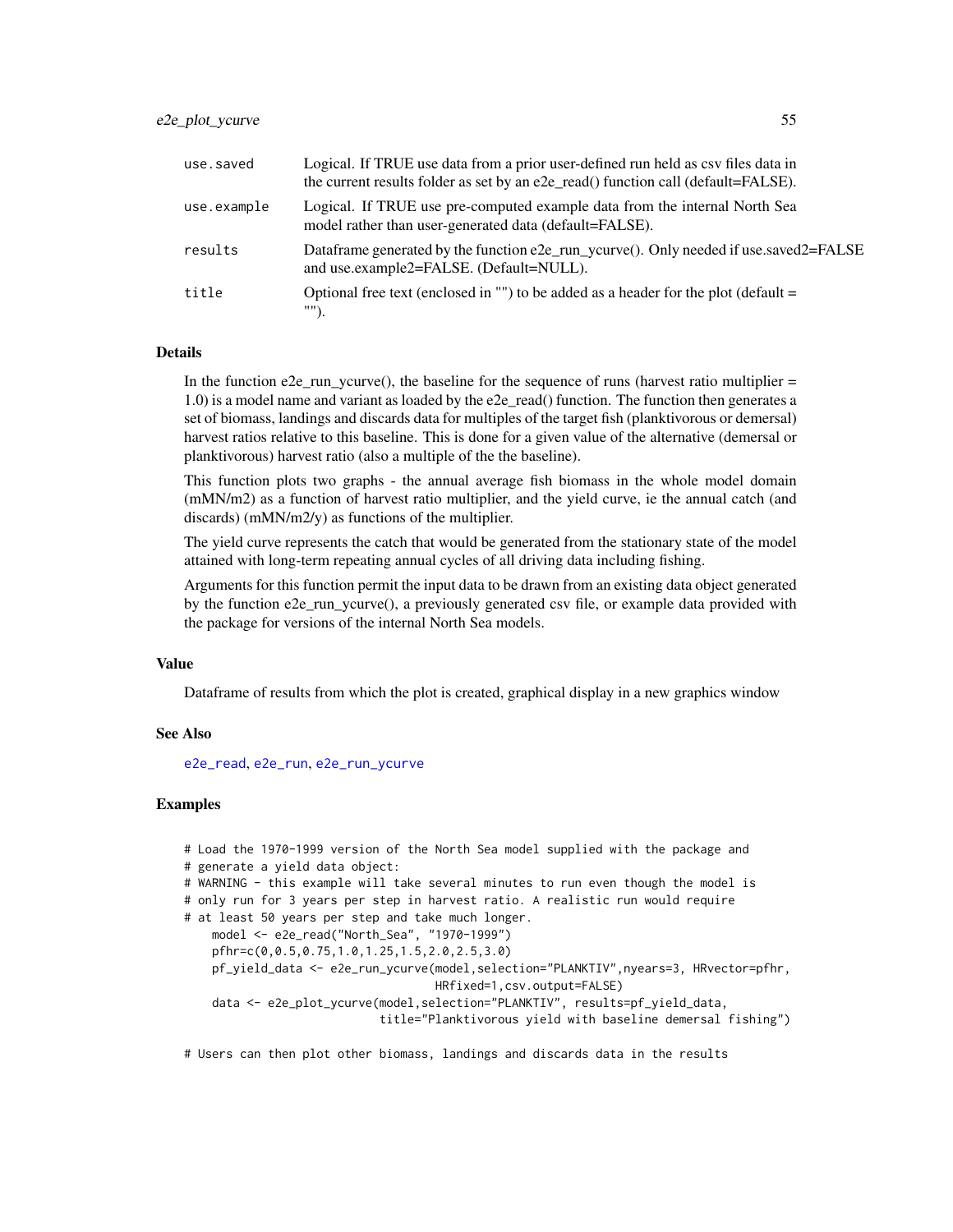| | |
|---|---|
| use.saved | Logical. If TRUE use data from a prior user-defined run held as csv files data in the current results folder as set by an e2e_read() function call (default=FALSE). |
| use.example | Logical. If TRUE use pre-computed example data from the internal North Sea model rather than user-generated data (default=FALSE). |
| results | Dataframe generated by the function e2e_run_ycurve(). Only needed if use.saved2=FALSE and use.example2=FALSE. (Default=NULL). |
| title | Optional free text (enclosed in "") to be added as a header for the plot (default = ""). |

## Details

In the function e2e_run_ycurve(), the baseline for the sequence of runs (harvest ratio multiplier = 1.0) is a model name and variant as loaded by the e2e_read() function. The function then generates a set of biomass, landings and discards data for multiples of the target fish (planktivorous or demersal) harvest ratios relative to this baseline. This is done for a given value of the alternative (demersal or planktivorous) harvest ratio (also a multiple of the the baseline).

This function plots two graphs - the annual average fish biomass in the whole model domain (mMN/m2) as a function of harvest ratio multiplier, and the yield curve, ie the annual catch (and discards) (mMN/m2/y) as functions of the multiplier.

The yield curve represents the catch that would be generated from the stationary state of the model attained with long-term repeating annual cycles of all driving data including fishing.

Arguments for this function permit the input data to be drawn from an existing data object generated by the function e2e_run_ycurve(), a previously generated csv file, or example data provided with the package for versions of the internal North Sea models.

## Value

Dataframe of results from which the plot is created, graphical display in a new graphics window

## See Also

e2e_read, e2e_run, e2e_run_ycurve

## Examples

```
# Load the 1970-1999 version of the North Sea model supplied with the package and
# generate a yield data object:
# WARNING - this example will take several minutes to run even though the model is
# only run for 3 years per step in harvest ratio. A realistic run would require
# at least 50 years per step and take much longer.
    model <- e2e_read("North_Sea", "1970-1999")
    pfhr=c(0,0.5,0.75,1.0,1.25,1.5,2.0,2.5,3.0)
    pf_yield_data <- e2e_run_ycurve(model,selection="PLANKTIV",nyears=3, HRvector=pfhr,
                                    HRfixed=1,csv.output=FALSE)
    data <- e2e_plot_ycurve(model,selection="PLANKTIV", results=pf_yield_data,
                            title="Planktivorous yield with baseline demersal fishing")

# Users can then plot other biomass, landings and discards data in the results
```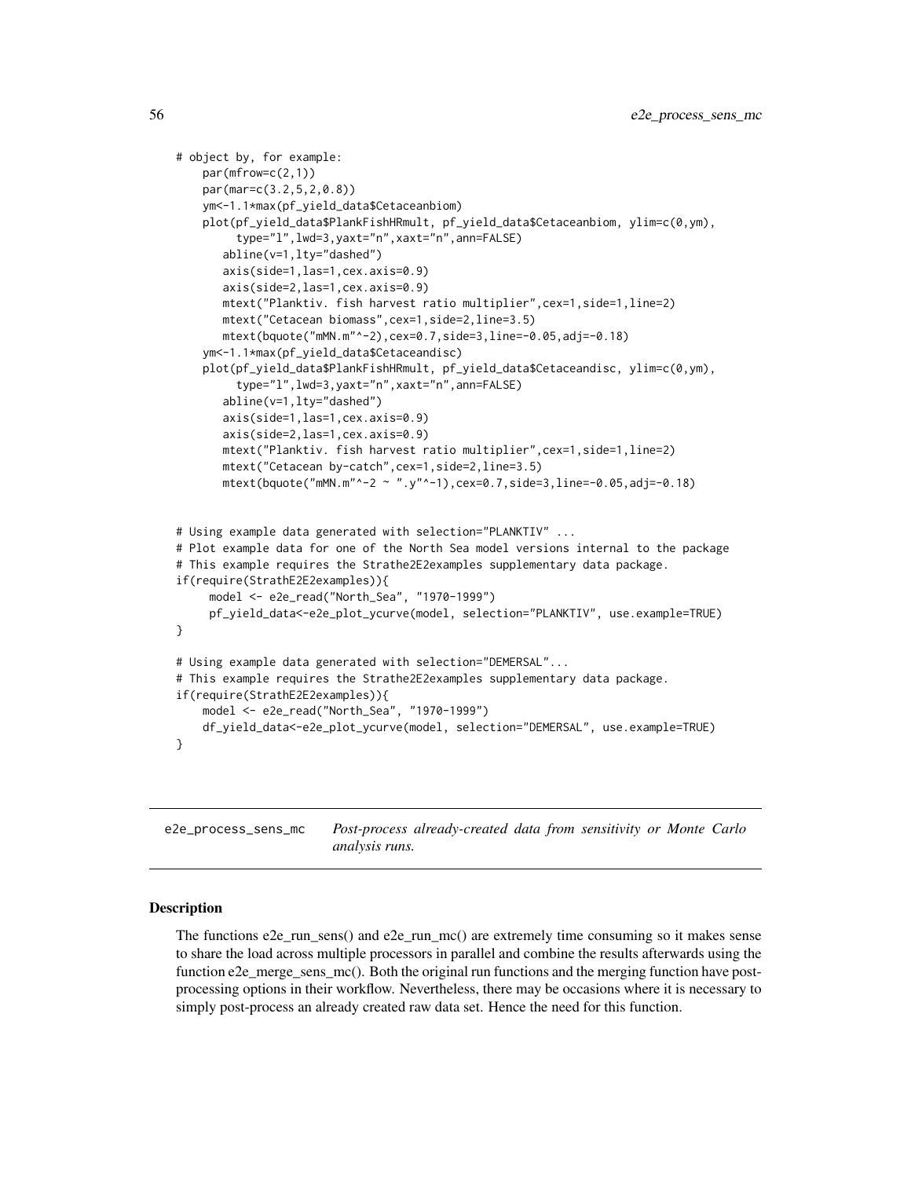```
# object by, for example:
    par(mfrow=c(2,1))
    par(mar=c(3.2,5,2,0.8))
    ym<-1.1*max(pf_yield_data$Cetaceanbiom)
    plot(pf_yield_data$PlankFishHRmult, pf_yield_data$Cetaceanbiom, ylim=c(0,ym),
         type="l",lwd=3,yaxt="n",xaxt="n",ann=FALSE)
       abline(v=1,lty="dashed")
       axis(side=1,las=1,cex.axis=0.9)
       axis(side=2,las=1,cex.axis=0.9)
       mtext("Planktiv. fish harvest ratio multiplier",cex=1,side=1,line=2)
       mtext("Cetacean biomass",cex=1,side=2,line=3.5)
       mtext(bquote("mMN.m"^-2),cex=0.7,side=3,line=-0.05,adj=-0.18)
    ym<-1.1*max(pf_yield_data$Cetaceandisc)
    plot(pf_yield_data$PlankFishHRmult, pf_yield_data$Cetaceandisc, ylim=c(0,ym),
         type="l",lwd=3,yaxt="n",xaxt="n",ann=FALSE)
       abline(v=1,lty="dashed")
       axis(side=1,las=1,cex.axis=0.9)
       axis(side=2,las=1,cex.axis=0.9)
       mtext("Planktiv. fish harvest ratio multiplier",cex=1,side=1,line=2)
       mtext("Cetacean by-catch",cex=1,side=2,line=3.5)
       mtext(bquote("mMN.m"^-2 ~ ".y"^-1),cex=0.7,side=3,line=-0.05,adj=-0.18)


# Using example data generated with selection="PLANKTIV" ...
# Plot example data for one of the North Sea model versions internal to the package
# This example requires the Strathe2E2examples supplementary data package.
if(require(StrathE2E2examples)){
     model <- e2e_read("North_Sea", "1970-1999")
     pf_yield_data<-e2e_plot_ycurve(model, selection="PLANKTIV", use.example=TRUE)
}

# Using example data generated with selection="DEMERSAL"...
# This example requires the Strathe2E2examples supplementary data package.
if(require(StrathE2E2examples)){
    model <- e2e_read("North_Sea", "1970-1999")
    df_yield_data<-e2e_plot_ycurve(model, selection="DEMERSAL", use.example=TRUE)
}
```

## e2e_process_sens_mc

*Post-process already-created data from sensitivity or Monte Carlo analysis runs.*

### Description

The functions e2e_run_sens() and e2e_run_mc() are extremely time consuming so it makes sense to share the load across multiple processors in parallel and combine the results afterwards using the function e2e_merge_sens_mc(). Both the original run functions and the merging function have post-processing options in their workflow. Nevertheless, there may be occasions where it is necessary to simply post-process an already created raw data set. Hence the need for this function.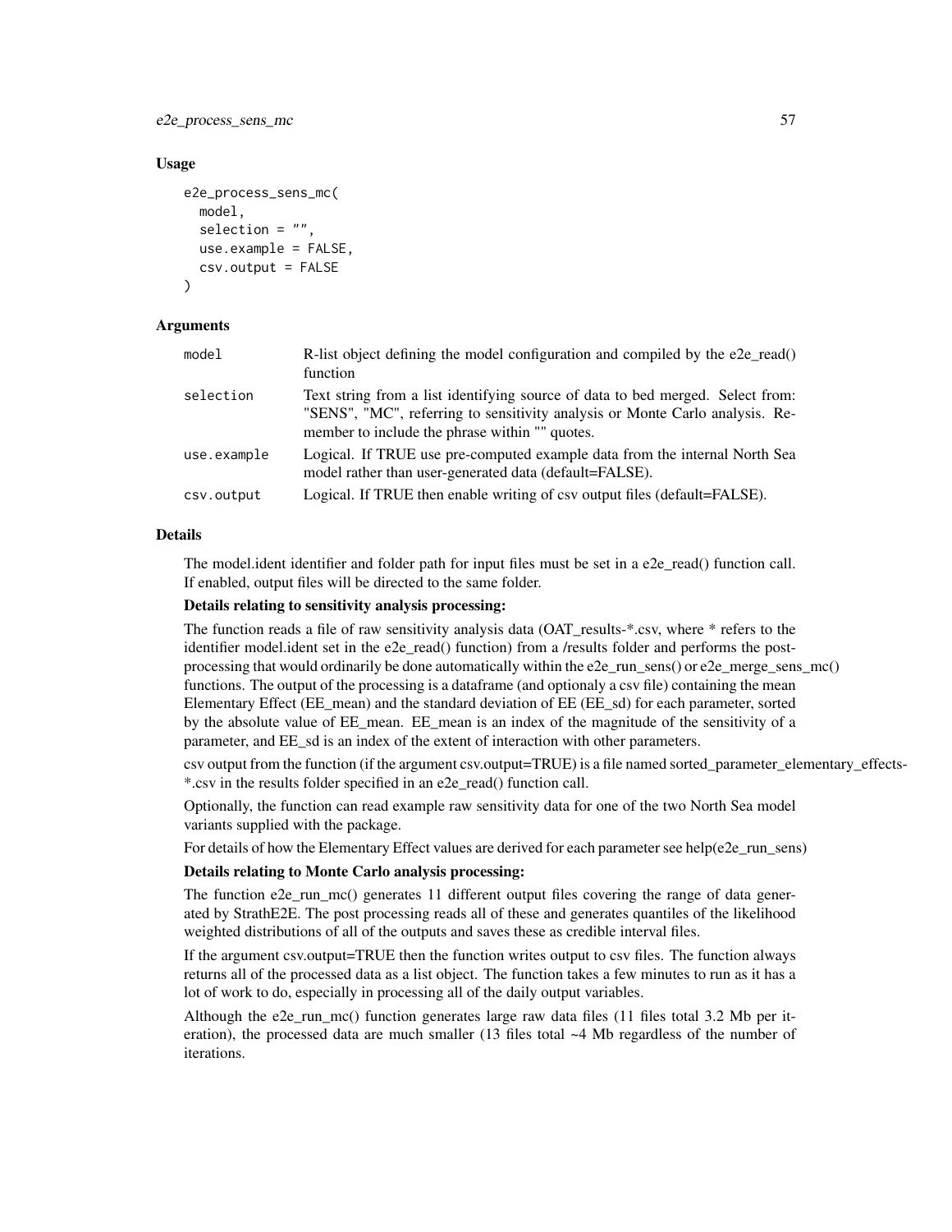### Usage

```
e2e_process_sens_mc(
  model,
  selection = "",
  use.example = FALSE,
  csv.output = FALSE
)
```

### Arguments

| | |
|---|---|
| model | R-list object defining the model configuration and compiled by the e2e_read() function |
| selection | Text string from a list identifying source of data to bed merged. Select from: "SENS", "MC", referring to sensitivity analysis or Monte Carlo analysis. Remember to include the phrase within "" quotes. |
| use.example | Logical. If TRUE use pre-computed example data from the internal North Sea model rather than user-generated data (default=FALSE). |
| csv.output | Logical. If TRUE then enable writing of csv output files (default=FALSE). |

### Details

The model.ident identifier and folder path for input files must be set in a e2e_read() function call. If enabled, output files will be directed to the same folder.

**Details relating to sensitivity analysis processing:**

The function reads a file of raw sensitivity analysis data (OAT_results-*.csv, where * refers to the identifier model.ident set in the e2e_read() function) from a /results folder and performs the post-processing that would ordinarily be done automatically within the e2e_run_sens() or e2e_merge_sens_mc() functions. The output of the processing is a dataframe (and optionaly a csv file) containing the mean Elementary Effect (EE_mean) and the standard deviation of EE (EE_sd) for each parameter, sorted by the absolute value of EE_mean. EE_mean is an index of the magnitude of the sensitivity of a parameter, and EE_sd is an index of the extent of interaction with other parameters.

csv output from the function (if the argument csv.output=TRUE) is a file named sorted_parameter_elementary_effects-*.csv in the results folder specified in an e2e_read() function call.

Optionally, the function can read example raw sensitivity data for one of the two North Sea model variants supplied with the package.

For details of how the Elementary Effect values are derived for each parameter see help(e2e_run_sens)

**Details relating to Monte Carlo analysis processing:**

The function e2e_run_mc() generates 11 different output files covering the range of data generated by StrathE2E. The post processing reads all of these and generates quantiles of the likelihood weighted distributions of all of the outputs and saves these as credible interval files.

If the argument csv.output=TRUE then the function writes output to csv files. The function always returns all of the processed data as a list object. The function takes a few minutes to run as it has a lot of work to do, especially in processing all of the daily output variables.

Although the e2e_run_mc() function generates large raw data files (11 files total 3.2 Mb per iteration), the processed data are much smaller (13 files total ~4 Mb regardless of the number of iterations.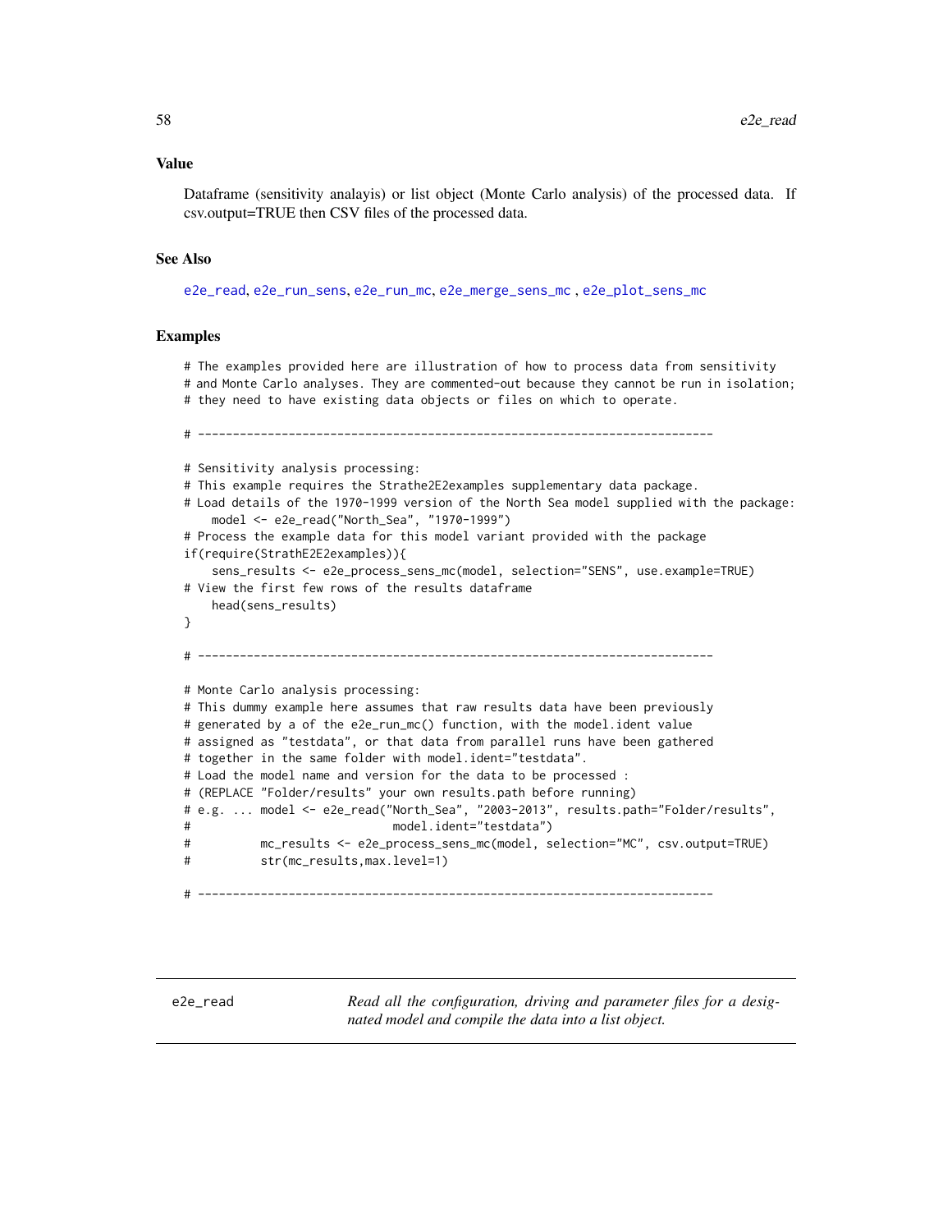## Value

Dataframe (sensitivity analayis) or list object (Monte Carlo analysis) of the processed data. If csv.output=TRUE then CSV files of the processed data.

## See Also

e2e_read, e2e_run_sens, e2e_run_mc, e2e_merge_sens_mc , e2e_plot_sens_mc

## Examples

```
# The examples provided here are illustration of how to process data from sensitivity
# and Monte Carlo analyses. They are commented-out because they cannot be run in isolation;
# they need to have existing data objects or files on which to operate.

# --------------------------------------------------------------------------

# Sensitivity analysis processing:
# This example requires the Strathe2E2examples supplementary data package.
# Load details of the 1970-1999 version of the North Sea model supplied with the package:
    model <- e2e_read("North_Sea", "1970-1999")
# Process the example data for this model variant provided with the package
if(require(StrathE2E2examples)){
    sens_results <- e2e_process_sens_mc(model, selection="SENS", use.example=TRUE)
# View the first few rows of the results dataframe
    head(sens_results)
}

# --------------------------------------------------------------------------

# Monte Carlo analysis processing:
# This dummy example here assumes that raw results data have been previously
# generated by a of the e2e_run_mc() function, with the model.ident value
# assigned as "testdata", or that data from parallel runs have been gathered
# together in the same folder with model.ident="testdata".
# Load the model name and version for the data to be processed :
# (REPLACE "Folder/results" your own results.path before running)
# e.g. ... model <- e2e_read("North_Sea", "2003-2013", results.path="Folder/results",
#                            model.ident="testdata")
#          mc_results <- e2e_process_sens_mc(model, selection="MC", csv.output=TRUE)
#          str(mc_results,max.level=1)

# --------------------------------------------------------------------------
```

---

e2e_read — *Read all the configuration, driving and parameter files for a designated model and compile the data into a list object.*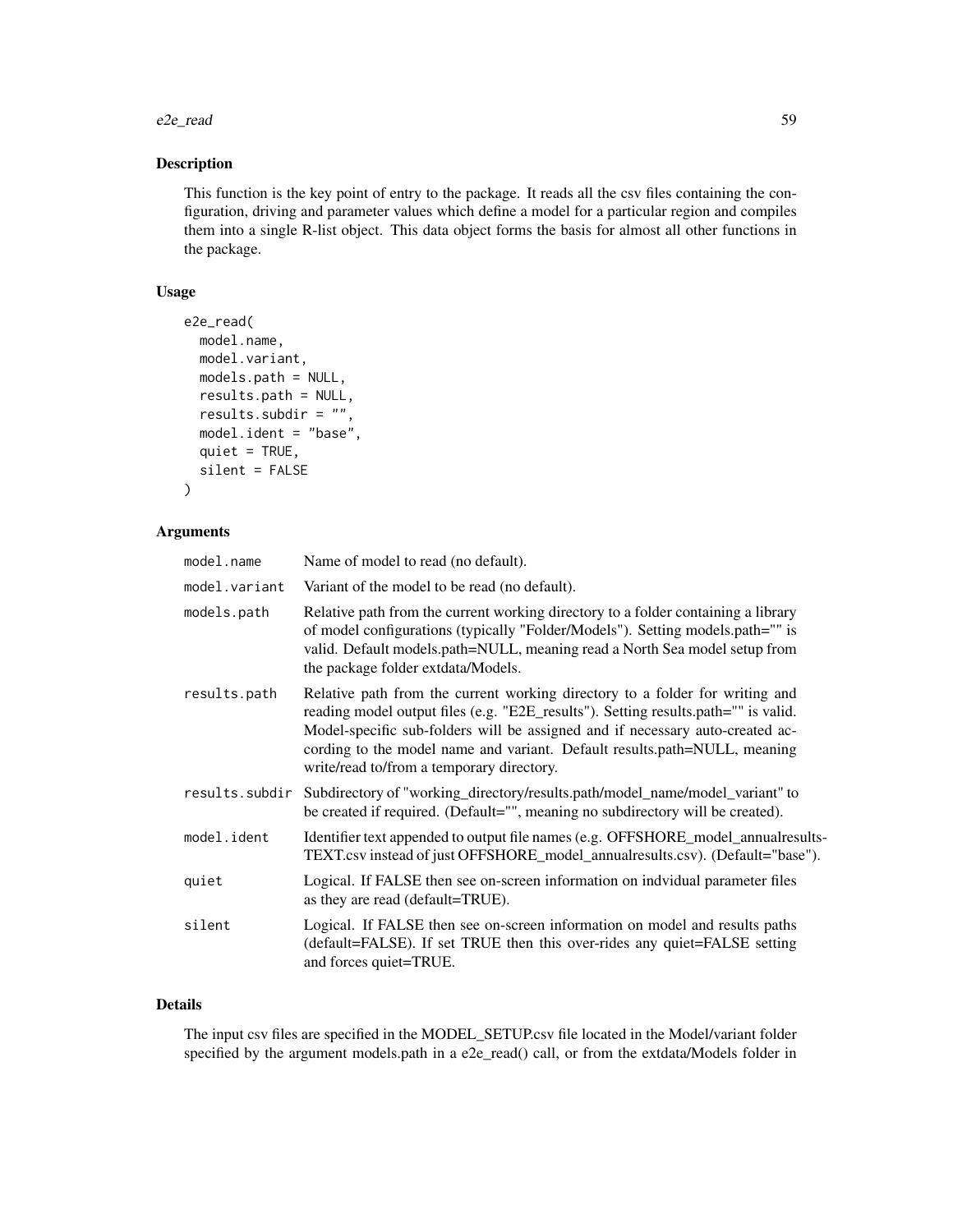## Description

This function is the key point of entry to the package. It reads all the csv files containing the configuration, driving and parameter values which define a model for a particular region and compiles them into a single R-list object. This data object forms the basis for almost all other functions in the package.

## Usage

```
e2e_read(
  model.name,
  model.variant,
  models.path = NULL,
  results.path = NULL,
  results.subdir = "",
  model.ident = "base",
  quiet = TRUE,
  silent = FALSE
)
```

## Arguments

| Argument | Description |
|---|---|
| `model.name` | Name of model to read (no default). |
| `model.variant` | Variant of the model to be read (no default). |
| `models.path` | Relative path from the current working directory to a folder containing a library of model configurations (typically "Folder/Models"). Setting models.path="" is valid. Default models.path=NULL, meaning read a North Sea model setup from the package folder extdata/Models. |
| `results.path` | Relative path from the current working directory to a folder for writing and reading model output files (e.g. "E2E_results"). Setting results.path="" is valid. Model-specific sub-folders will be assigned and if necessary auto-created according to the model name and variant. Default results.path=NULL, meaning write/read to/from a temporary directory. |
| `results.subdir` | Subdirectory of "working_directory/results.path/model_name/model_variant" to be created if required. (Default="", meaning no subdirectory will be created). |
| `model.ident` | Identifier text appended to output file names (e.g. OFFSHORE_model_annualresults-TEXT.csv instead of just OFFSHORE_model_annualresults.csv). (Default="base"). |
| `quiet` | Logical. If FALSE then see on-screen information on indvidual parameter files as they are read (default=TRUE). |
| `silent` | Logical. If FALSE then see on-screen information on model and results paths (default=FALSE). If set TRUE then this over-rides any quiet=FALSE setting and forces quiet=TRUE. |

## Details

The input csv files are specified in the MODEL_SETUP.csv file located in the Model/variant folder specified by the argument models.path in a e2e_read() call, or from the extdata/Models folder in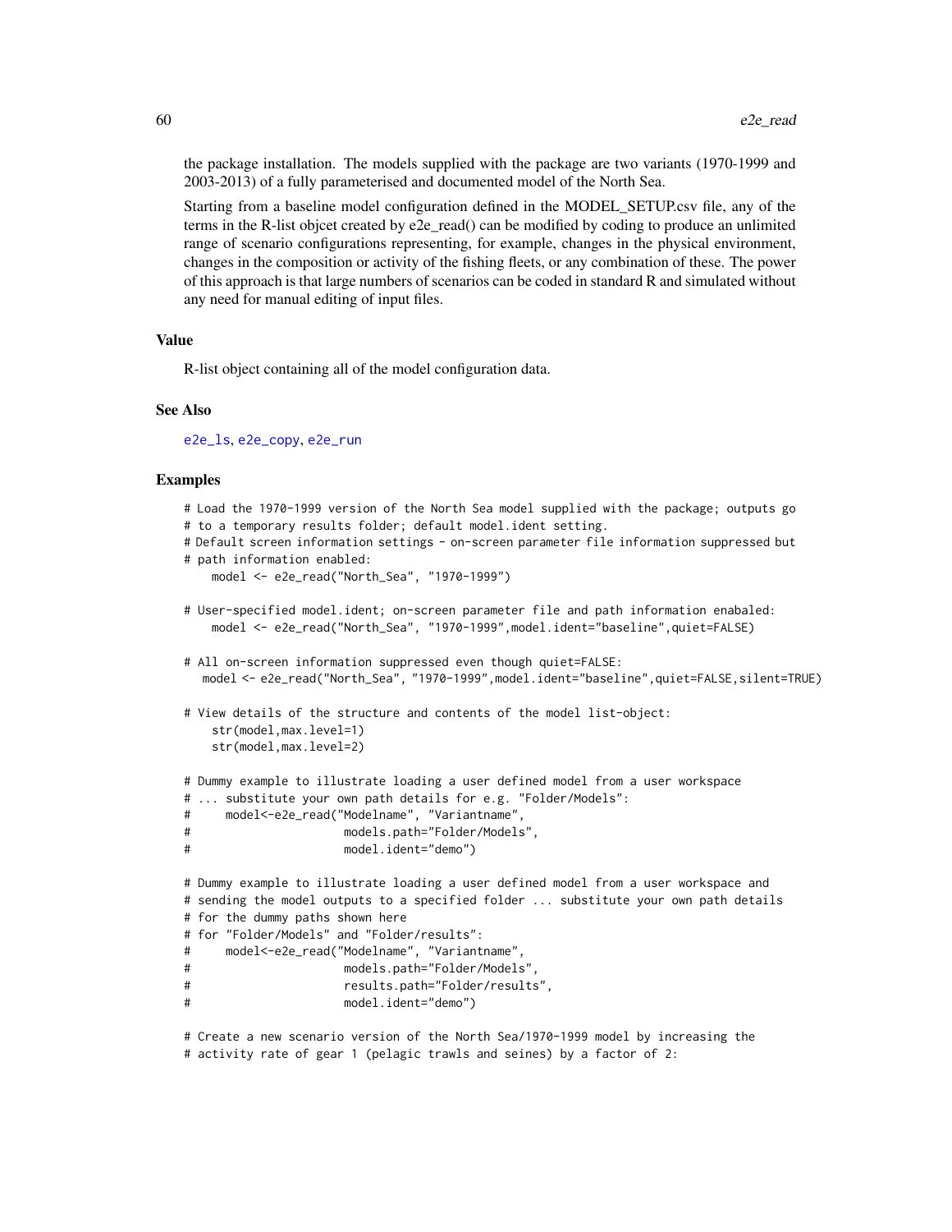the package installation. The models supplied with the package are two variants (1970-1999 and 2003-2013) of a fully parameterised and documented model of the North Sea.

Starting from a baseline model configuration defined in the MODEL_SETUP.csv file, any of the terms in the R-list objcet created by e2e_read() can be modified by coding to produce an unlimited range of scenario configurations representing, for example, changes in the physical environment, changes in the composition or activity of the fishing fleets, or any combination of these. The power of this approach is that large numbers of scenarios can be coded in standard R and simulated without any need for manual editing of input files.

### Value

R-list object containing all of the model configuration data.

### See Also

e2e_ls, e2e_copy, e2e_run

### Examples

```
# Load the 1970-1999 version of the North Sea model supplied with the package; outputs go
# to a temporary results folder; default model.ident setting.
# Default screen information settings - on-screen parameter file information suppressed but
# path information enabled:
    model <- e2e_read("North_Sea", "1970-1999")

# User-specified model.ident; on-screen parameter file and path information enabaled:
    model <- e2e_read("North_Sea", "1970-1999",model.ident="baseline",quiet=FALSE)

# All on-screen information suppressed even though quiet=FALSE:
   model <- e2e_read("North_Sea", "1970-1999",model.ident="baseline",quiet=FALSE,silent=TRUE)

# View details of the structure and contents of the model list-object:
    str(model,max.level=1)
    str(model,max.level=2)

# Dummy example to illustrate loading a user defined model from a user workspace
# ... substitute your own path details for e.g. "Folder/Models":
#     model<-e2e_read("Modelname", "Variantname",
#                     models.path="Folder/Models",
#                     model.ident="demo")

# Dummy example to illustrate loading a user defined model from a user workspace and
# sending the model outputs to a specified folder ... substitute your own path details
# for the dummy paths shown here
# for "Folder/Models" and "Folder/results":
#     model<-e2e_read("Modelname", "Variantname",
#                     models.path="Folder/Models",
#                     results.path="Folder/results",
#                     model.ident="demo")

# Create a new scenario version of the North Sea/1970-1999 model by increasing the
# activity rate of gear 1 (pelagic trawls and seines) by a factor of 2:
```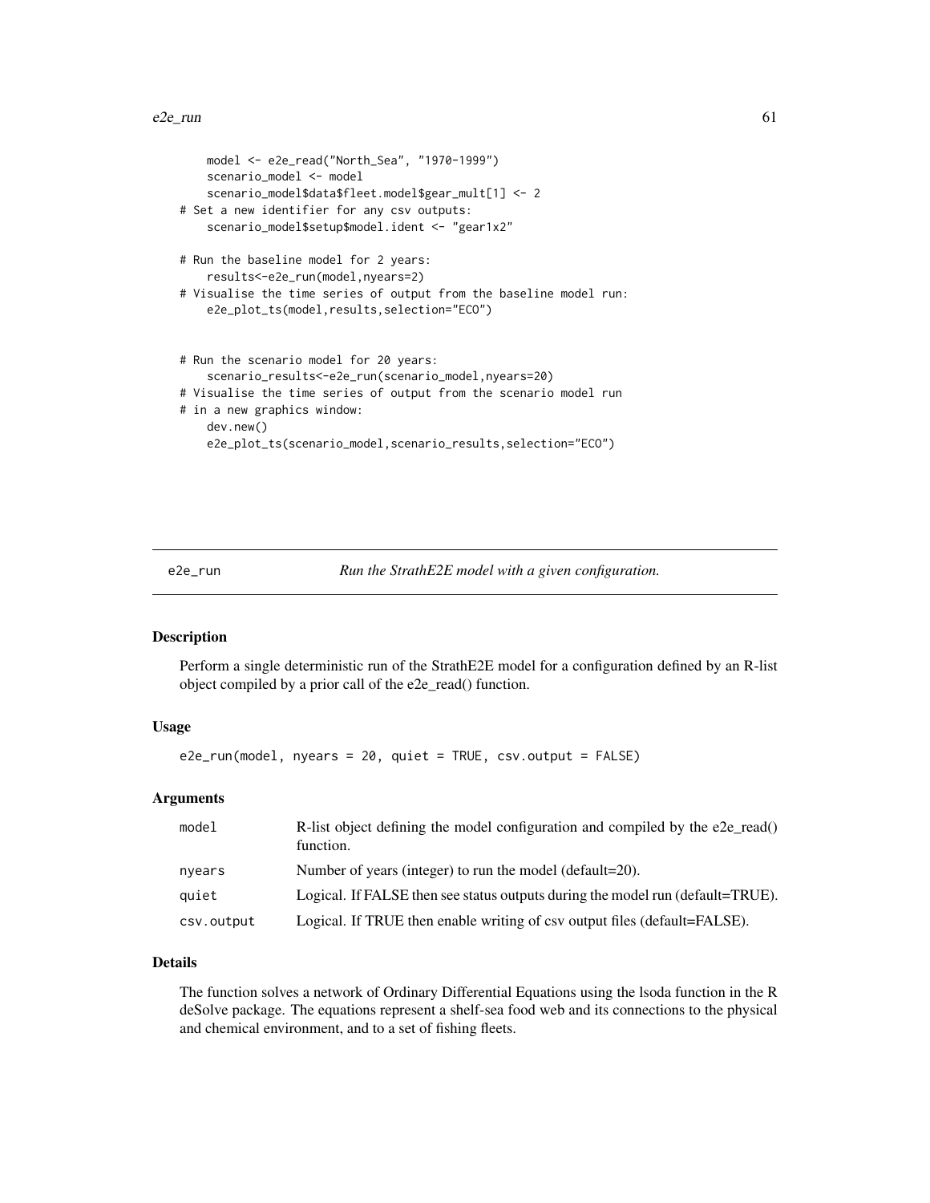```
    model <- e2e_read("North_Sea", "1970-1999")
    scenario_model <- model
    scenario_model$data$fleet.model$gear_mult[1] <- 2
# Set a new identifier for any csv outputs:
    scenario_model$setup$model.ident <- "gear1x2"

# Run the baseline model for 2 years:
    results<-e2e_run(model,nyears=2)
# Visualise the time series of output from the baseline model run:
    e2e_plot_ts(model,results,selection="ECO")


# Run the scenario model for 20 years:
    scenario_results<-e2e_run(scenario_model,nyears=20)
# Visualise the time series of output from the scenario model run
# in a new graphics window:
    dev.new()
    e2e_plot_ts(scenario_model,scenario_results,selection="ECO")
```

## e2e_run — *Run the StrathE2E model with a given configuration.*

### Description

Perform a single deterministic run of the StrathE2E model for a configuration defined by an R-list object compiled by a prior call of the e2e_read() function.

### Usage

```
e2e_run(model, nyears = 20, quiet = TRUE, csv.output = FALSE)
```

### Arguments

| | |
|---|---|
| model | R-list object defining the model configuration and compiled by the e2e_read() function. |
| nyears | Number of years (integer) to run the model (default=20). |
| quiet | Logical. If FALSE then see status outputs during the model run (default=TRUE). |
| csv.output | Logical. If TRUE then enable writing of csv output files (default=FALSE). |

### Details

The function solves a network of Ordinary Differential Equations using the lsoda function in the R deSolve package. The equations represent a shelf-sea food web and its connections to the physical and chemical environment, and to a set of fishing fleets.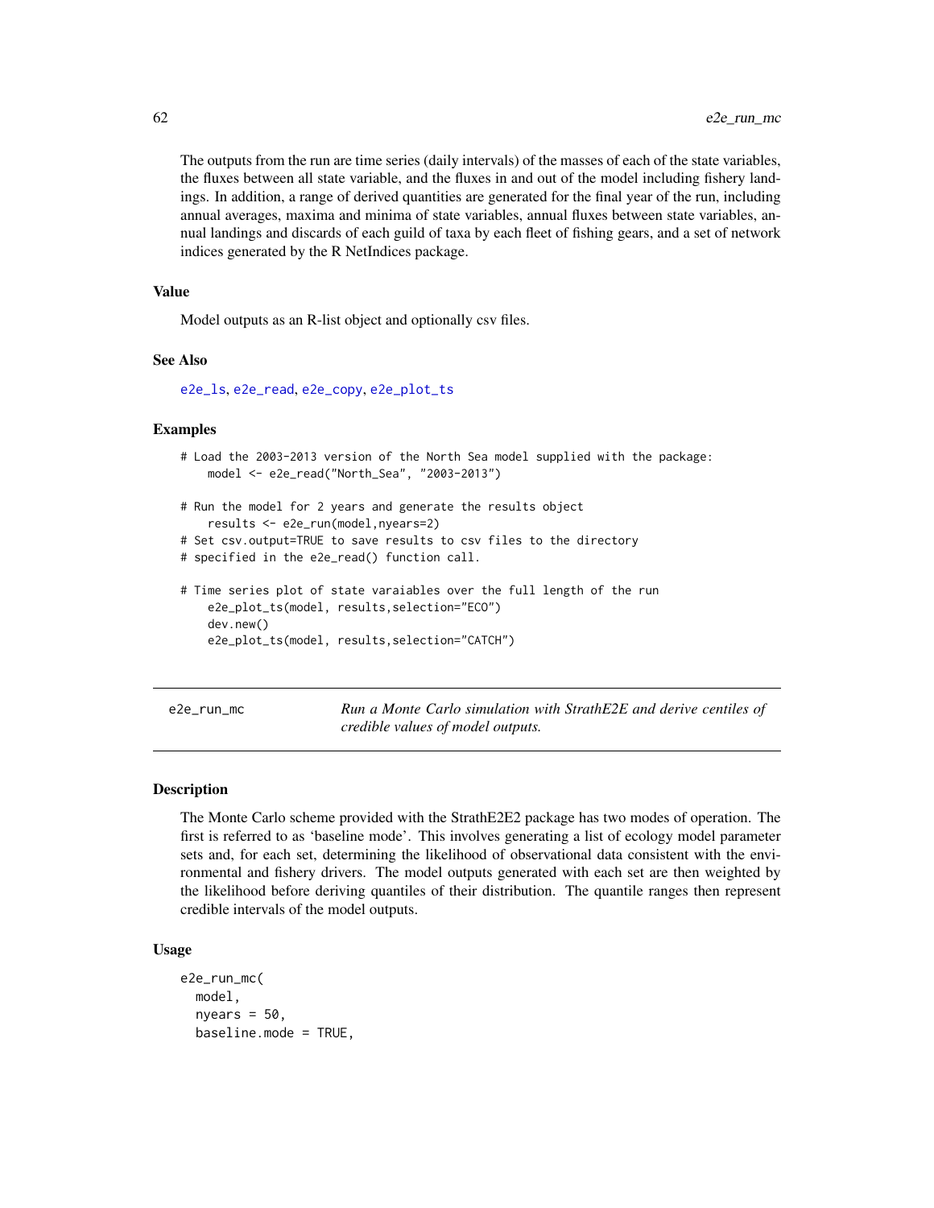The outputs from the run are time series (daily intervals) of the masses of each of the state variables, the fluxes between all state variable, and the fluxes in and out of the model including fishery landings. In addition, a range of derived quantities are generated for the final year of the run, including annual averages, maxima and minima of state variables, annual fluxes between state variables, annual landings and discards of each guild of taxa by each fleet of fishing gears, and a set of network indices generated by the R NetIndices package.

### Value

Model outputs as an R-list object and optionally csv files.

### See Also

e2e_ls, e2e_read, e2e_copy, e2e_plot_ts

### Examples

```
# Load the 2003-2013 version of the North Sea model supplied with the package:
    model <- e2e_read("North_Sea", "2003-2013")

# Run the model for 2 years and generate the results object
    results <- e2e_run(model,nyears=2)
# Set csv.output=TRUE to save results to csv files to the directory
# specified in the e2e_read() function call.

# Time series plot of state varaiables over the full length of the run
    e2e_plot_ts(model, results,selection="ECO")
    dev.new()
    e2e_plot_ts(model, results,selection="CATCH")
```

---

## e2e_run_mc

*Run a Monte Carlo simulation with StrathE2E and derive centiles of credible values of model outputs.*

### Description

The Monte Carlo scheme provided with the StrathE2E2 package has two modes of operation. The first is referred to as 'baseline mode'. This involves generating a list of ecology model parameter sets and, for each set, determining the likelihood of observational data consistent with the environmental and fishery drivers. The model outputs generated with each set are then weighted by the likelihood before deriving quantiles of their distribution. The quantile ranges then represent credible intervals of the model outputs.

### Usage

```
e2e_run_mc(
  model,
  nyears = 50,
  baseline.mode = TRUE,
```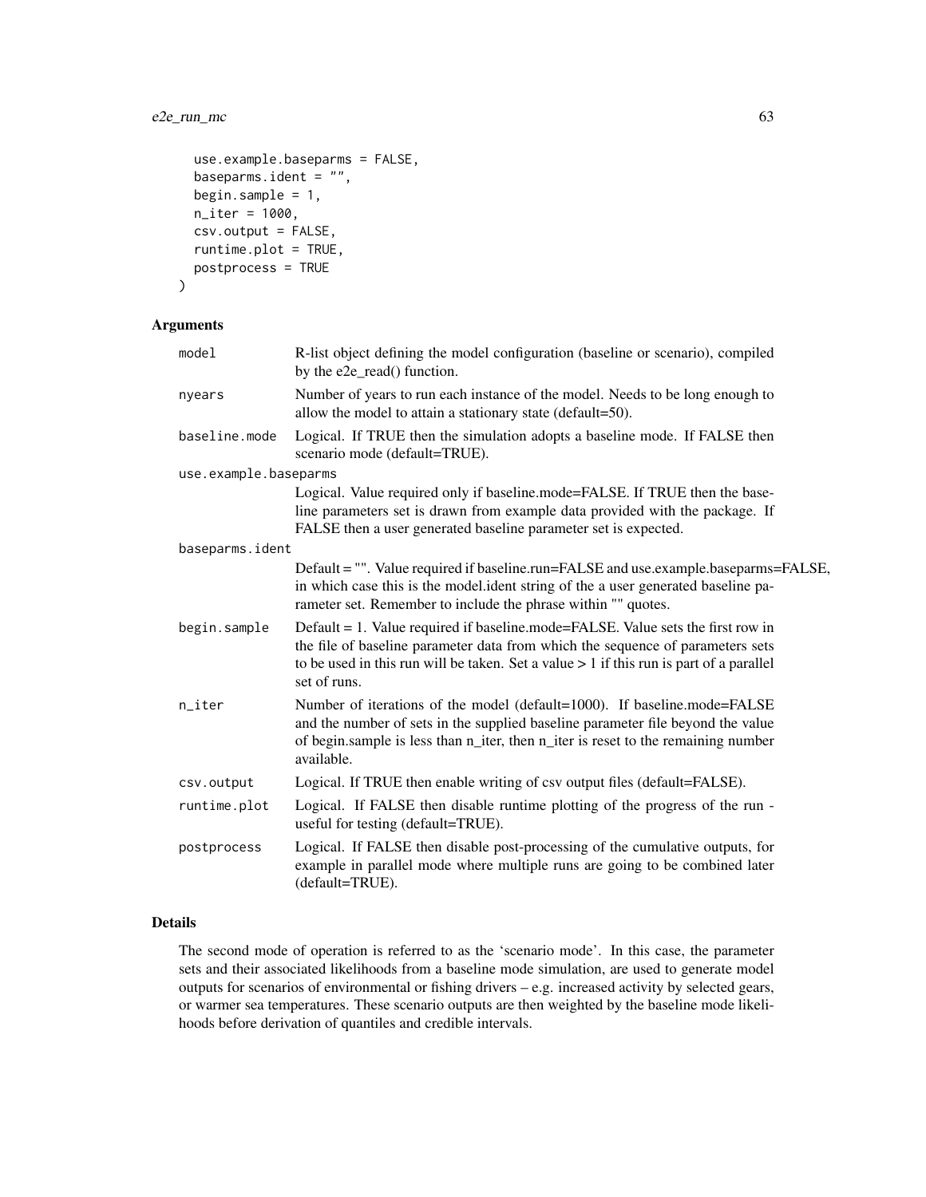```
  use.example.baseparms = FALSE,
  baseparms.ident = "",
  begin.sample = 1,
  n_iter = 1000,
  csv.output = FALSE,
  runtime.plot = TRUE,
  postprocess = TRUE
)
```

## Arguments

| | |
|---|---|
| `model` | R-list object defining the model configuration (baseline or scenario), compiled by the e2e_read() function. |
| `nyears` | Number of years to run each instance of the model. Needs to be long enough to allow the model to attain a stationary state (default=50). |
| `baseline.mode` | Logical. If TRUE then the simulation adopts a baseline mode. If FALSE then scenario mode (default=TRUE). |
| `use.example.baseparms` | Logical. Value required only if baseline.mode=FALSE. If TRUE then the baseline parameters set is drawn from example data provided with the package. If FALSE then a user generated baseline parameter set is expected. |
| `baseparms.ident` | Default = "". Value required if baseline.run=FALSE and use.example.baseparms=FALSE, in which case this is the model.ident string of the a user generated baseline parameter set. Remember to include the phrase within "" quotes. |
| `begin.sample` | Default = 1. Value required if baseline.mode=FALSE. Value sets the first row in the file of baseline parameter data from which the sequence of parameters sets to be used in this run will be taken. Set a value > 1 if this run is part of a parallel set of runs. |
| `n_iter` | Number of iterations of the model (default=1000). If baseline.mode=FALSE and the number of sets in the supplied baseline parameter file beyond the value of begin.sample is less than n_iter, then n_iter is reset to the remaining number available. |
| `csv.output` | Logical. If TRUE then enable writing of csv output files (default=FALSE). |
| `runtime.plot` | Logical. If FALSE then disable runtime plotting of the progress of the run - useful for testing (default=TRUE). |
| `postprocess` | Logical. If FALSE then disable post-processing of the cumulative outputs, for example in parallel mode where multiple runs are going to be combined later (default=TRUE). |

## Details

The second mode of operation is referred to as the 'scenario mode'. In this case, the parameter sets and their associated likelihoods from a baseline mode simulation, are used to generate model outputs for scenarios of environmental or fishing drivers – e.g. increased activity by selected gears, or warmer sea temperatures. These scenario outputs are then weighted by the baseline mode likelihoods before derivation of quantiles and credible intervals.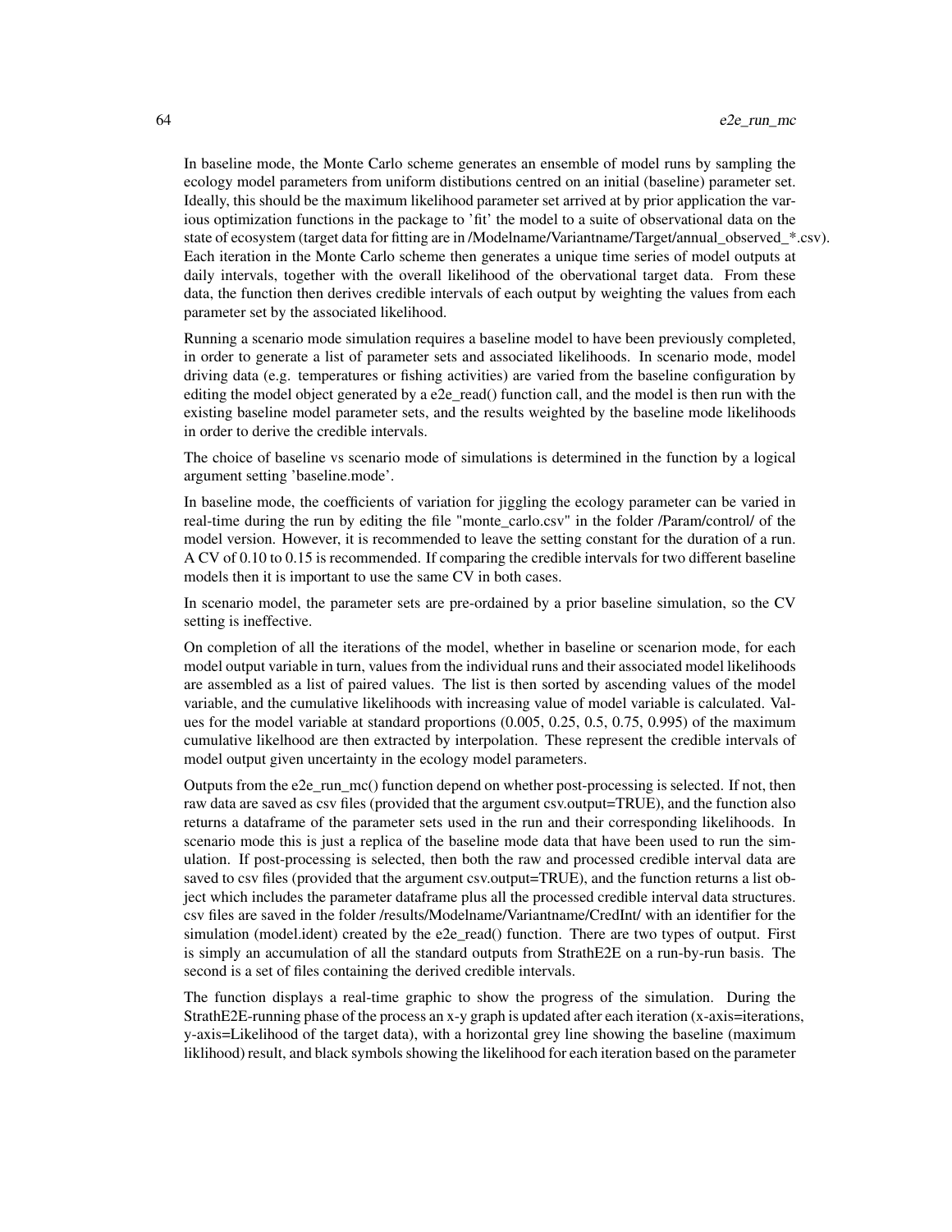In baseline mode, the Monte Carlo scheme generates an ensemble of model runs by sampling the ecology model parameters from uniform distibutions centred on an initial (baseline) parameter set. Ideally, this should be the maximum likelihood parameter set arrived at by prior application the various optimization functions in the package to 'fit' the model to a suite of observational data on the state of ecosystem (target data for fitting are in /Modelname/Variantname/Target/annual_observed_*.csv). Each iteration in the Monte Carlo scheme then generates a unique time series of model outputs at daily intervals, together with the overall likelihood of the obervational target data. From these data, the function then derives credible intervals of each output by weighting the values from each parameter set by the associated likelihood.

Running a scenario mode simulation requires a baseline model to have been previously completed, in order to generate a list of parameter sets and associated likelihoods. In scenario mode, model driving data (e.g. temperatures or fishing activities) are varied from the baseline configuration by editing the model object generated by a e2e_read() function call, and the model is then run with the existing baseline model parameter sets, and the results weighted by the baseline mode likelihoods in order to derive the credible intervals.

The choice of baseline vs scenario mode of simulations is determined in the function by a logical argument setting 'baseline.mode'.

In baseline mode, the coefficients of variation for jiggling the ecology parameter can be varied in real-time during the run by editing the file "monte_carlo.csv" in the folder /Param/control/ of the model version. However, it is recommended to leave the setting constant for the duration of a run. A CV of 0.10 to 0.15 is recommended. If comparing the credible intervals for two different baseline models then it is important to use the same CV in both cases.

In scenario model, the parameter sets are pre-ordained by a prior baseline simulation, so the CV setting is ineffective.

On completion of all the iterations of the model, whether in baseline or scenario mode, for each model output variable in turn, values from the individual runs and their associated model likelihoods are assembled as a list of paired values. The list is then sorted by ascending values of the model variable, and the cumulative likelihoods with increasing value of model variable is calculated. Values for the model variable at standard proportions (0.005, 0.25, 0.5, 0.75, 0.995) of the maximum cumulative likelhood are then extracted by interpolation. These represent the credible intervals of model output given uncertainty in the ecology model parameters.

Outputs from the e2e_run_mc() function depend on whether post-processing is selected. If not, then raw data are saved as csv files (provided that the argument csv.output=TRUE), and the function also returns a dataframe of the parameter sets used in the run and their corresponding likelihoods. In scenario mode this is just a replica of the baseline mode data that have been used to run the simulation. If post-processing is selected, then both the raw and processed credible interval data are saved to csv files (provided that the argument csv.output=TRUE), and the function returns a list object which includes the parameter dataframe plus all the processed credible interval data structures. csv files are saved in the folder /results/Modelname/Variantname/CredInt/ with an identifier for the simulation (model.ident) created by the e2e_read() function. There are two types of output. First is simply an accumulation of all the standard outputs from StrathE2E on a run-by-run basis. The second is a set of files containing the derived credible intervals.

The function displays a real-time graphic to show the progress of the simulation. During the StrathE2E-running phase of the process an x-y graph is updated after each iteration (x-axis=iterations, y-axis=Likelihood of the target data), with a horizontal grey line showing the baseline (maximum liklihood) result, and black symbols showing the likelihood for each iteration based on the parameter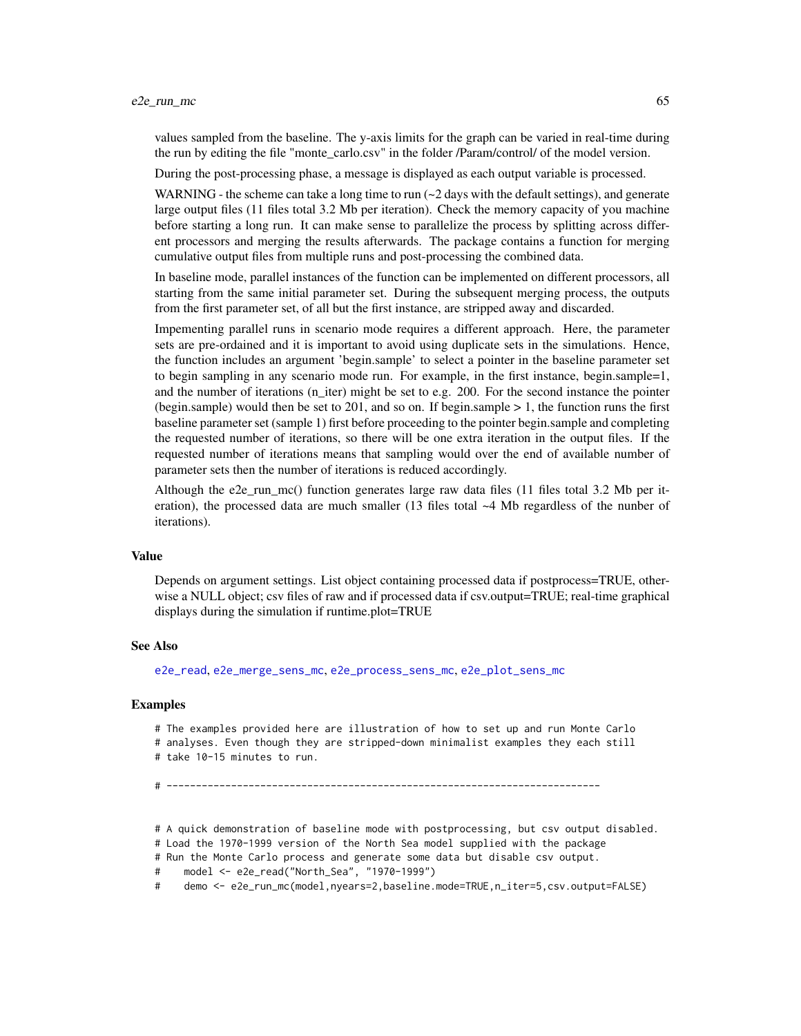values sampled from the baseline. The y-axis limits for the graph can be varied in real-time during the run by editing the file "monte_carlo.csv" in the folder /Param/control/ of the model version.

During the post-processing phase, a message is displayed as each output variable is processed.

WARNING - the scheme can take a long time to run (~2 days with the default settings), and generate large output files (11 files total 3.2 Mb per iteration). Check the memory capacity of you machine before starting a long run. It can make sense to parallelize the process by splitting across different processors and merging the results afterwards. The package contains a function for merging cumulative output files from multiple runs and post-processing the combined data.

In baseline mode, parallel instances of the function can be implemented on different processors, all starting from the same initial parameter set. During the subsequent merging process, the outputs from the first parameter set, of all but the first instance, are stripped away and discarded.

Impementing parallel runs in scenario mode requires a different approach. Here, the parameter sets are pre-ordained and it is important to avoid using duplicate sets in the simulations. Hence, the function includes an argument 'begin.sample' to select a pointer in the baseline parameter set to begin sampling in any scenario mode run. For example, in the first instance, begin.sample=1, and the number of iterations (n_iter) might be set to e.g. 200. For the second instance the pointer (begin.sample) would then be set to 201, and so on. If begin.sample > 1, the function runs the first baseline parameter set (sample 1) first before proceeding to the pointer begin.sample and completing the requested number of iterations, so there will be one extra iteration in the output files. If the requested number of iterations means that sampling would over the end of available number of parameter sets then the number of iterations is reduced accordingly.

Although the e2e_run_mc() function generates large raw data files (11 files total 3.2 Mb per iteration), the processed data are much smaller (13 files total ~4 Mb regardless of the nunber of iterations).

## Value

Depends on argument settings. List object containing processed data if postprocess=TRUE, otherwise a NULL object; csv files of raw and if processed data if csv.output=TRUE; real-time graphical displays during the simulation if runtime.plot=TRUE

## See Also

e2e_read, e2e_merge_sens_mc, e2e_process_sens_mc, e2e_plot_sens_mc

## Examples

```
# The examples provided here are illustration of how to set up and run Monte Carlo
# analyses. Even though they are stripped-down minimalist examples they each still
# take 10-15 minutes to run.

# --------------------------------------------------------------------------


# A quick demonstration of baseline mode with postprocessing, but csv output disabled.
# Load the 1970-1999 version of the North Sea model supplied with the package
# Run the Monte Carlo process and generate some data but disable csv output.
#    model <- e2e_read("North_Sea", "1970-1999")
#    demo <- e2e_run_mc(model,nyears=2,baseline.mode=TRUE,n_iter=5,csv.output=FALSE)
```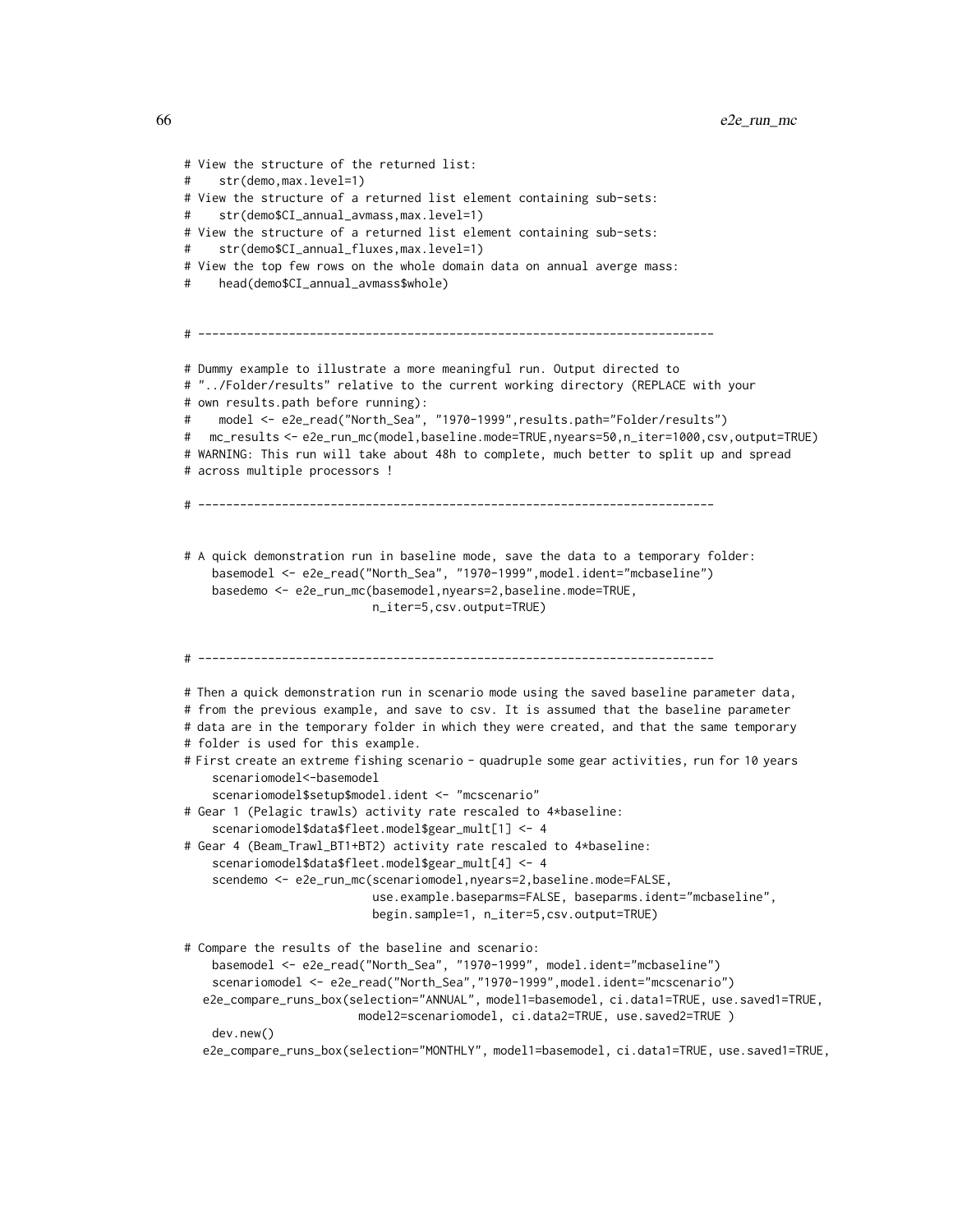```
# View the structure of the returned list:
#    str(demo,max.level=1)
# View the structure of a returned list element containing sub-sets:
#    str(demo$CI_annual_avmass,max.level=1)
# View the structure of a returned list element containing sub-sets:
#    str(demo$CI_annual_fluxes,max.level=1)
# View the top few rows on the whole domain data on annual averge mass:
#    head(demo$CI_annual_avmass$whole)


# --------------------------------------------------------------------------

# Dummy example to illustrate a more meaningful run. Output directed to
# "../Folder/results" relative to the current working directory (REPLACE with your
# own results.path before running):
#    model <- e2e_read("North_Sea", "1970-1999",results.path="Folder/results")
#   mc_results <- e2e_run_mc(model,baseline.mode=TRUE,nyears=50,n_iter=1000,csv,output=TRUE)
# WARNING: This run will take about 48h to complete, much better to split up and spread
# across multiple processors !

# --------------------------------------------------------------------------


# A quick demonstration run in baseline mode, save the data to a temporary folder:
    basemodel <- e2e_read("North_Sea", "1970-1999",model.ident="mcbaseline")
    basedemo <- e2e_run_mc(basemodel,nyears=2,baseline.mode=TRUE,
                        n_iter=5,csv.output=TRUE)


# --------------------------------------------------------------------------

# Then a quick demonstration run in scenario mode using the saved baseline parameter data,
# from the previous example, and save to csv. It is assumed that the baseline parameter
# data are in the temporary folder in which they were created, and that the same temporary
# folder is used for this example.
# First create an extreme fishing scenario - quadruple some gear activities, run for 10 years
    scenariomodel<-basemodel
    scenariomodel$setup$model.ident <- "mcscenario"
# Gear 1 (Pelagic trawls) activity rate rescaled to 4*baseline:
    scenariomodel$data$fleet.model$gear_mult[1] <- 4
# Gear 4 (Beam_Trawl_BT1+BT2) activity rate rescaled to 4*baseline:
    scenariomodel$data$fleet.model$gear_mult[4] <- 4
    scendemo <- e2e_run_mc(scenariomodel,nyears=2,baseline.mode=FALSE,
                        use.example.baseparms=FALSE, baseparms.ident="mcbaseline",
                        begin.sample=1, n_iter=5,csv.output=TRUE)

# Compare the results of the baseline and scenario:
    basemodel <- e2e_read("North_Sea", "1970-1999", model.ident="mcbaseline")
    scenariomodel <- e2e_read("North_Sea","1970-1999",model.ident="mcscenario")
   e2e_compare_runs_box(selection="ANNUAL", model1=basemodel, ci.data1=TRUE, use.saved1=TRUE,
                      model2=scenariomodel, ci.data2=TRUE, use.saved2=TRUE )
    dev.new()
   e2e_compare_runs_box(selection="MONTHLY", model1=basemodel, ci.data1=TRUE, use.saved1=TRUE,
```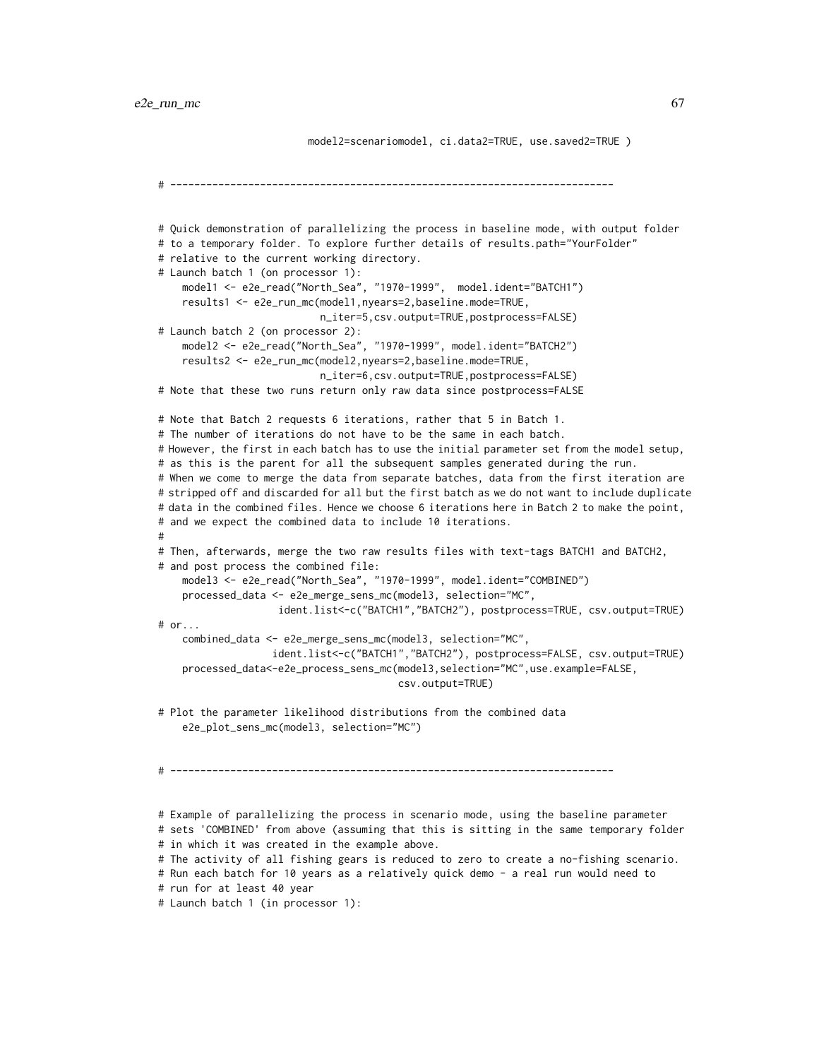```
                          model2=scenariomodel, ci.data2=TRUE, use.saved2=TRUE )

# --------------------------------------------------------------------------


# Quick demonstration of parallelizing the process in baseline mode, with output folder
# to a temporary folder. To explore further details of results.path="YourFolder"
# relative to the current working directory.
# Launch batch 1 (on processor 1):
    model1 <- e2e_read("North_Sea", "1970-1999",  model.ident="BATCH1")
    results1 <- e2e_run_mc(model1,nyears=2,baseline.mode=TRUE,
                           n_iter=5,csv.output=TRUE,postprocess=FALSE)
# Launch batch 2 (on processor 2):
    model2 <- e2e_read("North_Sea", "1970-1999", model.ident="BATCH2")
    results2 <- e2e_run_mc(model2,nyears=2,baseline.mode=TRUE,
                           n_iter=6,csv.output=TRUE,postprocess=FALSE)
# Note that these two runs return only raw data since postprocess=FALSE

# Note that Batch 2 requests 6 iterations, rather that 5 in Batch 1.
# The number of iterations do not have to be the same in each batch.
# However, the first in each batch has to use the initial parameter set from the model setup,
# as this is the parent for all the subsequent samples generated during the run.
# When we come to merge the data from separate batches, data from the first iteration are
# stripped off and discarded for all but the first batch as we do not want to include duplicate
# data in the combined files. Hence we choose 6 iterations here in Batch 2 to make the point,
# and we expect the combined data to include 10 iterations.
#
# Then, afterwards, merge the two raw results files with text-tags BATCH1 and BATCH2,
# and post process the combined file:
    model3 <- e2e_read("North_Sea", "1970-1999", model.ident="COMBINED")
    processed_data <- e2e_merge_sens_mc(model3, selection="MC",
                    ident.list<-c("BATCH1","BATCH2"), postprocess=TRUE, csv.output=TRUE)
# or...
    combined_data <- e2e_merge_sens_mc(model3, selection="MC",
                   ident.list<-c("BATCH1","BATCH2"), postprocess=FALSE, csv.output=TRUE)
    processed_data<-e2e_process_sens_mc(model3,selection="MC",use.example=FALSE,
                                        csv.output=TRUE)

# Plot the parameter likelihood distributions from the combined data
    e2e_plot_sens_mc(model3, selection="MC")


# --------------------------------------------------------------------------


# Example of parallelizing the process in scenario mode, using the baseline parameter
# sets 'COMBINED' from above (assuming that this is sitting in the same temporary folder
# in which it was created in the example above.
# The activity of all fishing gears is reduced to zero to create a no-fishing scenario.
# Run each batch for 10 years as a relatively quick demo - a real run would need to
# run for at least 40 year
# Launch batch 1 (in processor 1):
```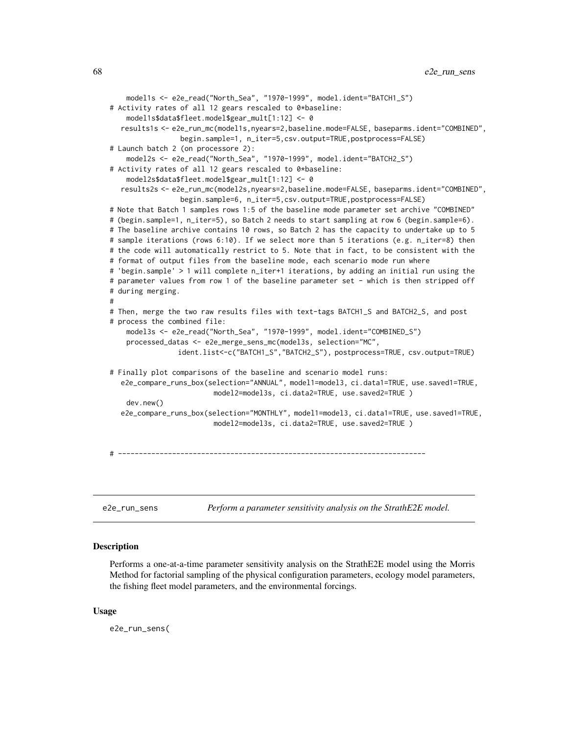```
    model1s <- e2e_read("North_Sea", "1970-1999", model.ident="BATCH1_S")
# Activity rates of all 12 gears rescaled to 0*baseline:
    model1s$data$fleet.model$gear_mult[1:12] <- 0
   results1s <- e2e_run_mc(model1s,nyears=2,baseline.mode=FALSE, baseparms.ident="COMBINED",
               begin.sample=1, n_iter=5,csv.output=TRUE,postprocess=FALSE)
# Launch batch 2 (on processore 2):
    model2s <- e2e_read("North_Sea", "1970-1999", model.ident="BATCH2_S")
# Activity rates of all 12 gears rescaled to 0*baseline:
    model2s$data$fleet.model$gear_mult[1:12] <- 0
   results2s <- e2e_run_mc(model2s,nyears=2,baseline.mode=FALSE, baseparms.ident="COMBINED",
               begin.sample=6, n_iter=5,csv.output=TRUE,postprocess=FALSE)
# Note that Batch 1 samples rows 1:5 of the baseline mode parameter set archive "COMBINED"
# (begin.sample=1, n_iter=5), so Batch 2 needs to start sampling at row 6 (begin.sample=6).
# The baseline archive contains 10 rows, so Batch 2 has the capacity to undertake up to 5
# sample iterations (rows 6:10). If we select more than 5 iterations (e.g. n_iter=8) then
# the code will automatically restrict to 5. Note that in fact, to be consistent with the
# format of output files from the baseline mode, each scenario mode run where
# 'begin.sample' > 1 will complete n_iter+1 iterations, by adding an initial run using the
# parameter values from row 1 of the baseline parameter set - which is then stripped off
# during merging.
#
# Then, merge the two raw results files with text-tags BATCH1_S and BATCH2_S, and post
# process the combined file:
    model3s <- e2e_read("North_Sea", "1970-1999", model.ident="COMBINED_S")
    processed_datas <- e2e_merge_sens_mc(model3s, selection="MC",
               ident.list<-c("BATCH1_S","BATCH2_S"), postprocess=TRUE, csv.output=TRUE)

# Finally plot comparisons of the baseline and scenario model runs:
   e2e_compare_runs_box(selection="ANNUAL", model1=model3, ci.data1=TRUE, use.saved1=TRUE,
                        model2=model3s, ci.data2=TRUE, use.saved2=TRUE )
    dev.new()
   e2e_compare_runs_box(selection="MONTHLY", model1=model3, ci.data1=TRUE, use.saved1=TRUE,
                        model2=model3s, ci.data2=TRUE, use.saved2=TRUE )


# --------------------------------------------------------------------------
```

## e2e_run_sens *Perform a parameter sensitivity analysis on the StrathE2E model.*

### Description

Performs a one-at-a-time parameter sensitivity analysis on the StrathE2E model using the Morris Method for factorial sampling of the physical configuration parameters, ecology model parameters, the fishing fleet model parameters, and the environmental forcings.

### Usage

```
e2e_run_sens(
```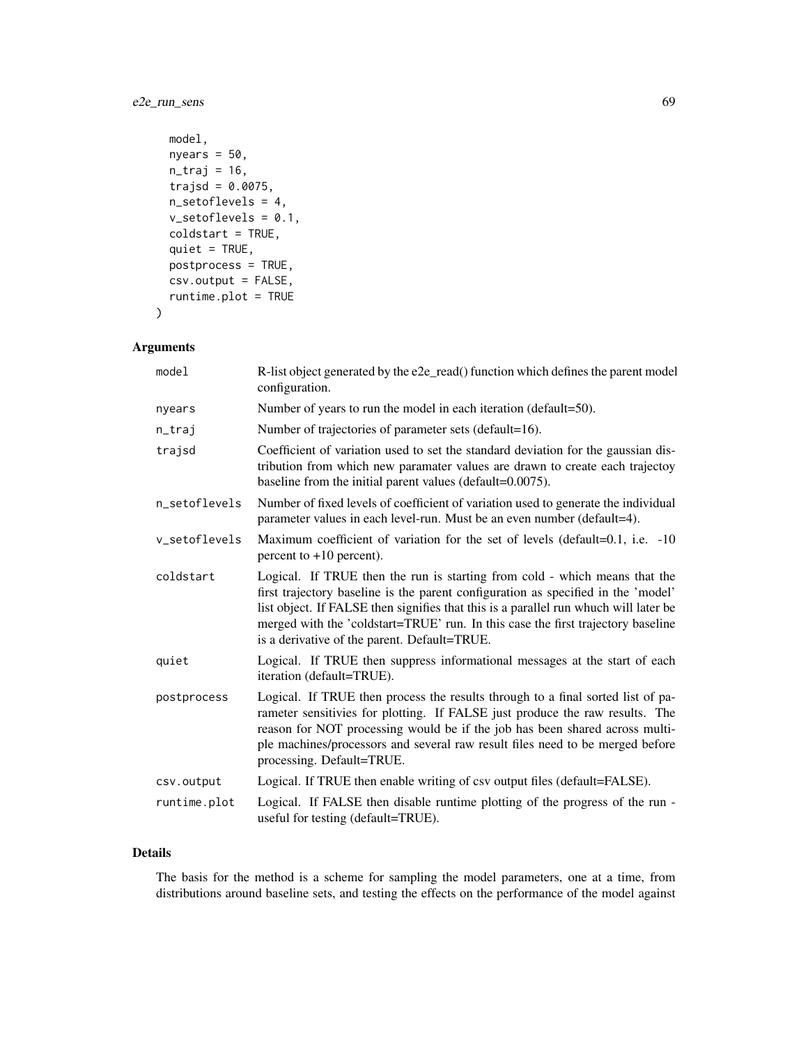```
  model,
  nyears = 50,
  n_traj = 16,
  trajsd = 0.0075,
  n_setoflevels = 4,
  v_setoflevels = 0.1,
  coldstart = TRUE,
  quiet = TRUE,
  postprocess = TRUE,
  csv.output = FALSE,
  runtime.plot = TRUE
)
```

## Arguments

| | |
|---|---|
| model | R-list object generated by the e2e_read() function which defines the parent model configuration. |
| nyears | Number of years to run the model in each iteration (default=50). |
| n_traj | Number of trajectories of parameter sets (default=16). |
| trajsd | Coefficient of variation used to set the standard deviation for the gaussian distribution from which new paramater values are drawn to create each trajectoy baseline from the initial parent values (default=0.0075). |
| n_setoflevels | Number of fixed levels of coefficient of variation used to generate the individual parameter values in each level-run. Must be an even number (default=4). |
| v_setoflevels | Maximum coefficient of variation for the set of levels (default=0.1, i.e. -10 percent to +10 percent). |
| coldstart | Logical. If TRUE then the run is starting from cold - which means that the first trajectory baseline is the parent configuration as specified in the 'model' list object. If FALSE then signifies that this is a parallel run whuch will later be merged with the 'coldstart=TRUE' run. In this case the first trajectory baseline is a derivative of the parent. Default=TRUE. |
| quiet | Logical. If TRUE then suppress informational messages at the start of each iteration (default=TRUE). |
| postprocess | Logical. If TRUE then process the results through to a final sorted list of parameter sensitivies for plotting. If FALSE just produce the raw results. The reason for NOT processing would be if the job has been shared across multiple machines/processors and several raw result files need to be merged before processing. Default=TRUE. |
| csv.output | Logical. If TRUE then enable writing of csv output files (default=FALSE). |
| runtime.plot | Logical. If FALSE then disable runtime plotting of the progress of the run - useful for testing (default=TRUE). |

## Details

The basis for the method is a scheme for sampling the model parameters, one at a time, from distributions around baseline sets, and testing the effects on the performance of the model against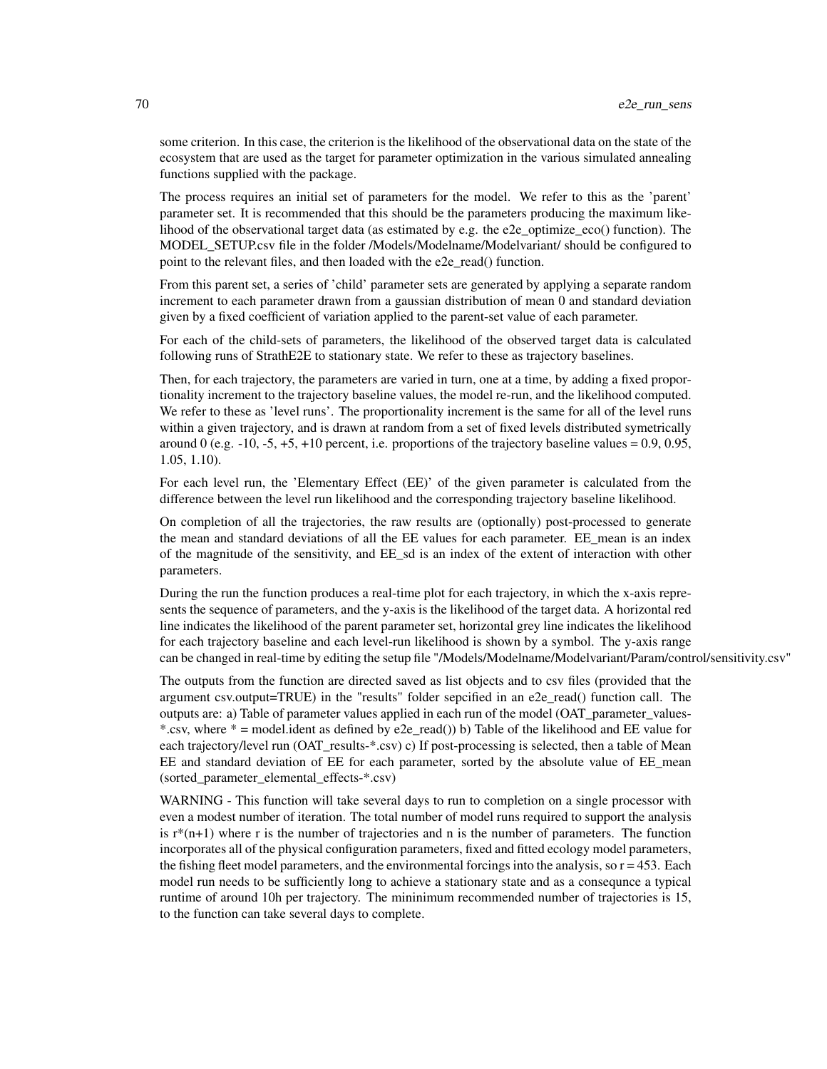some criterion. In this case, the criterion is the likelihood of the observational data on the state of the ecosystem that are used as the target for parameter optimization in the various simulated annealing functions supplied with the package.

The process requires an initial set of parameters for the model. We refer to this as the 'parent' parameter set. It is recommended that this should be the parameters producing the maximum likelihood of the observational target data (as estimated by e.g. the e2e_optimize_eco() function). The MODEL_SETUP.csv file in the folder /Models/Modelname/Modelvariant/ should be configured to point to the relevant files, and then loaded with the e2e_read() function.

From this parent set, a series of 'child' parameter sets are generated by applying a separate random increment to each parameter drawn from a gaussian distribution of mean 0 and standard deviation given by a fixed coefficient of variation applied to the parent-set value of each parameter.

For each of the child-sets of parameters, the likelihood of the observed target data is calculated following runs of StrathE2E to stationary state. We refer to these as trajectory baselines.

Then, for each trajectory, the parameters are varied in turn, one at a time, by adding a fixed proportionality increment to the trajectory baseline values, the model re-run, and the likelihood computed. We refer to these as 'level runs'. The proportionality increment is the same for all of the level runs within a given trajectory, and is drawn at random from a set of fixed levels distributed symetrically around 0 (e.g. -10, -5, +5, +10 percent, i.e. proportions of the trajectory baseline values = 0.9, 0.95, 1.05, 1.10).

For each level run, the 'Elementary Effect (EE)' of the given parameter is calculated from the difference between the level run likelihood and the corresponding trajectory baseline likelihood.

On completion of all the trajectories, the raw results are (optionally) post-processed to generate the mean and standard deviations of all the EE values for each parameter. EE_mean is an index of the magnitude of the sensitivity, and EE_sd is an index of the extent of interaction with other parameters.

During the run the function produces a real-time plot for each trajectory, in which the x-axis represents the sequence of parameters, and the y-axis is the likelihood of the target data. A horizontal red line indicates the likelihood of the parent parameter set, horizontal grey line indicates the likelihood for each trajectory baseline and each level-run likelihood is shown by a symbol. The y-axis range can be changed in real-time by editing the setup file "/Models/Modelname/Modelvariant/Param/control/sensitivity.csv"

The outputs from the function are directed saved as list objects and to csv files (provided that the argument csv.output=TRUE) in the "results" folder sepcified in an e2e_read() function call. The outputs are: a) Table of parameter values applied in each run of the model (OAT_parameter_values-*.csv, where * = model.ident as defined by e2e_read()) b) Table of the likelihood and EE value for each trajectory/level run (OAT_results-*.csv) c) If post-processing is selected, then a table of Mean EE and standard deviation of EE for each parameter, sorted by the absolute value of EE_mean (sorted_parameter_elemental_effects-*.csv)

WARNING - This function will take several days to run to completion on a single processor with even a modest number of iteration. The total number of model runs required to support the analysis is r*(n+1) where r is the number of trajectories and n is the number of parameters. The function incorporates all of the physical configuration parameters, fixed and fitted ecology model parameters, the fishing fleet model parameters, and the environmental forcings into the analysis, so r = 453. Each model run needs to be sufficiently long to achieve a stationary state and as a consequnce a typical runtime of around 10h per trajectory. The mininimum recommended number of trajectories is 15, to the function can take several days to complete.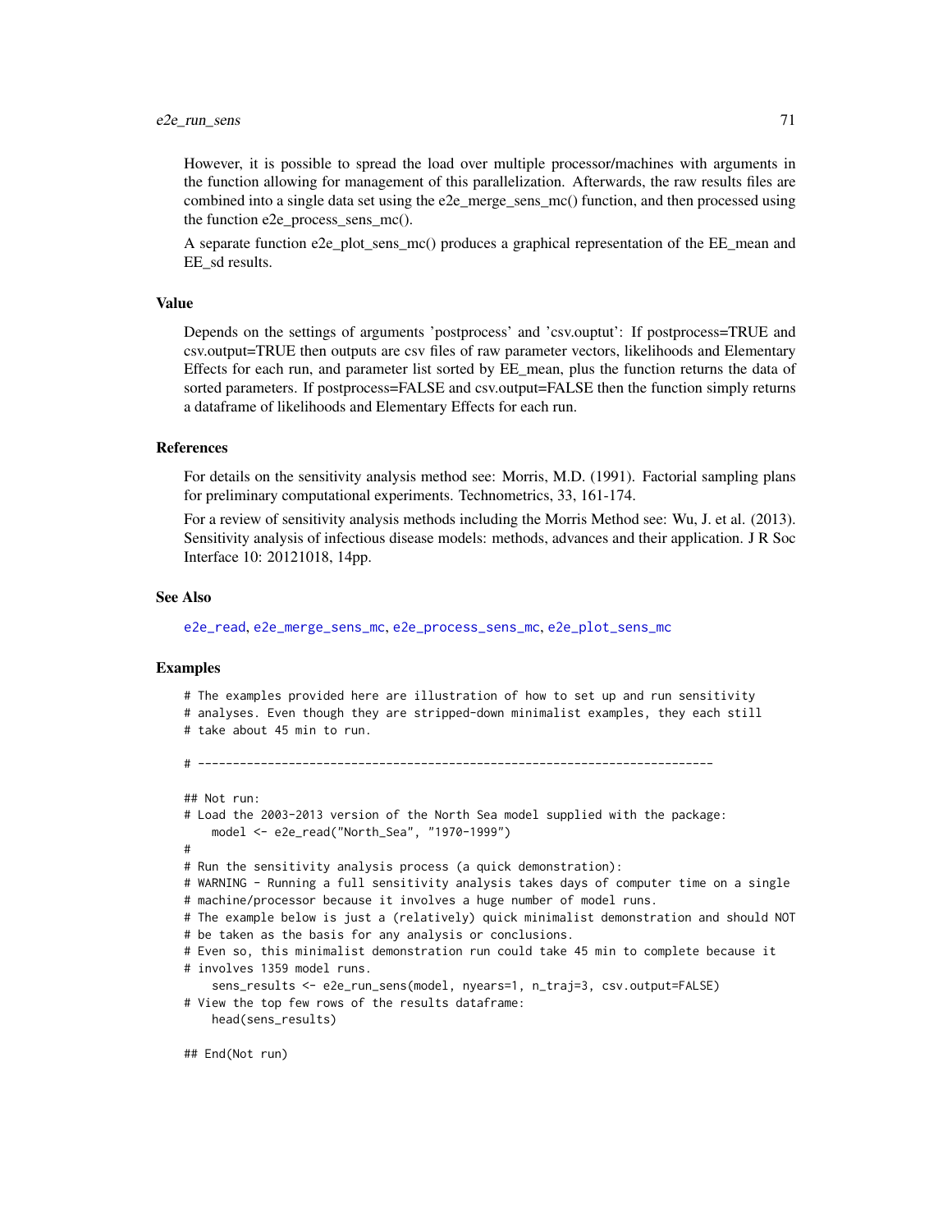However, it is possible to spread the load over multiple processor/machines with arguments in the function allowing for management of this parallelization. Afterwards, the raw results files are combined into a single data set using the e2e_merge_sens_mc() function, and then processed using the function e2e_process_sens_mc().

A separate function e2e_plot_sens_mc() produces a graphical representation of the EE_mean and EE_sd results.

### Value

Depends on the settings of arguments 'postprocess' and 'csv.ouptut': If postprocess=TRUE and csv.output=TRUE then outputs are csv files of raw parameter vectors, likelihoods and Elementary Effects for each run, and parameter list sorted by EE_mean, plus the function returns the data of sorted parameters. If postprocess=FALSE and csv.output=FALSE then the function simply returns a dataframe of likelihoods and Elementary Effects for each run.

### References

For details on the sensitivity analysis method see: Morris, M.D. (1991). Factorial sampling plans for preliminary computational experiments. Technometrics, 33, 161-174.

For a review of sensitivity analysis methods including the Morris Method see: Wu, J. et al. (2013). Sensitivity analysis of infectious disease models: methods, advances and their application. J R Soc Interface 10: 20121018, 14pp.

### See Also

e2e_read, e2e_merge_sens_mc, e2e_process_sens_mc, e2e_plot_sens_mc

### Examples

```
# The examples provided here are illustration of how to set up and run sensitivity
# analyses. Even though they are stripped-down minimalist examples, they each still
# take about 45 min to run.

# --------------------------------------------------------------------------

## Not run:
# Load the 2003-2013 version of the North Sea model supplied with the package:
    model <- e2e_read("North_Sea", "1970-1999")
#
# Run the sensitivity analysis process (a quick demonstration):
# WARNING - Running a full sensitivity analysis takes days of computer time on a single
# machine/processor because it involves a huge number of model runs.
# The example below is just a (relatively) quick minimalist demonstration and should NOT
# be taken as the basis for any analysis or conclusions.
# Even so, this minimalist demonstration run could take 45 min to complete because it
# involves 1359 model runs.
    sens_results <- e2e_run_sens(model, nyears=1, n_traj=3, csv.output=FALSE)
# View the top few rows of the results dataframe:
    head(sens_results)

## End(Not run)
```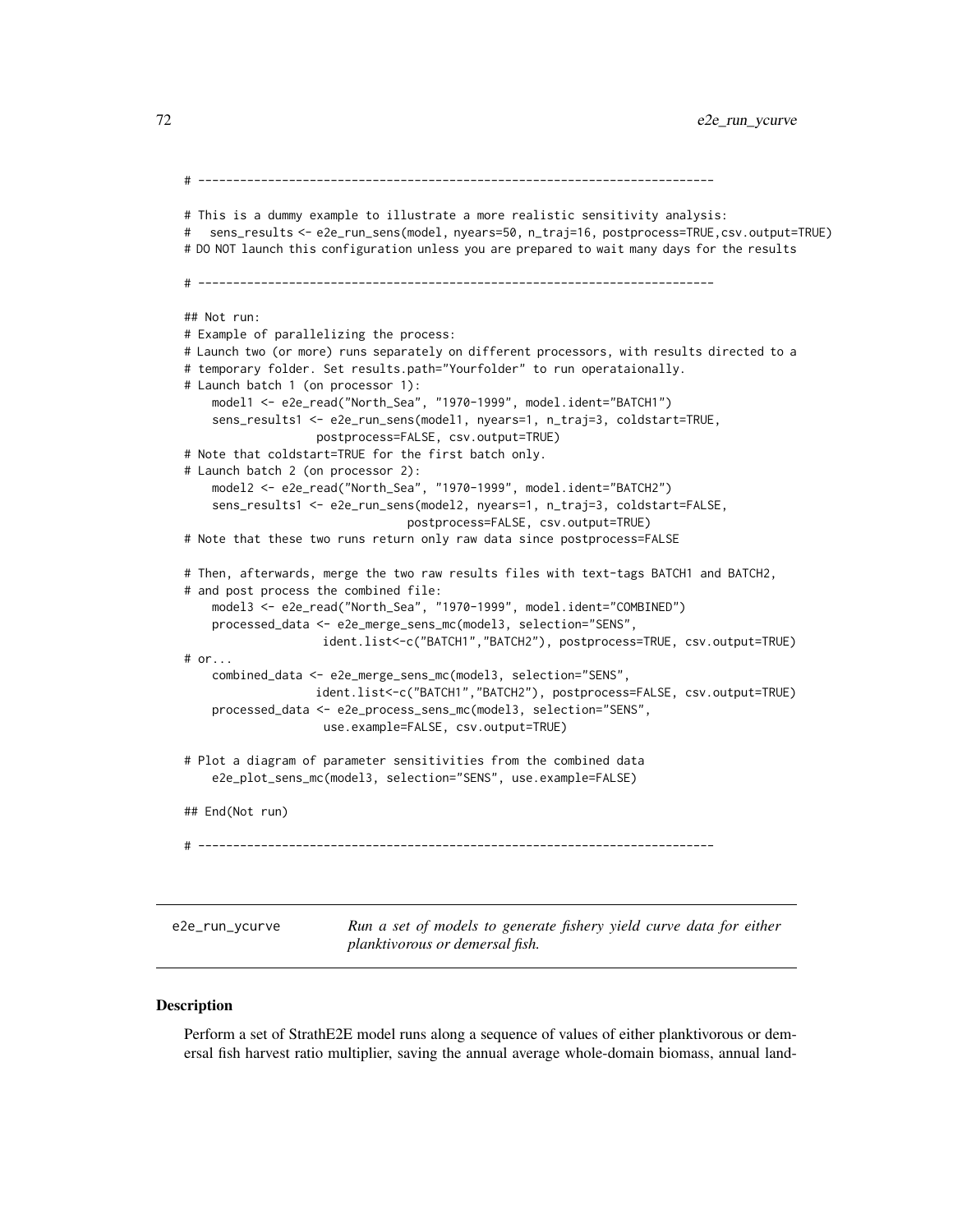```
# --------------------------------------------------------------------------

# This is a dummy example to illustrate a more realistic sensitivity analysis:
#   sens_results <- e2e_run_sens(model, nyears=50, n_traj=16, postprocess=TRUE,csv.output=TRUE)
# DO NOT launch this configuration unless you are prepared to wait many days for the results

# --------------------------------------------------------------------------

## Not run:
# Example of parallelizing the process:
# Launch two (or more) runs separately on different processors, with results directed to a
# temporary folder. Set results.path="Yourfolder" to run operataionally.
# Launch batch 1 (on processor 1):
    model1 <- e2e_read("North_Sea", "1970-1999", model.ident="BATCH1")
    sens_results1 <- e2e_run_sens(model1, nyears=1, n_traj=3, coldstart=TRUE,
                   postprocess=FALSE, csv.output=TRUE)
# Note that coldstart=TRUE for the first batch only.
# Launch batch 2 (on processor 2):
    model2 <- e2e_read("North_Sea", "1970-1999", model.ident="BATCH2")
    sens_results1 <- e2e_run_sens(model2, nyears=1, n_traj=3, coldstart=FALSE,
                                 postprocess=FALSE, csv.output=TRUE)
# Note that these two runs return only raw data since postprocess=FALSE

# Then, afterwards, merge the two raw results files with text-tags BATCH1 and BATCH2,
# and post process the combined file:
    model3 <- e2e_read("North_Sea", "1970-1999", model.ident="COMBINED")
    processed_data <- e2e_merge_sens_mc(model3, selection="SENS",
                    ident.list<-c("BATCH1","BATCH2"), postprocess=TRUE, csv.output=TRUE)
# or...
    combined_data <- e2e_merge_sens_mc(model3, selection="SENS",
                   ident.list<-c("BATCH1","BATCH2"), postprocess=FALSE, csv.output=TRUE)
    processed_data <- e2e_process_sens_mc(model3, selection="SENS",
                    use.example=FALSE, csv.output=TRUE)

# Plot a diagram of parameter sensitivities from the combined data
    e2e_plot_sens_mc(model3, selection="SENS", use.example=FALSE)

## End(Not run)

# --------------------------------------------------------------------------
```

---

`e2e_run_ycurve` — *Run a set of models to generate fishery yield curve data for either planktivorous or demersal fish.*

---

### Description

Perform a set of StrathE2E model runs along a sequence of values of either planktivorous or demersal fish harvest ratio multiplier, saving the annual average whole-domain biomass, annual land-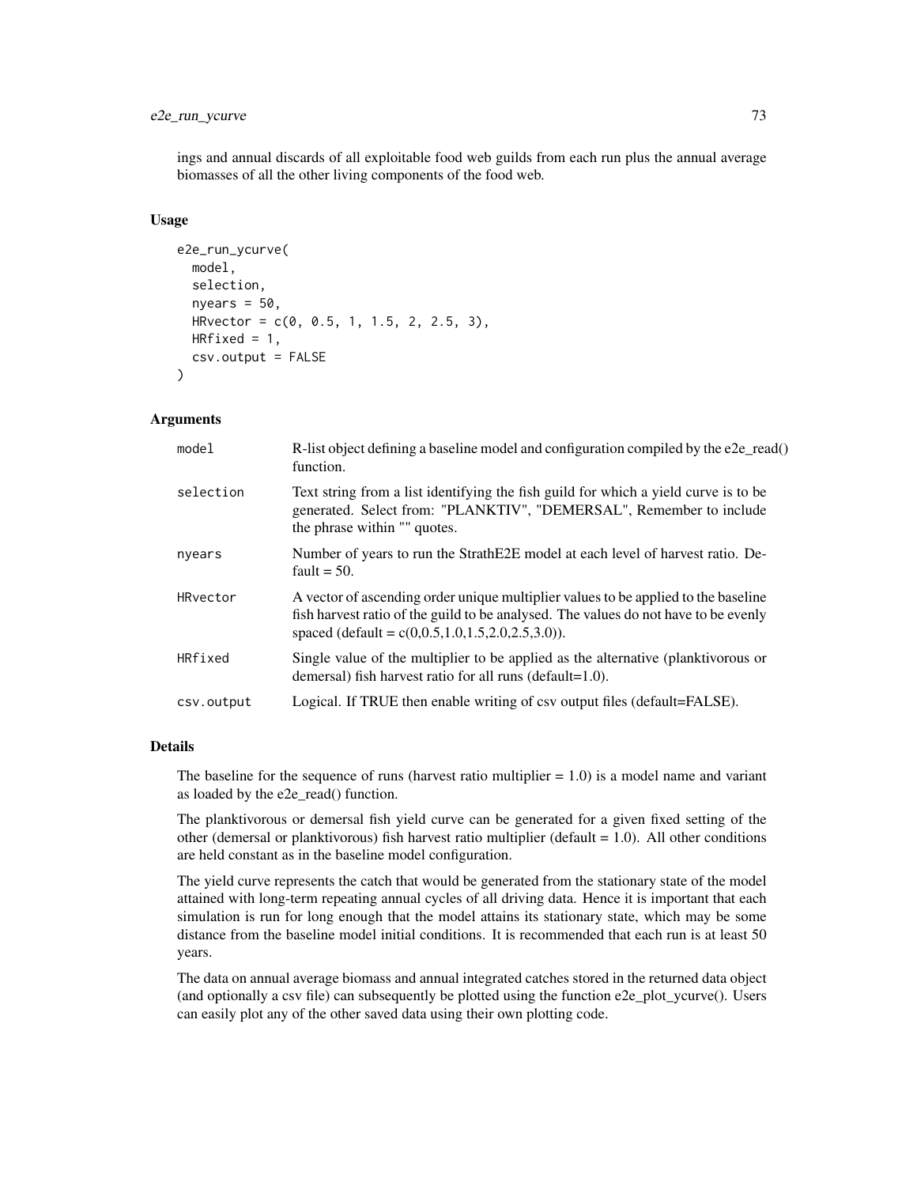ings and annual discards of all exploitable food web guilds from each run plus the annual average biomasses of all the other living components of the food web.

### Usage

```
e2e_run_ycurve(
  model,
  selection,
  nyears = 50,
  HRvector = c(0, 0.5, 1, 1.5, 2, 2.5, 3),
  HRfixed = 1,
  csv.output = FALSE
)
```

### Arguments

| | |
|---|---|
| model | R-list object defining a baseline model and configuration compiled by the e2e_read() function. |
| selection | Text string from a list identifying the fish guild for which a yield curve is to be generated. Select from: "PLANKTIV", "DEMERSAL", Remember to include the phrase within "" quotes. |
| nyears | Number of years to run the StrathE2E model at each level of harvest ratio. Default = 50. |
| HRvector | A vector of ascending order unique multiplier values to be applied to the baseline fish harvest ratio of the guild to be analysed. The values do not have to be evenly spaced (default = c(0,0.5,1.0,1.5,2.0,2.5,3.0)). |
| HRfixed | Single value of the multiplier to be applied as the alternative (planktivorous or demersal) fish harvest ratio for all runs (default=1.0). |
| csv.output | Logical. If TRUE then enable writing of csv output files (default=FALSE). |

### Details

The baseline for the sequence of runs (harvest ratio multiplier = 1.0) is a model name and variant as loaded by the e2e_read() function.

The planktivorous or demersal fish yield curve can be generated for a given fixed setting of the other (demersal or planktivorous) fish harvest ratio multiplier (default = 1.0). All other conditions are held constant as in the baseline model configuration.

The yield curve represents the catch that would be generated from the stationary state of the model attained with long-term repeating annual cycles of all driving data. Hence it is important that each simulation is run for long enough that the model attains its stationary state, which may be some distance from the baseline model initial conditions. It is recommended that each run is at least 50 years.

The data on annual average biomass and annual integrated catches stored in the returned data object (and optionally a csv file) can subsequently be plotted using the function e2e_plot_ycurve(). Users can easily plot any of the other saved data using their own plotting code.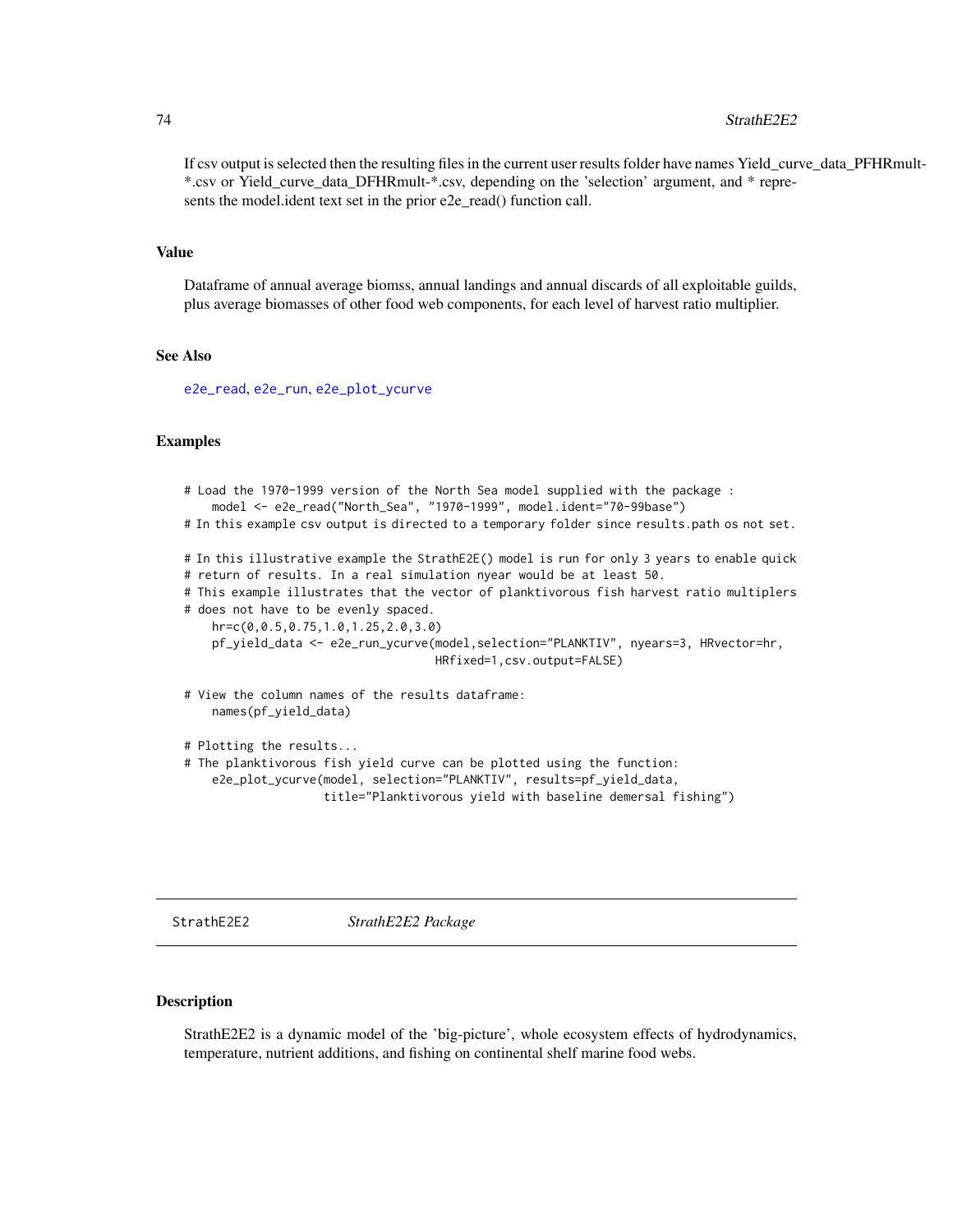If csv output is selected then the resulting files in the current user results folder have names Yield_curve_data_PFHRmult-*.csv or Yield_curve_data_DFHRmult-*.csv, depending on the 'selection' argument, and * represents the model.ident text set in the prior e2e_read() function call.

### Value

Dataframe of annual average biomss, annual landings and annual discards of all exploitable guilds, plus average biomasses of other food web components, for each level of harvest ratio multiplier.

### See Also

e2e_read, e2e_run, e2e_plot_ycurve

### Examples

```
# Load the 1970-1999 version of the North Sea model supplied with the package :
    model <- e2e_read("North_Sea", "1970-1999", model.ident="70-99base")
# In this example csv output is directed to a temporary folder since results.path os not set.

# In this illustrative example the StrathE2E() model is run for only 3 years to enable quick
# return of results. In a real simulation nyear would be at least 50.
# This example illustrates that the vector of planktivorous fish harvest ratio multiplers
# does not have to be evenly spaced.
    hr=c(0,0.5,0.75,1.0,1.25,2.0,3.0)
    pf_yield_data <- e2e_run_ycurve(model,selection="PLANKTIV", nyears=3, HRvector=hr,
                                HRfixed=1,csv.output=FALSE)

# View the column names of the results dataframe:
    names(pf_yield_data)

# Plotting the results...
# The planktivorous fish yield curve can be plotted using the function:
    e2e_plot_ycurve(model, selection="PLANKTIV", results=pf_yield_data,
                    title="Planktivorous yield with baseline demersal fishing")
```

---

## StrathE2E2 — *StrathE2E2 Package*

### Description

StrathE2E2 is a dynamic model of the 'big-picture', whole ecosystem effects of hydrodynamics, temperature, nutrient additions, and fishing on continental shelf marine food webs.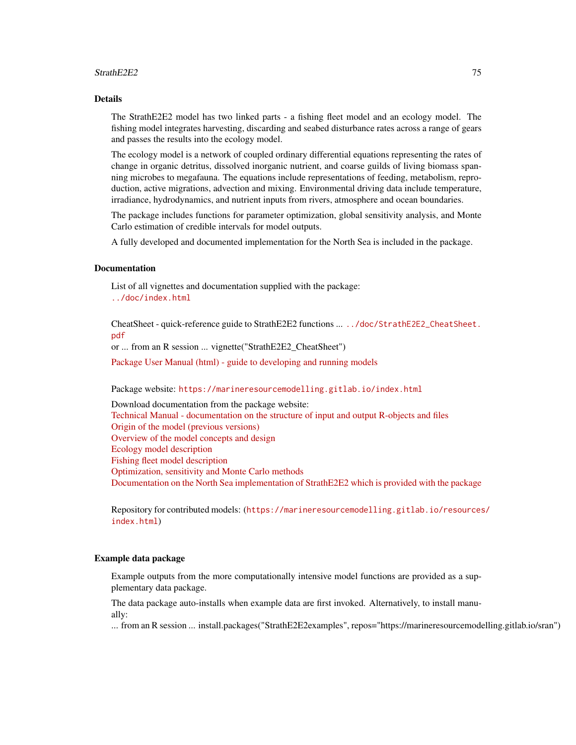## Details

The StrathE2E2 model has two linked parts - a fishing fleet model and an ecology model. The fishing model integrates harvesting, discarding and seabed disturbance rates across a range of gears and passes the results into the ecology model.

The ecology model is a network of coupled ordinary differential equations representing the rates of change in organic detritus, dissolved inorganic nutrient, and coarse guilds of living biomass spanning microbes to megafauna. The equations include representations of feeding, metabolism, reproduction, active migrations, advection and mixing. Environmental driving data include temperature, irradiance, hydrodynamics, and nutrient inputs from rivers, atmosphere and ocean boundaries.

The package includes functions for parameter optimization, global sensitivity analysis, and Monte Carlo estimation of credible intervals for model outputs.

A fully developed and documented implementation for the North Sea is included in the package.

## Documentation

List of all vignettes and documentation supplied with the package:
`../doc/index.html`

CheatSheet - quick-reference guide to StrathE2E2 functions ... `../doc/StrathE2E2_CheatSheet.pdf`
or ... from an R session ... vignette("StrathE2E2_CheatSheet")

Package User Manual (html) - guide to developing and running models

Package website: `https://marineresourcemodelling.gitlab.io/index.html`

Download documentation from the package website:
Technical Manual - documentation on the structure of input and output R-objects and files
Origin of the model (previous versions)
Overview of the model concepts and design
Ecology model description
Fishing fleet model description
Optimization, sensitivity and Monte Carlo methods
Documentation on the North Sea implementation of StrathE2E2 which is provided with the package

Repository for contributed models: (`https://marineresourcemodelling.gitlab.io/resources/index.html`)

## Example data package

Example outputs from the more computationally intensive model functions are provided as a supplementary data package.

The data package auto-installs when example data are first invoked. Alternatively, to install manually:
... from an R session ... install.packages("StrathE2E2examples", repos="https://marineresourcemodelling.gitlab.io/sran")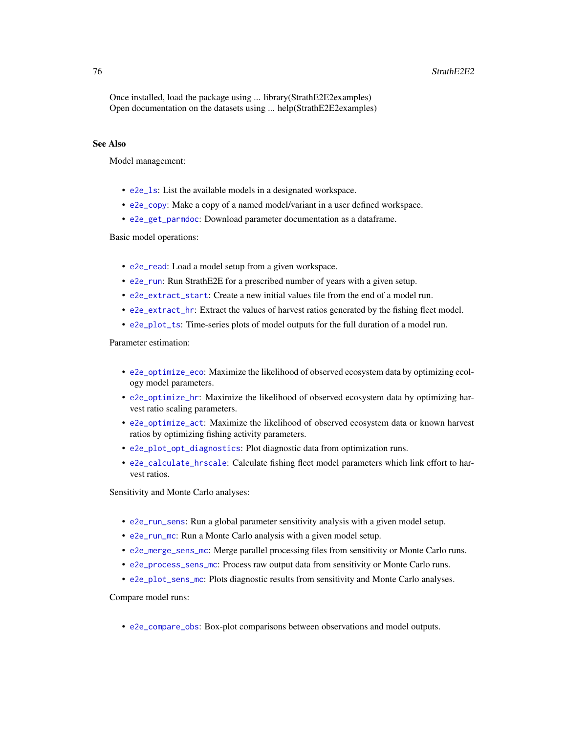Once installed, load the package using ... library(StrathE2E2examples)
Open documentation on the datasets using ... help(StrathE2E2examples)

## See Also

Model management:

- `e2e_ls`: List the available models in a designated workspace.
- `e2e_copy`: Make a copy of a named model/variant in a user defined workspace.
- `e2e_get_parmdoc`: Download parameter documentation as a dataframe.

Basic model operations:

- `e2e_read`: Load a model setup from a given workspace.
- `e2e_run`: Run StrathE2E for a prescribed number of years with a given setup.
- `e2e_extract_start`: Create a new initial values file from the end of a model run.
- `e2e_extract_hr`: Extract the values of harvest ratios generated by the fishing fleet model.
- `e2e_plot_ts`: Time-series plots of model outputs for the full duration of a model run.

Parameter estimation:

- `e2e_optimize_eco`: Maximize the likelihood of observed ecosystem data by optimizing ecology model parameters.
- `e2e_optimize_hr`: Maximize the likelihood of observed ecosystem data by optimizing harvest ratio scaling parameters.
- `e2e_optimize_act`: Maximize the likelihood of observed ecosystem data or known harvest ratios by optimizing fishing activity parameters.
- `e2e_plot_opt_diagnostics`: Plot diagnostic data from optimization runs.
- `e2e_calculate_hrscale`: Calculate fishing fleet model parameters which link effort to harvest ratios.

Sensitivity and Monte Carlo analyses:

- `e2e_run_sens`: Run a global parameter sensitivity analysis with a given model setup.
- `e2e_run_mc`: Run a Monte Carlo analysis with a given model setup.
- `e2e_merge_sens_mc`: Merge parallel processing files from sensitivity or Monte Carlo runs.
- `e2e_process_sens_mc`: Process raw output data from sensitivity or Monte Carlo runs.
- `e2e_plot_sens_mc`: Plots diagnostic results from sensitivity and Monte Carlo analyses.

Compare model runs:

- `e2e_compare_obs`: Box-plot comparisons between observations and model outputs.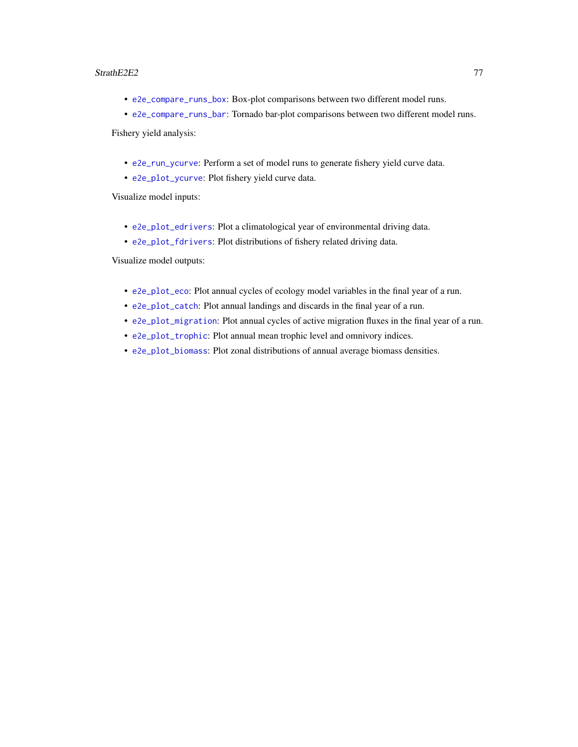- `e2e_compare_runs_box`: Box-plot comparisons between two different model runs.
- `e2e_compare_runs_bar`: Tornado bar-plot comparisons between two different model runs.

Fishery yield analysis:

- `e2e_run_ycurve`: Perform a set of model runs to generate fishery yield curve data.
- `e2e_plot_ycurve`: Plot fishery yield curve data.

Visualize model inputs:

- `e2e_plot_edrivers`: Plot a climatological year of environmental driving data.
- `e2e_plot_fdrivers`: Plot distributions of fishery related driving data.

Visualize model outputs:

- `e2e_plot_eco`: Plot annual cycles of ecology model variables in the final year of a run.
- `e2e_plot_catch`: Plot annual landings and discards in the final year of a run.
- `e2e_plot_migration`: Plot annual cycles of active migration fluxes in the final year of a run.
- `e2e_plot_trophic`: Plot annual mean trophic level and omnivory indices.
- `e2e_plot_biomass`: Plot zonal distributions of annual average biomass densities.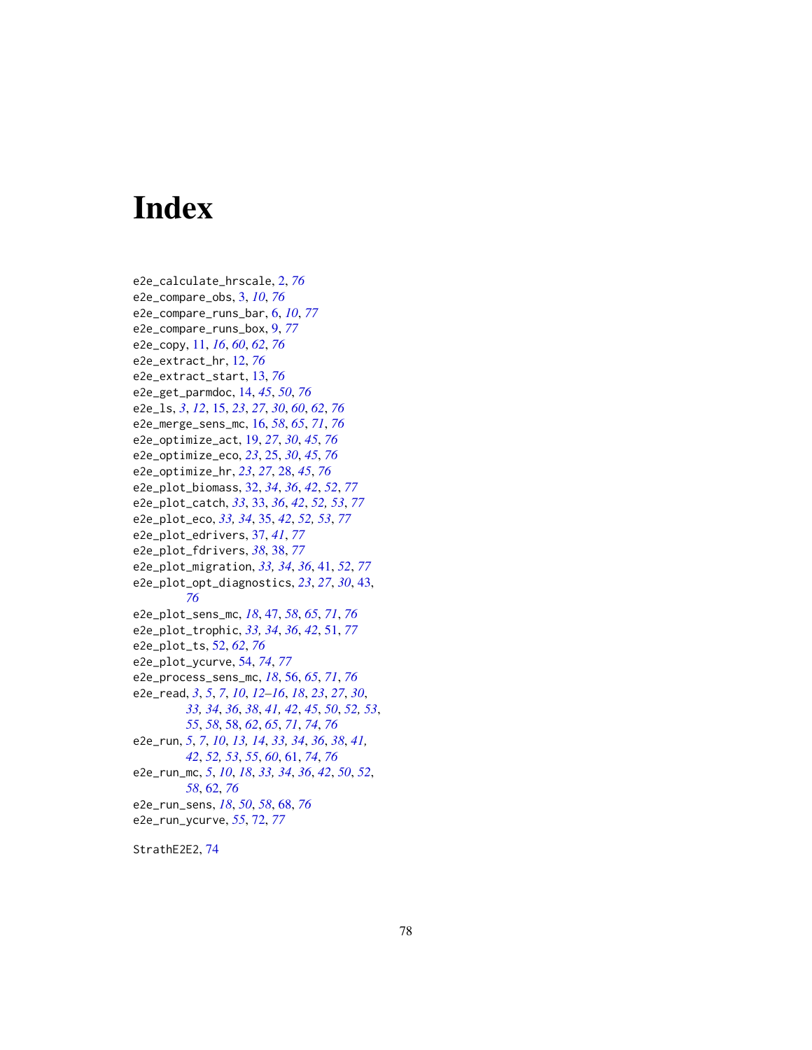# Index

e2e_calculate_hrscale, 2, *76*
e2e_compare_obs, 3, *10*, *76*
e2e_compare_runs_bar, 6, *10*, *77*
e2e_compare_runs_box, 9, *77*
e2e_copy, 11, *16*, *60*, *62*, *76*
e2e_extract_hr, 12, *76*
e2e_extract_start, 13, *76*
e2e_get_parmdoc, 14, *45*, *50*, *76*
e2e_ls, *3*, *12*, 15, *23*, *27*, *30*, *60*, *62*, *76*
e2e_merge_sens_mc, 16, *58*, *65*, *71*, *76*
e2e_optimize_act, 19, *27*, *30*, *45*, *76*
e2e_optimize_eco, *23*, 25, *30*, *45*, *76*
e2e_optimize_hr, *23*, *27*, 28, *45*, *76*
e2e_plot_biomass, 32, *34*, *36*, *42*, *52*, *77*
e2e_plot_catch, *33*, 33, *36*, *42*, *52, 53*, *77*
e2e_plot_eco, *33, 34*, 35, *42*, *52, 53*, *77*
e2e_plot_edrivers, 37, *41*, *77*
e2e_plot_fdrivers, *38*, 38, *77*
e2e_plot_migration, *33, 34*, *36*, 41, *52*, *77*
e2e_plot_opt_diagnostics, *23*, *27*, *30*, 43, *76*
e2e_plot_sens_mc, *18*, 47, *58*, *65*, *71*, *76*
e2e_plot_trophic, *33, 34*, *36*, *42*, 51, *77*
e2e_plot_ts, 52, *62*, *76*
e2e_plot_ycurve, 54, *74*, *77*
e2e_process_sens_mc, *18*, 56, *65*, *71*, *76*
e2e_read, *3*, *5*, *7*, *10*, *12–16*, *18*, *23*, *27*, *30*, *33, 34*, *36*, *38*, *41, 42*, *45*, *50*, *52, 53*, *55*, *58*, 58, *62*, *65*, *71*, *74*, *76*
e2e_run, *5*, *7*, *10*, *13, 14*, *33, 34*, *36*, *38*, *41, 42*, *52, 53*, *55*, *60*, 61, *74*, *76*
e2e_run_mc, *5*, *10*, *18*, *33, 34*, *36*, *42*, *50*, *52*, *58*, 62, *76*
e2e_run_sens, *18*, *50*, *58*, 68, *76*
e2e_run_ycurve, *55*, 72, *77*

StrathE2E2, 74